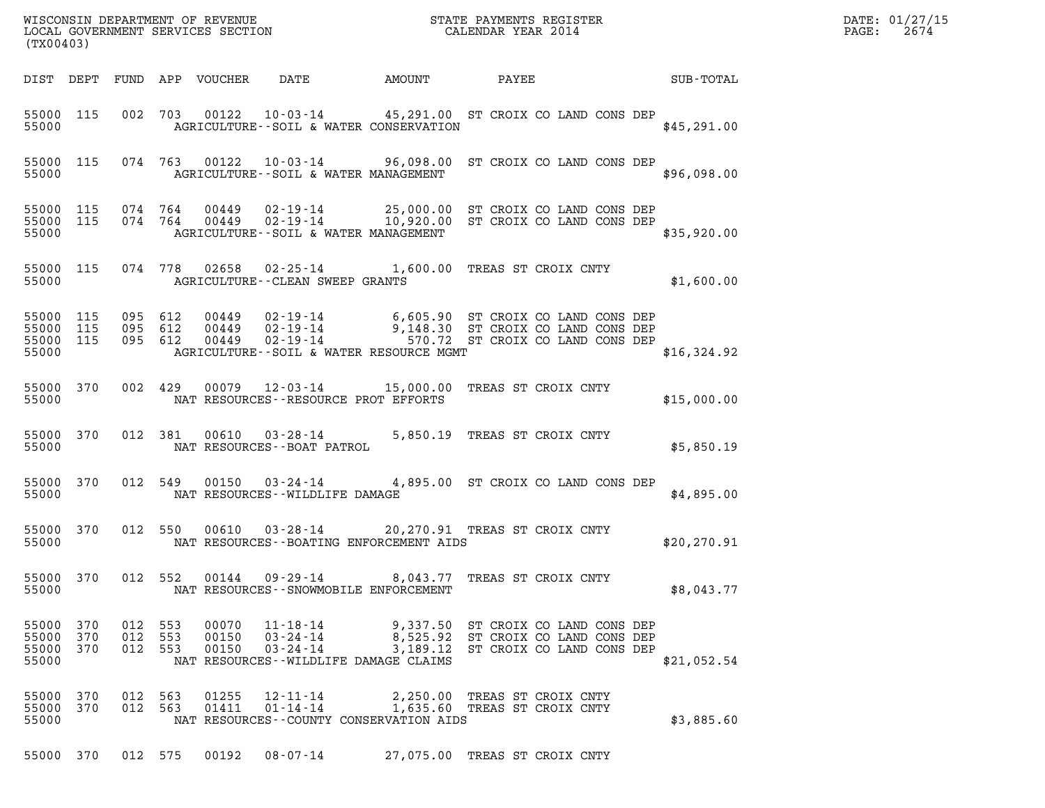WISCONSIN DEPARTMENT OF REVENUE
LOCAL GOVERNMENT SERVICES SECTION
(TX00403)

STATE PAYMENTS REGISTER
CALENDAR YEAR 2014

DATE: 01/27/15
PAGE: 2674

| DIST | DEPT | FUND | APP | VOUCHER | DATE | AMOUNT | PAYEE | SUB-TOTAL |
|---|---|---|---|---|---|---|---|---|
| 55000 | 115 | 002 | 703 | 00122 | 10-03-14 | 45,291.00 | ST CROIX CO LAND CONS DEP | |
| 55000 | | | | | AGRICULTURE--SOIL & WATER CONSERVATION | | | $45,291.00 |
| 55000 | 115 | 074 | 763 | 00122 | 10-03-14 | 96,098.00 | ST CROIX CO LAND CONS DEP | |
| 55000 | | | | | AGRICULTURE--SOIL & WATER MANAGEMENT | | | $96,098.00 |
| 55000 | 115 | 074 | 764 | 00449 | 02-19-14 | 25,000.00 | ST CROIX CO LAND CONS DEP | |
| 55000 | 115 | 074 | 764 | 00449 | 02-19-14 | 10,920.00 | ST CROIX CO LAND CONS DEP | |
| 55000 | | | | | AGRICULTURE--SOIL & WATER MANAGEMENT | | | $35,920.00 |
| 55000 | 115 | 074 | 778 | 02658 | 02-25-14 | 1,600.00 | TREAS ST CROIX CNTY | |
| 55000 | | | | | AGRICULTURE--CLEAN SWEEP GRANTS | | | $1,600.00 |
| 55000 | 115 | 095 | 612 | 00449 | 02-19-14 | 6,605.90 | ST CROIX CO LAND CONS DEP | |
| 55000 | 115 | 095 | 612 | 00449 | 02-19-14 | 9,148.30 | ST CROIX CO LAND CONS DEP | |
| 55000 | 115 | 095 | 612 | 00449 | 02-19-14 | 570.72 | ST CROIX CO LAND CONS DEP | |
| 55000 | | | | | AGRICULTURE--SOIL & WATER RESOURCE MGMT | | | $16,324.92 |
| 55000 | 370 | 002 | 429 | 00079 | 12-03-14 | 15,000.00 | TREAS ST CROIX CNTY | |
| 55000 | | | | | NAT RESOURCES--RESOURCE PROT EFFORTS | | | $15,000.00 |
| 55000 | 370 | 012 | 381 | 00610 | 03-28-14 | 5,850.19 | TREAS ST CROIX CNTY | |
| 55000 | | | | | NAT RESOURCES--BOAT PATROL | | | $5,850.19 |
| 55000 | 370 | 012 | 549 | 00150 | 03-24-14 | 4,895.00 | ST CROIX CO LAND CONS DEP | |
| 55000 | | | | | NAT RESOURCES--WILDLIFE DAMAGE | | | $4,895.00 |
| 55000 | 370 | 012 | 550 | 00610 | 03-28-14 | 20,270.91 | TREAS ST CROIX CNTY | |
| 55000 | | | | | NAT RESOURCES--BOATING ENFORCEMENT AIDS | | | $20,270.91 |
| 55000 | 370 | 012 | 552 | 00144 | 09-29-14 | 8,043.77 | TREAS ST CROIX CNTY | |
| 55000 | | | | | NAT RESOURCES--SNOWMOBILE ENFORCEMENT | | | $8,043.77 |
| 55000 | 370 | 012 | 553 | 00070 | 11-18-14 | 9,337.50 | ST CROIX CO LAND CONS DEP | |
| 55000 | 370 | 012 | 553 | 00150 | 03-24-14 | 8,525.92 | ST CROIX CO LAND CONS DEP | |
| 55000 | 370 | 012 | 553 | 00150 | 03-24-14 | 3,189.12 | ST CROIX CO LAND CONS DEP | |
| 55000 | | | | | NAT RESOURCES--WILDLIFE DAMAGE CLAIMS | | | $21,052.54 |
| 55000 | 370 | 012 | 563 | 01255 | 12-11-14 | 2,250.00 | TREAS ST CROIX CNTY | |
| 55000 | 370 | 012 | 563 | 01411 | 01-14-14 | 1,635.60 | TREAS ST CROIX CNTY | |
| 55000 | | | | | NAT RESOURCES--COUNTY CONSERVATION AIDS | | | $3,885.60 |
| 55000 | 370 | 012 | 575 | 00192 | 08-07-14 | 27,075.00 | TREAS ST CROIX CNTY | |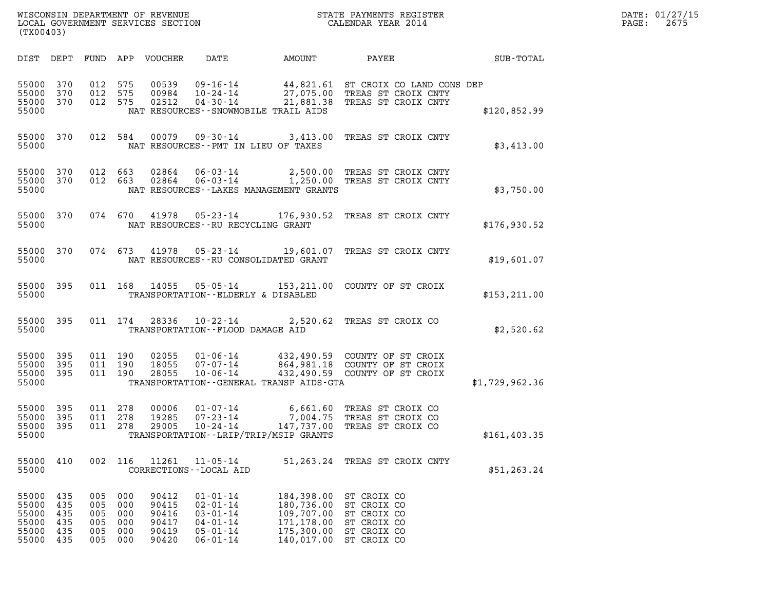WISCONSIN DEPARTMENT OF REVENUE
LOCAL GOVERNMENT SERVICES SECTION
(TX00403)

STATE PAYMENTS REGISTER
CALENDAR YEAR 2014

DATE: 01/27/15

| DIST | DEPT | FUND | APP | VOUCHER | DATE | AMOUNT | PAYEE | SUB-TOTAL |
|---|---|---|---|---|---|---|---|---|
| 55000 | 370 | 012 | 575 | 00539 | 09-16-14 | 44,821.61 | ST CROIX CO LAND CONS DEP | |
| 55000 | 370 | 012 | 575 | 00984 | 10-24-14 | 27,075.00 | TREAS ST CROIX CNTY | |
| 55000 | 370 | 012 | 575 | 02512 | 04-30-14 | 21,881.38 | TREAS ST CROIX CNTY | |
| 55000 | | | | | NAT RESOURCES--SNOWMOBILE TRAIL AIDS | | | $120,852.99 |
| 55000 | 370 | 012 | 584 | 00079 | 09-30-14 | 3,413.00 | TREAS ST CROIX CNTY | |
| 55000 | | | | | NAT RESOURCES--PMT IN LIEU OF TAXES | | | $3,413.00 |
| 55000 | 370 | 012 | 663 | 02864 | 06-03-14 | 2,500.00 | TREAS ST CROIX CNTY | |
| 55000 | 370 | 012 | 663 | 02864 | 06-03-14 | 1,250.00 | TREAS ST CROIX CNTY | |
| 55000 | | | | | NAT RESOURCES--LAKES MANAGEMENT GRANTS | | | $3,750.00 |
| 55000 | 370 | 074 | 670 | 41978 | 05-23-14 | 176,930.52 | TREAS ST CROIX CNTY | |
| 55000 | | | | | NAT RESOURCES--RU RECYCLING GRANT | | | $176,930.52 |
| 55000 | 370 | 074 | 673 | 41978 | 05-23-14 | 19,601.07 | TREAS ST CROIX CNTY | |
| 55000 | | | | | NAT RESOURCES--RU CONSOLIDATED GRANT | | | $19,601.07 |
| 55000 | 395 | 011 | 168 | 14055 | 05-05-14 | 153,211.00 | COUNTY OF ST CROIX | |
| 55000 | | | | | TRANSPORTATION--ELDERLY & DISABLED | | | $153,211.00 |
| 55000 | 395 | 011 | 174 | 28336 | 10-22-14 | 2,520.62 | TREAS ST CROIX CO | |
| 55000 | | | | | TRANSPORTATION--FLOOD DAMAGE AID | | | $2,520.62 |
| 55000 | 395 | 011 | 190 | 02055 | 01-06-14 | 432,490.59 | COUNTY OF ST CROIX | |
| 55000 | 395 | 011 | 190 | 18055 | 07-07-14 | 864,981.18 | COUNTY OF ST CROIX | |
| 55000 | 395 | 011 | 190 | 28055 | 10-06-14 | 432,490.59 | COUNTY OF ST CROIX | |
| 55000 | | | | | TRANSPORTATION--GENERAL TRANSP AIDS-GTA | | | $1,729,962.36 |
| 55000 | 395 | 011 | 278 | 00006 | 01-07-14 | 6,661.60 | TREAS ST CROIX CO | |
| 55000 | 395 | 011 | 278 | 19285 | 07-23-14 | 7,004.75 | TREAS ST CROIX CO | |
| 55000 | 395 | 011 | 278 | 29005 | 10-24-14 | 147,737.00 | TREAS ST CROIX CO | |
| 55000 | | | | | TRANSPORTATION--LRIP/TRIP/MSIP GRANTS | | | $161,403.35 |
| 55000 | 410 | 002 | 116 | 11261 | 11-05-14 | 51,263.24 | TREAS ST CROIX CNTY | |
| 55000 | | | | | CORRECTIONS--LOCAL AID | | | $51,263.24 |
| 55000 | 435 | 005 | 000 | 90412 | 01-01-14 | 184,398.00 | ST CROIX CO | |
| 55000 | 435 | 005 | 000 | 90415 | 02-01-14 | 180,736.00 | ST CROIX CO | |
| 55000 | 435 | 005 | 000 | 90416 | 03-01-14 | 109,707.00 | ST CROIX CO | |
| 55000 | 435 | 005 | 000 | 90417 | 04-01-14 | 171,178.00 | ST CROIX CO | |
| 55000 | 435 | 005 | 000 | 90419 | 05-01-14 | 175,300.00 | ST CROIX CO | |
| 55000 | 435 | 005 | 000 | 90420 | 06-01-14 | 140,017.00 | ST CROIX CO | |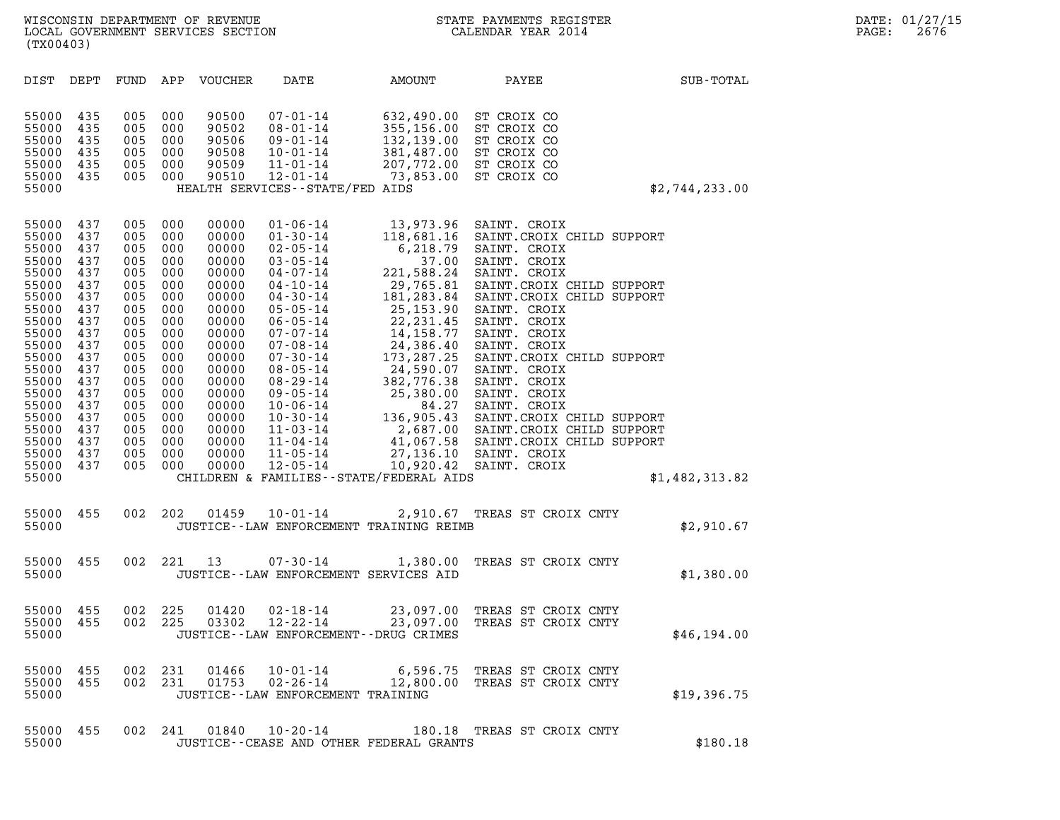WISCONSIN DEPARTMENT OF REVENUE
LOCAL GOVERNMENT SERVICES SECTION
(TX00403)

STATE PAYMENTS REGISTER
CALENDAR YEAR 2014

DATE: 01/27/15
PAGE: 2676

| DIST | DEPT | FUND | APP | VOUCHER | DATE | AMOUNT | PAYEE | SUB-TOTAL |
|---|---|---|---|---|---|---|---|---|
| 55000 | 435 | 005 | 000 | 90500 | 07-01-14 | 632,490.00 | ST CROIX CO | |
| 55000 | 435 | 005 | 000 | 90502 | 08-01-14 | 355,156.00 | ST CROIX CO | |
| 55000 | 435 | 005 | 000 | 90506 | 09-01-14 | 132,139.00 | ST CROIX CO | |
| 55000 | 435 | 005 | 000 | 90508 | 10-01-14 | 381,487.00 | ST CROIX CO | |
| 55000 | 435 | 005 | 000 | 90509 | 11-01-14 | 207,772.00 | ST CROIX CO | |
| 55000 | 435 | 005 | 000 | 90510 | 12-01-14 | 73,853.00 | ST CROIX CO | |
| 55000 | | | | | HEALTH SERVICES--STATE/FED AIDS | | | $2,744,233.00 |
| 55000 | 437 | 005 | 000 | 00000 | 01-06-14 | 13,973.96 | SAINT. CROIX | |
| 55000 | 437 | 005 | 000 | 00000 | 01-30-14 | 118,681.16 | SAINT.CROIX CHILD SUPPORT | |
| 55000 | 437 | 005 | 000 | 00000 | 02-05-14 | 6,218.79 | SAINT. CROIX | |
| 55000 | 437 | 005 | 000 | 00000 | 03-05-14 | 37.00 | SAINT. CROIX | |
| 55000 | 437 | 005 | 000 | 00000 | 04-07-14 | 221,588.24 | SAINT. CROIX | |
| 55000 | 437 | 005 | 000 | 00000 | 04-10-14 | 29,765.81 | SAINT.CROIX CHILD SUPPORT | |
| 55000 | 437 | 005 | 000 | 00000 | 04-30-14 | 181,283.84 | SAINT.CROIX CHILD SUPPORT | |
| 55000 | 437 | 005 | 000 | 00000 | 05-05-14 | 25,153.90 | SAINT. CROIX | |
| 55000 | 437 | 005 | 000 | 00000 | 06-05-14 | 22,231.45 | SAINT. CROIX | |
| 55000 | 437 | 005 | 000 | 00000 | 07-07-14 | 14,158.77 | SAINT. CROIX | |
| 55000 | 437 | 005 | 000 | 00000 | 07-08-14 | 24,386.40 | SAINT. CROIX | |
| 55000 | 437 | 005 | 000 | 00000 | 07-30-14 | 173,287.25 | SAINT.CROIX CHILD SUPPORT | |
| 55000 | 437 | 005 | 000 | 00000 | 08-05-14 | 24,590.07 | SAINT. CROIX | |
| 55000 | 437 | 005 | 000 | 00000 | 08-29-14 | 382,776.38 | SAINT. CROIX | |
| 55000 | 437 | 005 | 000 | 00000 | 09-05-14 | 25,380.00 | SAINT. CROIX | |
| 55000 | 437 | 005 | 000 | 00000 | 10-06-14 | 84.27 | SAINT. CROIX | |
| 55000 | 437 | 005 | 000 | 00000 | 10-30-14 | 136,905.43 | SAINT.CROIX CHILD SUPPORT | |
| 55000 | 437 | 005 | 000 | 00000 | 11-03-14 | 2,687.00 | SAINT.CROIX CHILD SUPPORT | |
| 55000 | 437 | 005 | 000 | 00000 | 11-04-14 | 41,067.58 | SAINT.CROIX CHILD SUPPORT | |
| 55000 | 437 | 005 | 000 | 00000 | 11-05-14 | 27,136.10 | SAINT. CROIX | |
| 55000 | 437 | 005 | 000 | 00000 | 12-05-14 | 10,920.42 | SAINT. CROIX | |
| 55000 | | | | | CHILDREN & FAMILIES--STATE/FEDERAL AIDS | | | $1,482,313.82 |
| 55000 | 455 | 002 | 202 | 01459 | 10-01-14 | 2,910.67 | TREAS ST CROIX CNTY | |
| 55000 | | | | | JUSTICE--LAW ENFORCEMENT TRAINING REIMB | | | $2,910.67 |
| 55000 | 455 | 002 | 221 | 13 | 07-30-14 | 1,380.00 | TREAS ST CROIX CNTY | |
| 55000 | | | | | JUSTICE--LAW ENFORCEMENT SERVICES AID | | | $1,380.00 |
| 55000 | 455 | 002 | 225 | 01420 | 02-18-14 | 23,097.00 | TREAS ST CROIX CNTY | |
| 55000 | 455 | 002 | 225 | 03302 | 12-22-14 | 23,097.00 | TREAS ST CROIX CNTY | |
| 55000 | | | | | JUSTICE--LAW ENFORCEMENT--DRUG CRIMES | | | $46,194.00 |
| 55000 | 455 | 002 | 231 | 01466 | 10-01-14 | 6,596.75 | TREAS ST CROIX CNTY | |
| 55000 | 455 | 002 | 231 | 01753 | 02-26-14 | 12,800.00 | TREAS ST CROIX CNTY | |
| 55000 | | | | | JUSTICE--LAW ENFORCEMENT TRAINING | | | $19,396.75 |
| 55000 | 455 | 002 | 241 | 01840 | 10-20-14 | 180.18 | TREAS ST CROIX CNTY | |
| 55000 | | | | | JUSTICE--CEASE AND OTHER FEDERAL GRANTS | | | $180.18 |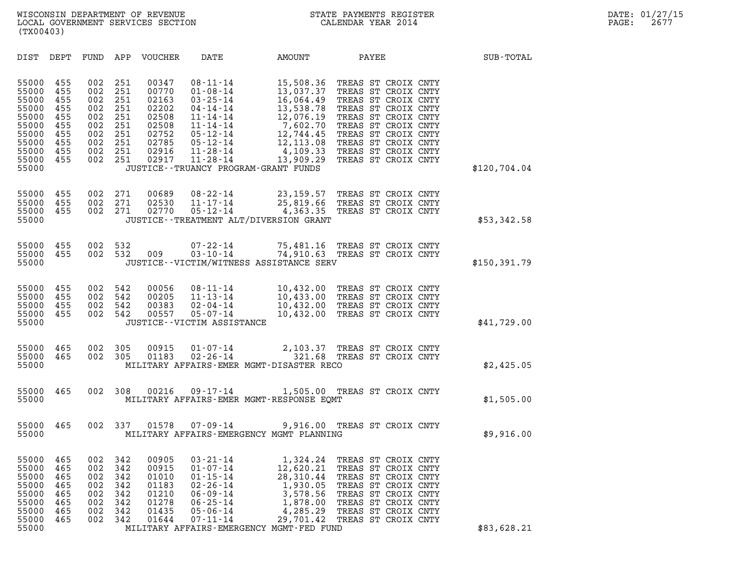WISCONSIN DEPARTMENT OF REVENUE
LOCAL GOVERNMENT SERVICES SECTION
(TX00403)

STATE PAYMENTS REGISTER
CALENDAR YEAR 2014

DATE: 01/27/15

| DIST | DEPT | FUND | APP | VOUCHER | DATE | AMOUNT | PAYEE | SUB-TOTAL |
|---|---|---|---|---|---|---|---|---|
| 55000 | 455 | 002 | 251 | 00347 | 08-11-14 | 15,508.36 | TREAS ST CROIX CNTY | |
| 55000 | 455 | 002 | 251 | 00770 | 01-08-14 | 13,037.37 | TREAS ST CROIX CNTY | |
| 55000 | 455 | 002 | 251 | 02163 | 03-25-14 | 16,064.49 | TREAS ST CROIX CNTY | |
| 55000 | 455 | 002 | 251 | 02202 | 04-14-14 | 13,538.78 | TREAS ST CROIX CNTY | |
| 55000 | 455 | 002 | 251 | 02508 | 11-14-14 | 12,076.19 | TREAS ST CROIX CNTY | |
| 55000 | 455 | 002 | 251 | 02508 | 11-14-14 | 7,602.70 | TREAS ST CROIX CNTY | |
| 55000 | 455 | 002 | 251 | 02752 | 05-12-14 | 12,744.45 | TREAS ST CROIX CNTY | |
| 55000 | 455 | 002 | 251 | 02785 | 05-12-14 | 12,113.08 | TREAS ST CROIX CNTY | |
| 55000 | 455 | 002 | 251 | 02916 | 11-28-14 | 4,109.33 | TREAS ST CROIX CNTY | |
| 55000 | 455 | 002 | 251 | 02917 | 11-28-14 | 13,909.29 | TREAS ST CROIX CNTY | |
| 55000 | | | | | JUSTICE--TRUANCY PROGRAM-GRANT FUNDS | | | $120,704.04 |
| 55000 | 455 | 002 | 271 | 00689 | 08-22-14 | 23,159.57 | TREAS ST CROIX CNTY | |
| 55000 | 455 | 002 | 271 | 02530 | 11-17-14 | 25,819.66 | TREAS ST CROIX CNTY | |
| 55000 | 455 | 002 | 271 | 02770 | 05-12-14 | 4,363.35 | TREAS ST CROIX CNTY | |
| 55000 | | | | | JUSTICE--TREATMENT ALT/DIVERSION GRANT | | | $53,342.58 |
| 55000 | 455 | 002 | 532 | | 07-22-14 | 75,481.16 | TREAS ST CROIX CNTY | |
| 55000 | 455 | 002 | 532 | 009 | 03-10-14 | 74,910.63 | TREAS ST CROIX CNTY | |
| 55000 | | | | | JUSTICE--VICTIM/WITNESS ASSISTANCE SERV | | | $150,391.79 |
| 55000 | 455 | 002 | 542 | 00056 | 08-11-14 | 10,432.00 | TREAS ST CROIX CNTY | |
| 55000 | 455 | 002 | 542 | 00205 | 11-13-14 | 10,433.00 | TREAS ST CROIX CNTY | |
| 55000 | 455 | 002 | 542 | 00383 | 02-04-14 | 10,432.00 | TREAS ST CROIX CNTY | |
| 55000 | 455 | 002 | 542 | 00557 | 05-07-14 | 10,432.00 | TREAS ST CROIX CNTY | |
| 55000 | | | | | JUSTICE--VICTIM ASSISTANCE | | | $41,729.00 |
| 55000 | 465 | 002 | 305 | 00915 | 01-07-14 | 2,103.37 | TREAS ST CROIX CNTY | |
| 55000 | 465 | 002 | 305 | 01183 | 02-26-14 | 321.68 | TREAS ST CROIX CNTY | |
| 55000 | | | | | MILITARY AFFAIRS-EMER MGMT-DISASTER RECO | | | $2,425.05 |
| 55000 | 465 | 002 | 308 | 00216 | 09-17-14 | 1,505.00 | TREAS ST CROIX CNTY | |
| 55000 | | | | | MILITARY AFFAIRS-EMER MGMT-RESPONSE EQMT | | | $1,505.00 |
| 55000 | 465 | 002 | 337 | 01578 | 07-09-14 | 9,916.00 | TREAS ST CROIX CNTY | |
| 55000 | | | | | MILITARY AFFAIRS-EMERGENCY MGMT PLANNING | | | $9,916.00 |
| 55000 | 465 | 002 | 342 | 00905 | 03-21-14 | 1,324.24 | TREAS ST CROIX CNTY | |
| 55000 | 465 | 002 | 342 | 00915 | 01-07-14 | 12,620.21 | TREAS ST CROIX CNTY | |
| 55000 | 465 | 002 | 342 | 01010 | 01-15-14 | 28,310.44 | TREAS ST CROIX CNTY | |
| 55000 | 465 | 002 | 342 | 01183 | 02-26-14 | 1,930.05 | TREAS ST CROIX CNTY | |
| 55000 | 465 | 002 | 342 | 01210 | 06-09-14 | 3,578.56 | TREAS ST CROIX CNTY | |
| 55000 | 465 | 002 | 342 | 01278 | 06-25-14 | 1,878.00 | TREAS ST CROIX CNTY | |
| 55000 | 465 | 002 | 342 | 01435 | 05-06-14 | 4,285.29 | TREAS ST CROIX CNTY | |
| 55000 | 465 | 002 | 342 | 01644 | 07-11-14 | 29,701.42 | TREAS ST CROIX CNTY | |
| 55000 | | | | | MILITARY AFFAIRS-EMERGENCY MGMT-FED FUND | | | $83,628.21 |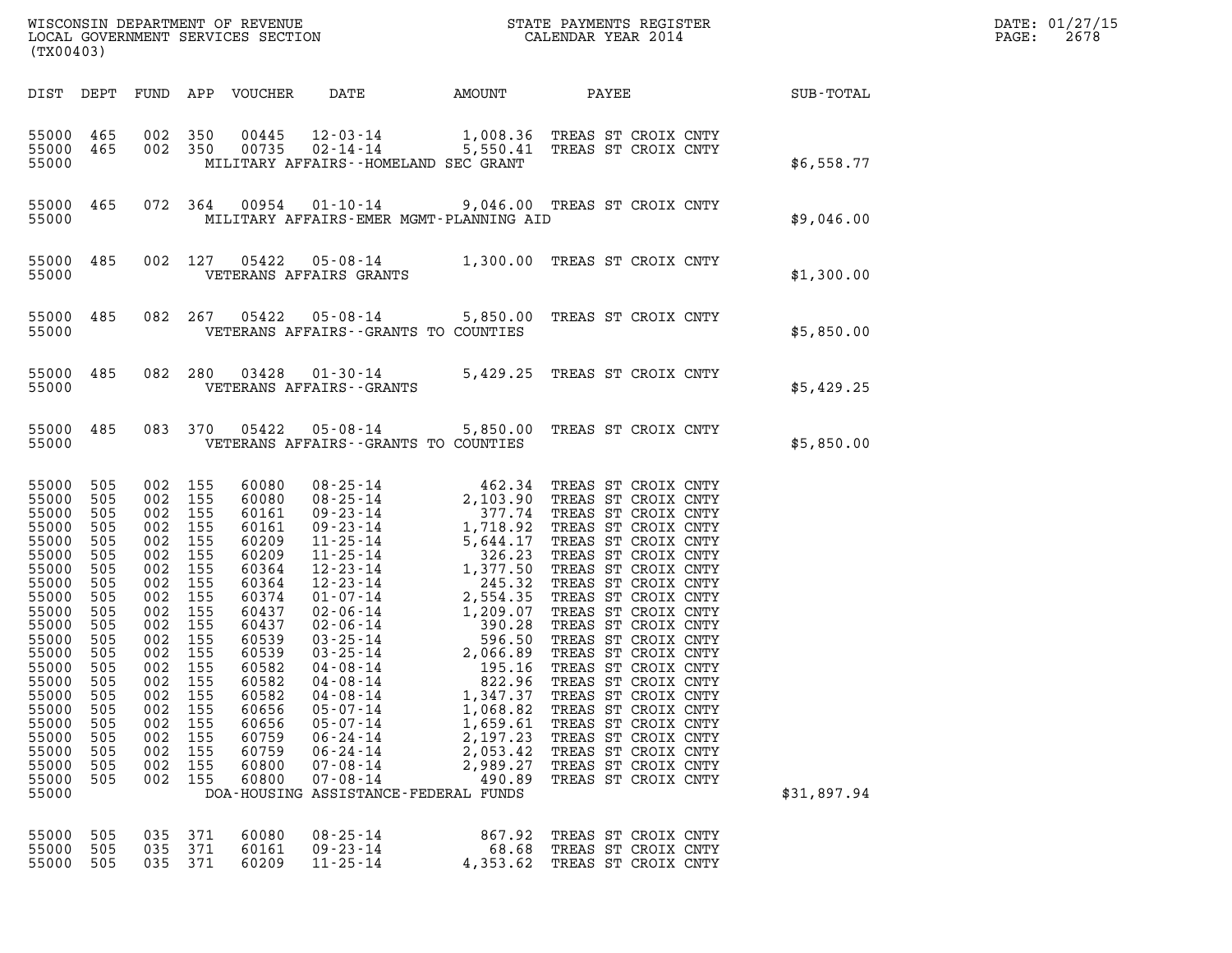| DIST | DEPT | FUND | APP | VOUCHER | DATE | AMOUNT | PAYEE | SUB-TOTAL |
|---|---|---|---|---|---|---|---|---|
| 55000 | 465 | 002 | 350 | 00445 | 12-03-14 | 1,008.36 | TREAS ST CROIX CNTY | |
| 55000 | 465 | 002 | 350 | 00735 | 02-14-14 | 5,550.41 | TREAS ST CROIX CNTY | |
| 55000 | | | | | MILITARY AFFAIRS--HOMELAND SEC GRANT | | | $6,558.77 |
| 55000 | 465 | 072 | 364 | 00954 | 01-10-14 | 9,046.00 | TREAS ST CROIX CNTY | |
| 55000 | | | | | MILITARY AFFAIRS-EMER MGMT-PLANNING AID | | | $9,046.00 |
| 55000 | 485 | 002 | 127 | 05422 | 05-08-14 | 1,300.00 | TREAS ST CROIX CNTY | |
| 55000 | | | | | VETERANS AFFAIRS GRANTS | | | $1,300.00 |
| 55000 | 485 | 082 | 267 | 05422 | 05-08-14 | 5,850.00 | TREAS ST CROIX CNTY | |
| 55000 | | | | | VETERANS AFFAIRS--GRANTS TO COUNTIES | | | $5,850.00 |
| 55000 | 485 | 082 | 280 | 03428 | 01-30-14 | 5,429.25 | TREAS ST CROIX CNTY | |
| 55000 | | | | | VETERANS AFFAIRS--GRANTS | | | $5,429.25 |
| 55000 | 485 | 083 | 370 | 05422 | 05-08-14 | 5,850.00 | TREAS ST CROIX CNTY | |
| 55000 | | | | | VETERANS AFFAIRS--GRANTS TO COUNTIES | | | $5,850.00 |
| 55000 | 505 | 002 | 155 | 60080 | 08-25-14 | 462.34 | TREAS ST CROIX CNTY | |
| 55000 | 505 | 002 | 155 | 60080 | 08-25-14 | 2,103.90 | TREAS ST CROIX CNTY | |
| 55000 | 505 | 002 | 155 | 60161 | 09-23-14 | 377.74 | TREAS ST CROIX CNTY | |
| 55000 | 505 | 002 | 155 | 60161 | 09-23-14 | 1,718.92 | TREAS ST CROIX CNTY | |
| 55000 | 505 | 002 | 155 | 60209 | 11-25-14 | 5,644.17 | TREAS ST CROIX CNTY | |
| 55000 | 505 | 002 | 155 | 60209 | 11-25-14 | 326.23 | TREAS ST CROIX CNTY | |
| 55000 | 505 | 002 | 155 | 60364 | 12-23-14 | 1,377.50 | TREAS ST CROIX CNTY | |
| 55000 | 505 | 002 | 155 | 60364 | 12-23-14 | 245.32 | TREAS ST CROIX CNTY | |
| 55000 | 505 | 002 | 155 | 60374 | 01-07-14 | 2,554.35 | TREAS ST CROIX CNTY | |
| 55000 | 505 | 002 | 155 | 60437 | 02-06-14 | 1,209.07 | TREAS ST CROIX CNTY | |
| 55000 | 505 | 002 | 155 | 60437 | 02-06-14 | 390.28 | TREAS ST CROIX CNTY | |
| 55000 | 505 | 002 | 155 | 60539 | 03-25-14 | 596.50 | TREAS ST CROIX CNTY | |
| 55000 | 505 | 002 | 155 | 60539 | 03-25-14 | 2,066.89 | TREAS ST CROIX CNTY | |
| 55000 | 505 | 002 | 155 | 60582 | 04-08-14 | 195.16 | TREAS ST CROIX CNTY | |
| 55000 | 505 | 002 | 155 | 60582 | 04-08-14 | 822.96 | TREAS ST CROIX CNTY | |
| 55000 | 505 | 002 | 155 | 60582 | 04-08-14 | 1,347.37 | TREAS ST CROIX CNTY | |
| 55000 | 505 | 002 | 155 | 60656 | 05-07-14 | 1,068.82 | TREAS ST CROIX CNTY | |
| 55000 | 505 | 002 | 155 | 60656 | 05-07-14 | 1,659.61 | TREAS ST CROIX CNTY | |
| 55000 | 505 | 002 | 155 | 60759 | 06-24-14 | 2,197.23 | TREAS ST CROIX CNTY | |
| 55000 | 505 | 002 | 155 | 60759 | 06-24-14 | 2,053.42 | TREAS ST CROIX CNTY | |
| 55000 | 505 | 002 | 155 | 60800 | 07-08-14 | 2,989.27 | TREAS ST CROIX CNTY | |
| 55000 | 505 | 002 | 155 | 60800 | 07-08-14 | 490.89 | TREAS ST CROIX CNTY | |
| 55000 | | | | | DOA-HOUSING ASSISTANCE-FEDERAL FUNDS | | | $31,897.94 |
| 55000 | 505 | 035 | 371 | 60080 | 08-25-14 | 867.92 | TREAS ST CROIX CNTY | |
| 55000 | 505 | 035 | 371 | 60161 | 09-23-14 | 68.68 | TREAS ST CROIX CNTY | |
| 55000 | 505 | 035 | 371 | 60209 | 11-25-14 | 4,353.62 | TREAS ST CROIX CNTY | |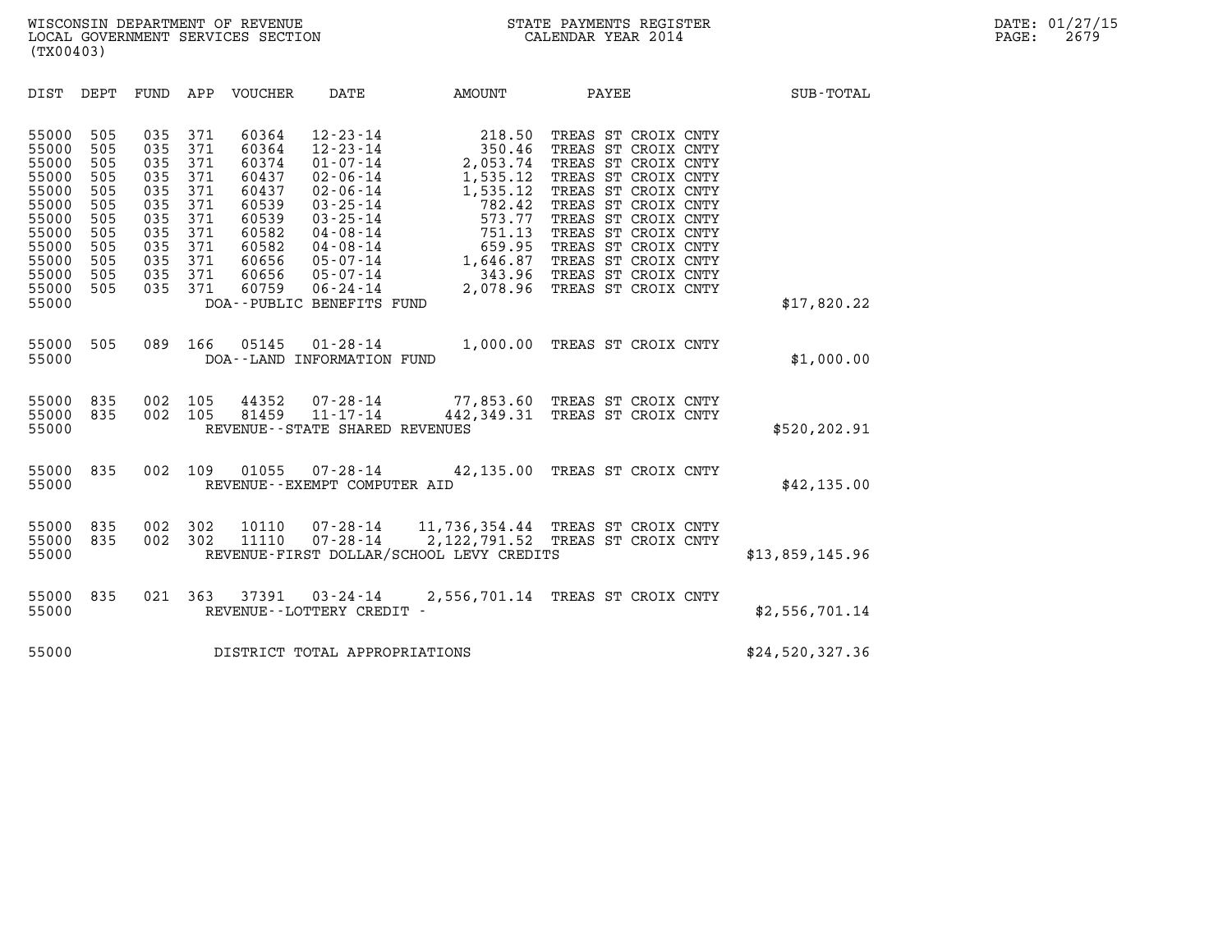| DIST | DEPT | FUND | APP | VOUCHER | DATE | AMOUNT | PAYEE | SUB-TOTAL |
|---|---|---|---|---|---|---|---|---|
| 55000 | 505 | 035 | 371 | 60364 | 12-23-14 | 218.50 | TREAS ST CROIX CNTY | |
| 55000 | 505 | 035 | 371 | 60364 | 12-23-14 | 350.46 | TREAS ST CROIX CNTY | |
| 55000 | 505 | 035 | 371 | 60374 | 01-07-14 | 2,053.74 | TREAS ST CROIX CNTY | |
| 55000 | 505 | 035 | 371 | 60437 | 02-06-14 | 1,535.12 | TREAS ST CROIX CNTY | |
| 55000 | 505 | 035 | 371 | 60437 | 02-06-14 | 1,535.12 | TREAS ST CROIX CNTY | |
| 55000 | 505 | 035 | 371 | 60539 | 03-25-14 | 782.42 | TREAS ST CROIX CNTY | |
| 55000 | 505 | 035 | 371 | 60539 | 03-25-14 | 573.77 | TREAS ST CROIX CNTY | |
| 55000 | 505 | 035 | 371 | 60582 | 04-08-14 | 751.13 | TREAS ST CROIX CNTY | |
| 55000 | 505 | 035 | 371 | 60582 | 04-08-14 | 659.95 | TREAS ST CROIX CNTY | |
| 55000 | 505 | 035 | 371 | 60656 | 05-07-14 | 1,646.87 | TREAS ST CROIX CNTY | |
| 55000 | 505 | 035 | 371 | 60656 | 05-07-14 | 343.96 | TREAS ST CROIX CNTY | |
| 55000 | 505 | 035 | 371 | 60759 | 06-24-14 | 2,078.96 | TREAS ST CROIX CNTY | |
| 55000 | | | | DOA--PUBLIC BENEFITS FUND | | | | $17,820.22 |
| 55000 | 505 | 089 | 166 | 05145 | 01-28-14 | 1,000.00 | TREAS ST CROIX CNTY | |
| 55000 | | | | DOA--LAND INFORMATION FUND | | | | $1,000.00 |
| 55000 | 835 | 002 | 105 | 44352 | 07-28-14 | 77,853.60 | TREAS ST CROIX CNTY | |
| 55000 | 835 | 002 | 105 | 81459 | 11-17-14 | 442,349.31 | TREAS ST CROIX CNTY | |
| 55000 | | | | REVENUE--STATE SHARED REVENUES | | | | $520,202.91 |
| 55000 | 835 | 002 | 109 | 01055 | 07-28-14 | 42,135.00 | TREAS ST CROIX CNTY | |
| 55000 | | | | REVENUE--EXEMPT COMPUTER AID | | | | $42,135.00 |
| 55000 | 835 | 002 | 302 | 10110 | 07-28-14 | 11,736,354.44 | TREAS ST CROIX CNTY | |
| 55000 | 835 | 002 | 302 | 11110 | 07-28-14 | 2,122,791.52 | TREAS ST CROIX CNTY | |
| 55000 | | | | REVENUE-FIRST DOLLAR/SCHOOL LEVY CREDITS | | | | $13,859,145.96 |
| 55000 | 835 | 021 | 363 | 37391 | 03-24-14 | 2,556,701.14 | TREAS ST CROIX CNTY | |
| 55000 | | | | REVENUE--LOTTERY CREDIT - | | | | $2,556,701.14 |
| 55000 | | | | DISTRICT TOTAL APPROPRIATIONS | | | | $24,520,327.36 |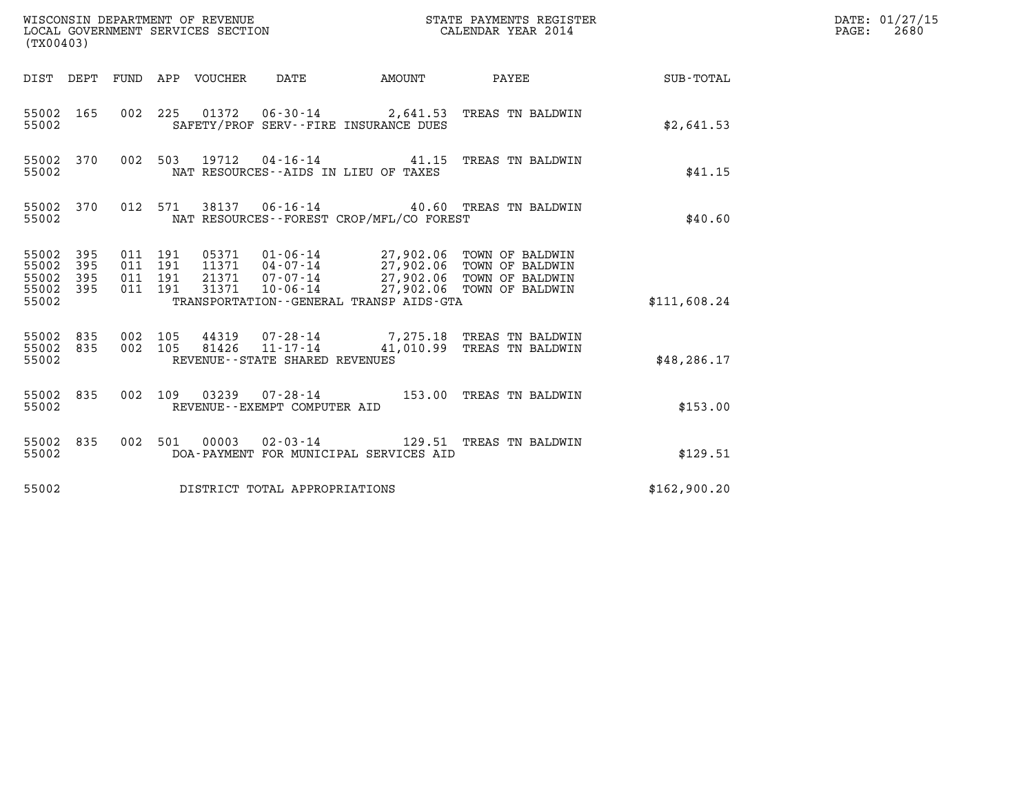WISCONSIN DEPARTMENT OF REVENUE
LOCAL GOVERNMENT SERVICES SECTION
(TX00403)

STATE PAYMENTS REGISTER
CALENDAR YEAR 2014

DATE: 01/27/15
PAGE: 2680

| DIST | DEPT | FUND | APP | VOUCHER | DATE | AMOUNT | PAYEE | SUB-TOTAL |
|---|---|---|---|---|---|---|---|---|
| 55002 | 165 | 002 | 225 | 01372 | 06-30-14 | 2,641.53 | TREAS TN BALDWIN | |
| 55002 | | | | | SAFETY/PROF SERV--FIRE INSURANCE DUES | | | $2,641.53 |
| 55002 | 370 | 002 | 503 | 19712 | 04-16-14 | 41.15 | TREAS TN BALDWIN | |
| 55002 | | | | | NAT RESOURCES--AIDS IN LIEU OF TAXES | | | $41.15 |
| 55002 | 370 | 012 | 571 | 38137 | 06-16-14 | 40.60 | TREAS TN BALDWIN | |
| 55002 | | | | | NAT RESOURCES--FOREST CROP/MFL/CO FOREST | | | $40.60 |
| 55002 | 395 | 011 | 191 | 05371 | 01-06-14 | 27,902.06 | TOWN OF BALDWIN | |
| 55002 | 395 | 011 | 191 | 11371 | 04-07-14 | 27,902.06 | TOWN OF BALDWIN | |
| 55002 | 395 | 011 | 191 | 21371 | 07-07-14 | 27,902.06 | TOWN OF BALDWIN | |
| 55002 | 395 | 011 | 191 | 31371 | 10-06-14 | 27,902.06 | TOWN OF BALDWIN | |
| 55002 | | | | | TRANSPORTATION--GENERAL TRANSP AIDS-GTA | | | $111,608.24 |
| 55002 | 835 | 002 | 105 | 44319 | 07-28-14 | 7,275.18 | TREAS TN BALDWIN | |
| 55002 | 835 | 002 | 105 | 81426 | 11-17-14 | 41,010.99 | TREAS TN BALDWIN | |
| 55002 | | | | | REVENUE--STATE SHARED REVENUES | | | $48,286.17 |
| 55002 | 835 | 002 | 109 | 03239 | 07-28-14 | 153.00 | TREAS TN BALDWIN | |
| 55002 | | | | | REVENUE--EXEMPT COMPUTER AID | | | $153.00 |
| 55002 | 835 | 002 | 501 | 00003 | 02-03-14 | 129.51 | TREAS TN BALDWIN | |
| 55002 | | | | | DOA-PAYMENT FOR MUNICIPAL SERVICES AID | | | $129.51 |
| 55002 | | | | | DISTRICT TOTAL APPROPRIATIONS | | | $162,900.20 |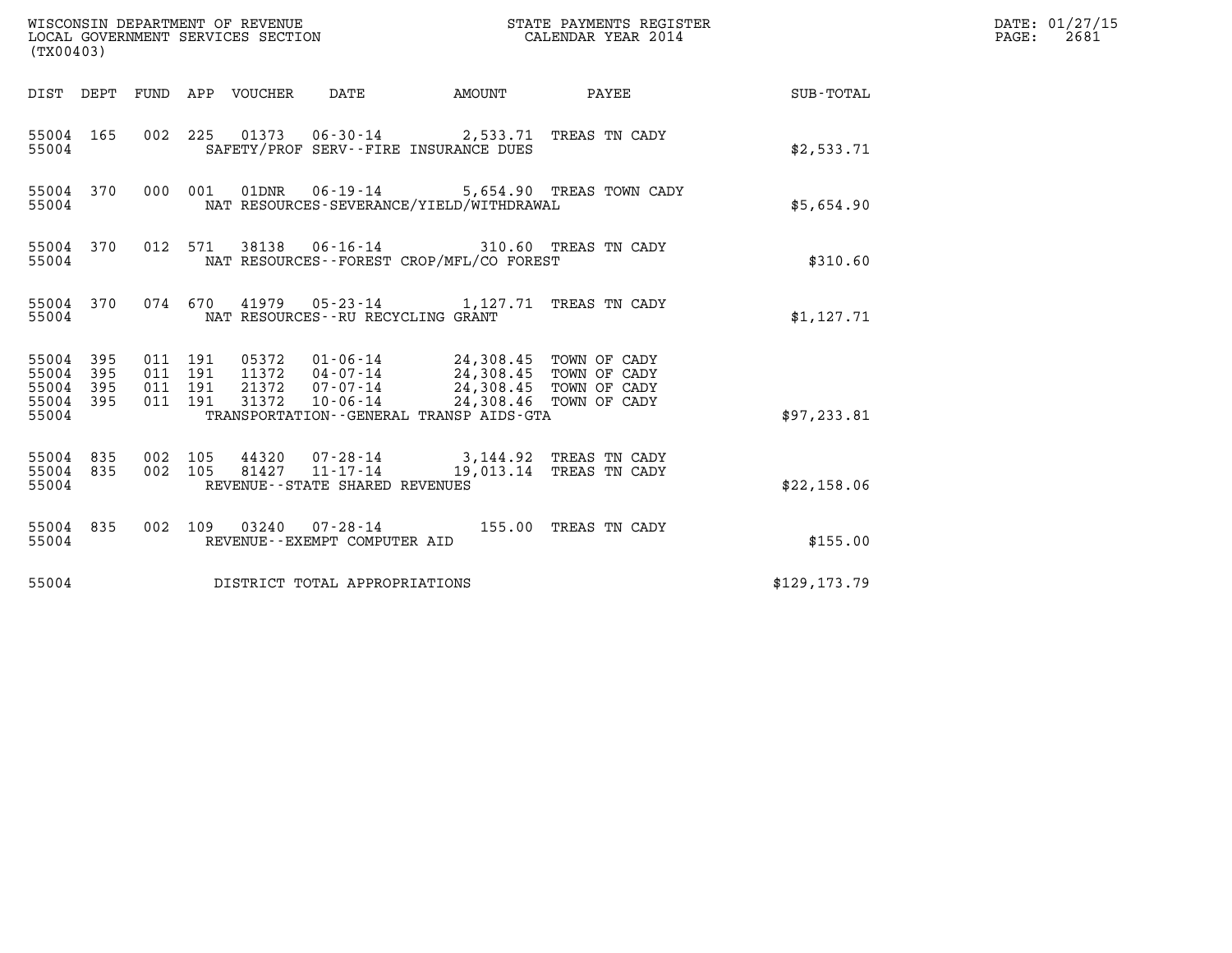WISCONSIN DEPARTMENT OF REVENUE
LOCAL GOVERNMENT SERVICES SECTION
(TX00403)

STATE PAYMENTS REGISTER
CALENDAR YEAR 2014

| DIST | DEPT | FUND | APP | VOUCHER | DATE | AMOUNT | PAYEE | SUB-TOTAL |
|---|---|---|---|---|---|---|---|---|
| 55004 | 165 | 002 | 225 | 01373 | 06-30-14 | 2,533.71 | TREAS TN CADY | |
| 55004 | | | | | SAFETY/PROF SERV--FIRE INSURANCE DUES | | | $2,533.71 |
| 55004 | 370 | 000 | 001 | 01DNR | 06-19-14 | 5,654.90 | TREAS TOWN CADY | |
| 55004 | | | | | NAT RESOURCES-SEVERANCE/YIELD/WITHDRAWAL | | | $5,654.90 |
| 55004 | 370 | 012 | 571 | 38138 | 06-16-14 | 310.60 | TREAS TN CADY | |
| 55004 | | | | | NAT RESOURCES--FOREST CROP/MFL/CO FOREST | | | $310.60 |
| 55004 | 370 | 074 | 670 | 41979 | 05-23-14 | 1,127.71 | TREAS TN CADY | |
| 55004 | | | | | NAT RESOURCES--RU RECYCLING GRANT | | | $1,127.71 |
| 55004 | 395 | 011 | 191 | 05372 | 01-06-14 | 24,308.45 | TOWN OF CADY | |
| 55004 | 395 | 011 | 191 | 11372 | 04-07-14 | 24,308.45 | TOWN OF CADY | |
| 55004 | 395 | 011 | 191 | 21372 | 07-07-14 | 24,308.45 | TOWN OF CADY | |
| 55004 | 395 | 011 | 191 | 31372 | 10-06-14 | 24,308.46 | TOWN OF CADY | |
| 55004 | | | | | TRANSPORTATION--GENERAL TRANSP AIDS-GTA | | | $97,233.81 |
| 55004 | 835 | 002 | 105 | 44320 | 07-28-14 | 3,144.92 | TREAS TN CADY | |
| 55004 | 835 | 002 | 105 | 81427 | 11-17-14 | 19,013.14 | TREAS TN CADY | |
| 55004 | | | | | REVENUE--STATE SHARED REVENUES | | | $22,158.06 |
| 55004 | 835 | 002 | 109 | 03240 | 07-28-14 | 155.00 | TREAS TN CADY | |
| 55004 | | | | | REVENUE--EXEMPT COMPUTER AID | | | $155.00 |
| 55004 | | | | | DISTRICT TOTAL APPROPRIATIONS | | | $129,173.79 |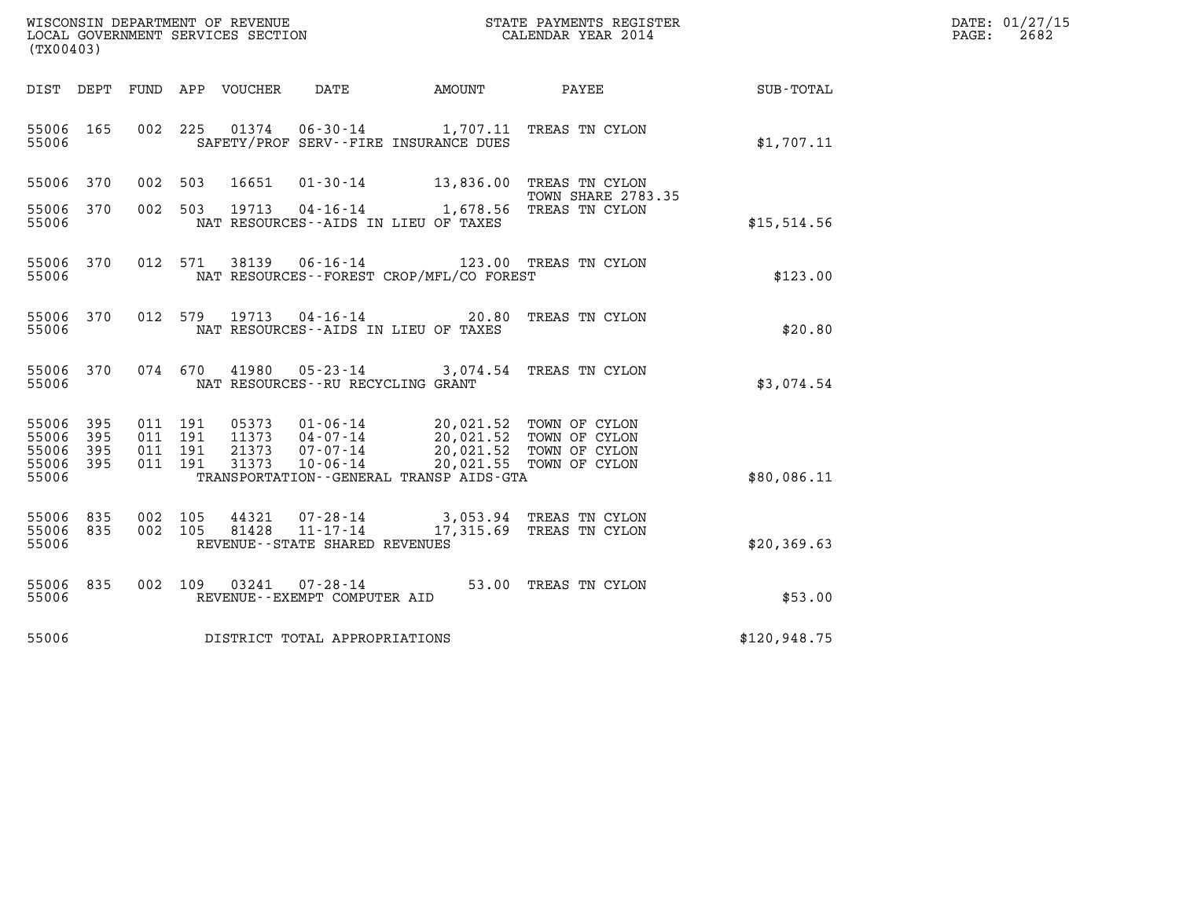WISCONSIN DEPARTMENT OF REVENUE
LOCAL GOVERNMENT SERVICES SECTION
(TX00403)

STATE PAYMENTS REGISTER
CALENDAR YEAR 2014

DATE: 01/27/15
PAGE: 2682

| DIST | DEPT | FUND | APP | VOUCHER | DATE | AMOUNT | PAYEE | SUB-TOTAL |
|---|---|---|---|---|---|---|---|---|
| 55006 | 165 | 002 | 225 | 01374 | 06-30-14 | 1,707.11 | TREAS TN CYLON | |
| 55006 | | | | | SAFETY/PROF SERV--FIRE INSURANCE DUES | | | $1,707.11 |
| 55006 | 370 | 002 | 503 | 16651 | 01-30-14 | 13,836.00 | TREAS TN CYLON TOWN SHARE 2783.35 | |
| 55006 | 370 | 002 | 503 | 19713 | 04-16-14 | 1,678.56 | TREAS TN CYLON | |
| 55006 | | | | | NAT RESOURCES--AIDS IN LIEU OF TAXES | | | $15,514.56 |
| 55006 | 370 | 012 | 571 | 38139 | 06-16-14 | 123.00 | TREAS TN CYLON | |
| 55006 | | | | | NAT RESOURCES--FOREST CROP/MFL/CO FOREST | | | $123.00 |
| 55006 | 370 | 012 | 579 | 19713 | 04-16-14 | 20.80 | TREAS TN CYLON | |
| 55006 | | | | | NAT RESOURCES--AIDS IN LIEU OF TAXES | | | $20.80 |
| 55006 | 370 | 074 | 670 | 41980 | 05-23-14 | 3,074.54 | TREAS TN CYLON | |
| 55006 | | | | | NAT RESOURCES--RU RECYCLING GRANT | | | $3,074.54 |
| 55006 | 395 | 011 | 191 | 05373 | 01-06-14 | 20,021.52 | TOWN OF CYLON | |
| 55006 | 395 | 011 | 191 | 11373 | 04-07-14 | 20,021.52 | TOWN OF CYLON | |
| 55006 | 395 | 011 | 191 | 21373 | 07-07-14 | 20,021.52 | TOWN OF CYLON | |
| 55006 | 395 | 011 | 191 | 31373 | 10-06-14 | 20,021.55 | TOWN OF CYLON | |
| 55006 | | | | | TRANSPORTATION--GENERAL TRANSP AIDS-GTA | | | $80,086.11 |
| 55006 | 835 | 002 | 105 | 44321 | 07-28-14 | 3,053.94 | TREAS TN CYLON | |
| 55006 | 835 | 002 | 105 | 81428 | 11-17-14 | 17,315.69 | TREAS TN CYLON | |
| 55006 | | | | | REVENUE--STATE SHARED REVENUES | | | $20,369.63 |
| 55006 | 835 | 002 | 109 | 03241 | 07-28-14 | 53.00 | TREAS TN CYLON | |
| 55006 | | | | | REVENUE--EXEMPT COMPUTER AID | | | $53.00 |
| 55006 | | | | | DISTRICT TOTAL APPROPRIATIONS | | | $120,948.75 |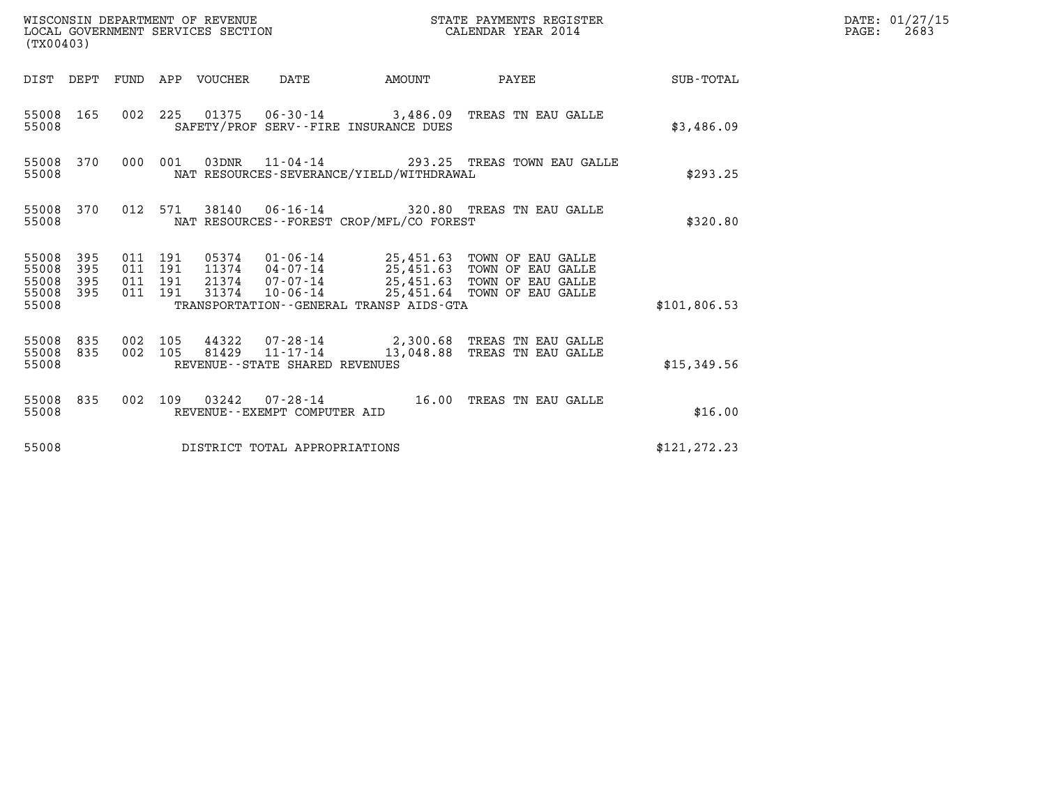WISCONSIN DEPARTMENT OF REVENUE
LOCAL GOVERNMENT SERVICES SECTION
(TX00403)

STATE PAYMENTS REGISTER
CALENDAR YEAR 2014

DATE: 01/27/15

| DIST | DEPT | FUND | APP | VOUCHER | DATE | AMOUNT | PAYEE | SUB-TOTAL |
|---|---|---|---|---|---|---|---|---|
| 55008 | 165 | 002 | 225 | 01375 | 06-30-14 | 3,486.09 | TREAS TN EAU GALLE | |
| 55008 | | | | | SAFETY/PROF SERV--FIRE INSURANCE DUES | | | $3,486.09 |
| 55008 | 370 | 000 | 001 | 03DNR | 11-04-14 | 293.25 | TREAS TOWN EAU GALLE | |
| 55008 | | | | | NAT RESOURCES-SEVERANCE/YIELD/WITHDRAWAL | | | $293.25 |
| 55008 | 370 | 012 | 571 | 38140 | 06-16-14 | 320.80 | TREAS TN EAU GALLE | |
| 55008 | | | | | NAT RESOURCES--FOREST CROP/MFL/CO FOREST | | | $320.80 |
| 55008 | 395 | 011 | 191 | 05374 | 01-06-14 | 25,451.63 | TOWN OF EAU GALLE | |
| 55008 | 395 | 011 | 191 | 11374 | 04-07-14 | 25,451.63 | TOWN OF EAU GALLE | |
| 55008 | 395 | 011 | 191 | 21374 | 07-07-14 | 25,451.63 | TOWN OF EAU GALLE | |
| 55008 | 395 | 011 | 191 | 31374 | 10-06-14 | 25,451.64 | TOWN OF EAU GALLE | |
| 55008 | | | | | TRANSPORTATION--GENERAL TRANSP AIDS-GTA | | | $101,806.53 |
| 55008 | 835 | 002 | 105 | 44322 | 07-28-14 | 2,300.68 | TREAS TN EAU GALLE | |
| 55008 | 835 | 002 | 105 | 81429 | 11-17-14 | 13,048.88 | TREAS TN EAU GALLE | |
| 55008 | | | | | REVENUE--STATE SHARED REVENUES | | | $15,349.56 |
| 55008 | 835 | 002 | 109 | 03242 | 07-28-14 | 16.00 | TREAS TN EAU GALLE | |
| 55008 | | | | | REVENUE--EXEMPT COMPUTER AID | | | $16.00 |
| 55008 | | | | | DISTRICT TOTAL APPROPRIATIONS | | | $121,272.23 |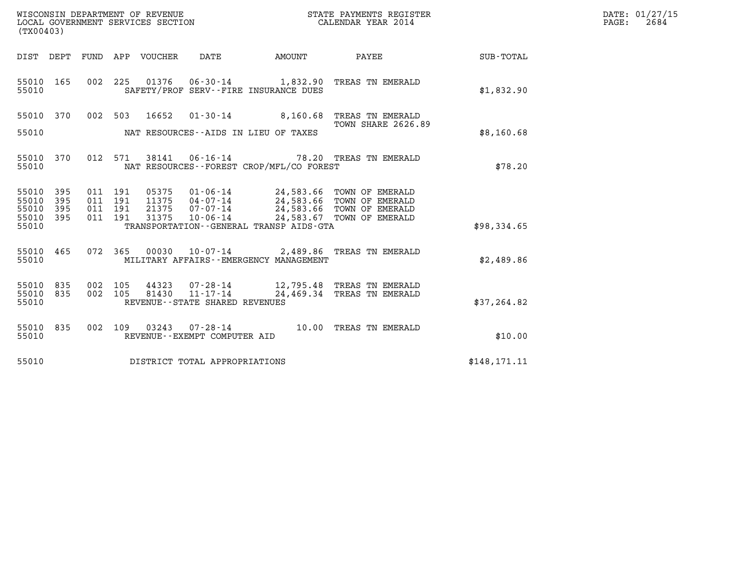WISCONSIN DEPARTMENT OF REVENUE
LOCAL GOVERNMENT SERVICES SECTION
(TX00403)

STATE PAYMENTS REGISTER
CALENDAR YEAR 2014

DATE: 01/27/15
PAGE: 2684

| DIST | DEPT | FUND | APP | VOUCHER | DATE | AMOUNT | PAYEE | SUB-TOTAL |
|---|---|---|---|---|---|---|---|---|
| 55010 | 165 | 002 | 225 | 01376 | 06-30-14 | 1,832.90 | TREAS TN EMERALD | |
| 55010 | | | | | SAFETY/PROF SERV--FIRE INSURANCE DUES | | | $1,832.90 |
| 55010 | 370 | 002 | 503 | 16652 | 01-30-14 | 8,160.68 | TREAS TN EMERALD TOWN SHARE 2626.89 | |
| 55010 | | | | | NAT RESOURCES--AIDS IN LIEU OF TAXES | | | $8,160.68 |
| 55010 | 370 | 012 | 571 | 38141 | 06-16-14 | 78.20 | TREAS TN EMERALD | |
| 55010 | | | | | NAT RESOURCES--FOREST CROP/MFL/CO FOREST | | | $78.20 |
| 55010 | 395 | 011 | 191 | 05375 | 01-06-14 | 24,583.66 | TOWN OF EMERALD | |
| 55010 | 395 | 011 | 191 | 11375 | 04-07-14 | 24,583.66 | TOWN OF EMERALD | |
| 55010 | 395 | 011 | 191 | 21375 | 07-07-14 | 24,583.66 | TOWN OF EMERALD | |
| 55010 | 395 | 011 | 191 | 31375 | 10-06-14 | 24,583.67 | TOWN OF EMERALD | |
| 55010 | | | | | TRANSPORTATION--GENERAL TRANSP AIDS-GTA | | | $98,334.65 |
| 55010 | 465 | 072 | 365 | 00030 | 10-07-14 | 2,489.86 | TREAS TN EMERALD | |
| 55010 | | | | | MILITARY AFFAIRS--EMERGENCY MANAGEMENT | | | $2,489.86 |
| 55010 | 835 | 002 | 105 | 44323 | 07-28-14 | 12,795.48 | TREAS TN EMERALD | |
| 55010 | 835 | 002 | 105 | 81430 | 11-17-14 | 24,469.34 | TREAS TN EMERALD | |
| 55010 | | | | | REVENUE--STATE SHARED REVENUES | | | $37,264.82 |
| 55010 | 835 | 002 | 109 | 03243 | 07-28-14 | 10.00 | TREAS TN EMERALD | |
| 55010 | | | | | REVENUE--EXEMPT COMPUTER AID | | | $10.00 |
| 55010 | | | | | DISTRICT TOTAL APPROPRIATIONS | | | $148,171.11 |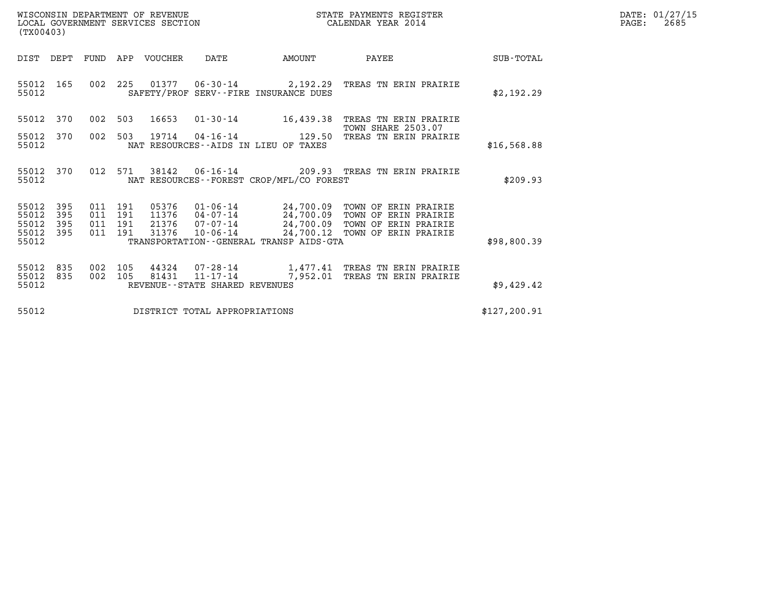WISCONSIN DEPARTMENT OF REVENUE
LOCAL GOVERNMENT SERVICES SECTION
(TX00403)

STATE PAYMENTS REGISTER
CALENDAR YEAR 2014

DATE: 01/27/15
PAGE: 2685

| DIST | DEPT | FUND | APP | VOUCHER | DATE | AMOUNT | PAYEE | SUB-TOTAL |
|---|---|---|---|---|---|---|---|---|
| 55012 | 165 | 002 | 225 | 01377 | 06-30-14 | 2,192.29 | TREAS TN ERIN PRAIRIE | |
| 55012 | | | | | SAFETY/PROF SERV--FIRE INSURANCE DUES | | | $2,192.29 |
| 55012 | 370 | 002 | 503 | 16653 | 01-30-14 | 16,439.38 | TREAS TN ERIN PRAIRIE TOWN SHARE 2503.07 | |
| 55012 | 370 | 002 | 503 | 19714 | 04-16-14 | 129.50 | TREAS TN ERIN PRAIRIE | |
| 55012 | | | | | NAT RESOURCES--AIDS IN LIEU OF TAXES | | | $16,568.88 |
| 55012 | 370 | 012 | 571 | 38142 | 06-16-14 | 209.93 | TREAS TN ERIN PRAIRIE | |
| 55012 | | | | | NAT RESOURCES--FOREST CROP/MFL/CO FOREST | | | $209.93 |
| 55012 | 395 | 011 | 191 | 05376 | 01-06-14 | 24,700.09 | TOWN OF ERIN PRAIRIE | |
| 55012 | 395 | 011 | 191 | 11376 | 04-07-14 | 24,700.09 | TOWN OF ERIN PRAIRIE | |
| 55012 | 395 | 011 | 191 | 21376 | 07-07-14 | 24,700.09 | TOWN OF ERIN PRAIRIE | |
| 55012 | 395 | 011 | 191 | 31376 | 10-06-14 | 24,700.12 | TOWN OF ERIN PRAIRIE | |
| 55012 | | | | | TRANSPORTATION--GENERAL TRANSP AIDS-GTA | | | $98,800.39 |
| 55012 | 835 | 002 | 105 | 44324 | 07-28-14 | 1,477.41 | TREAS TN ERIN PRAIRIE | |
| 55012 | 835 | 002 | 105 | 81431 | 11-17-14 | 7,952.01 | TREAS TN ERIN PRAIRIE | |
| 55012 | | | | | REVENUE--STATE SHARED REVENUES | | | $9,429.42 |
| 55012 | | | | | DISTRICT TOTAL APPROPRIATIONS | | | $127,200.91 |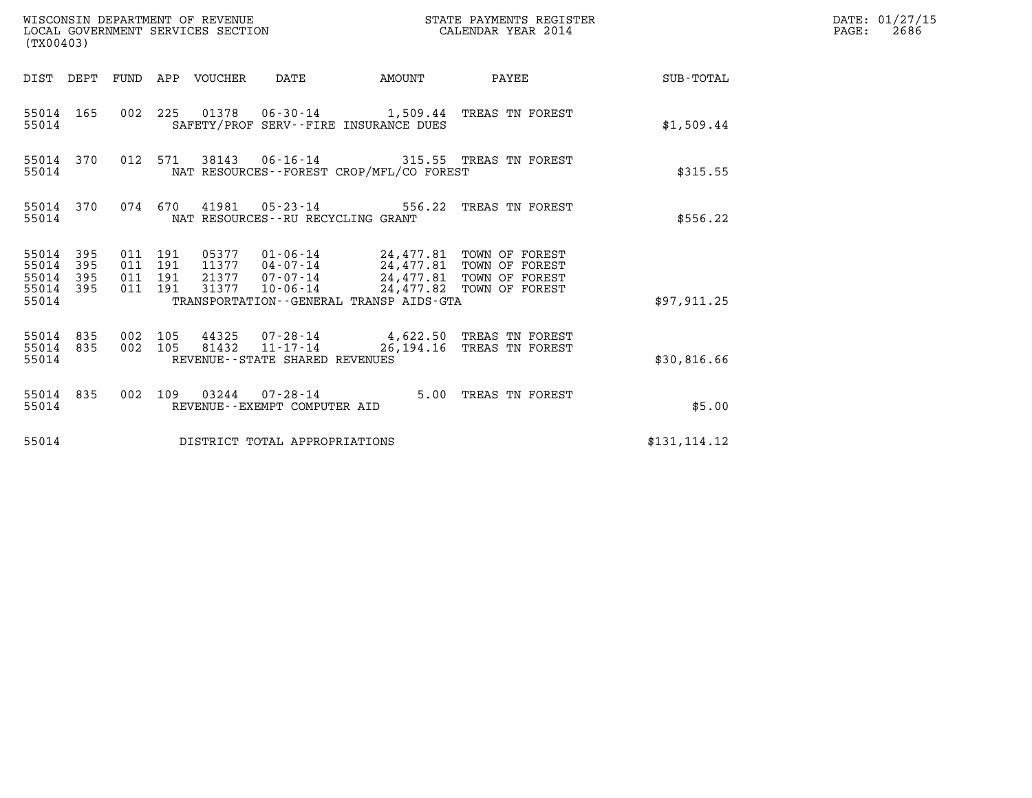WISCONSIN DEPARTMENT OF REVENUE
LOCAL GOVERNMENT SERVICES SECTION
(TX00403)

STATE PAYMENTS REGISTER
CALENDAR YEAR 2014

DATE: 01/27/15
PAGE: 2686

| DIST | DEPT | FUND | APP | VOUCHER | DATE | AMOUNT | PAYEE | SUB-TOTAL |
|---|---|---|---|---|---|---|---|---|
| 55014 | 165 | 002 | 225 | 01378 | 06-30-14 | 1,509.44 | TREAS TN FOREST | |
| 55014 | | | | SAFETY/PROF SERV--FIRE INSURANCE DUES | | | | $1,509.44 |
| 55014 | 370 | 012 | 571 | 38143 | 06-16-14 | 315.55 | TREAS TN FOREST | |
| 55014 | | | | NAT RESOURCES--FOREST CROP/MFL/CO FOREST | | | | $315.55 |
| 55014 | 370 | 074 | 670 | 41981 | 05-23-14 | 556.22 | TREAS TN FOREST | |
| 55014 | | | | NAT RESOURCES--RU RECYCLING GRANT | | | | $556.22 |
| 55014 | 395 | 011 | 191 | 05377 | 01-06-14 | 24,477.81 | TOWN OF FOREST | |
| 55014 | 395 | 011 | 191 | 11377 | 04-07-14 | 24,477.81 | TOWN OF FOREST | |
| 55014 | 395 | 011 | 191 | 21377 | 07-07-14 | 24,477.81 | TOWN OF FOREST | |
| 55014 | 395 | 011 | 191 | 31377 | 10-06-14 | 24,477.82 | TOWN OF FOREST | |
| 55014 | | | | TRANSPORTATION--GENERAL TRANSP AIDS-GTA | | | | $97,911.25 |
| 55014 | 835 | 002 | 105 | 44325 | 07-28-14 | 4,622.50 | TREAS TN FOREST | |
| 55014 | 835 | 002 | 105 | 81432 | 11-17-14 | 26,194.16 | TREAS TN FOREST | |
| 55014 | | | | REVENUE--STATE SHARED REVENUES | | | | $30,816.66 |
| 55014 | 835 | 002 | 109 | 03244 | 07-28-14 | 5.00 | TREAS TN FOREST | |
| 55014 | | | | REVENUE--EXEMPT COMPUTER AID | | | | $5.00 |
| 55014 | | | | DISTRICT TOTAL APPROPRIATIONS | | | | $131,114.12 |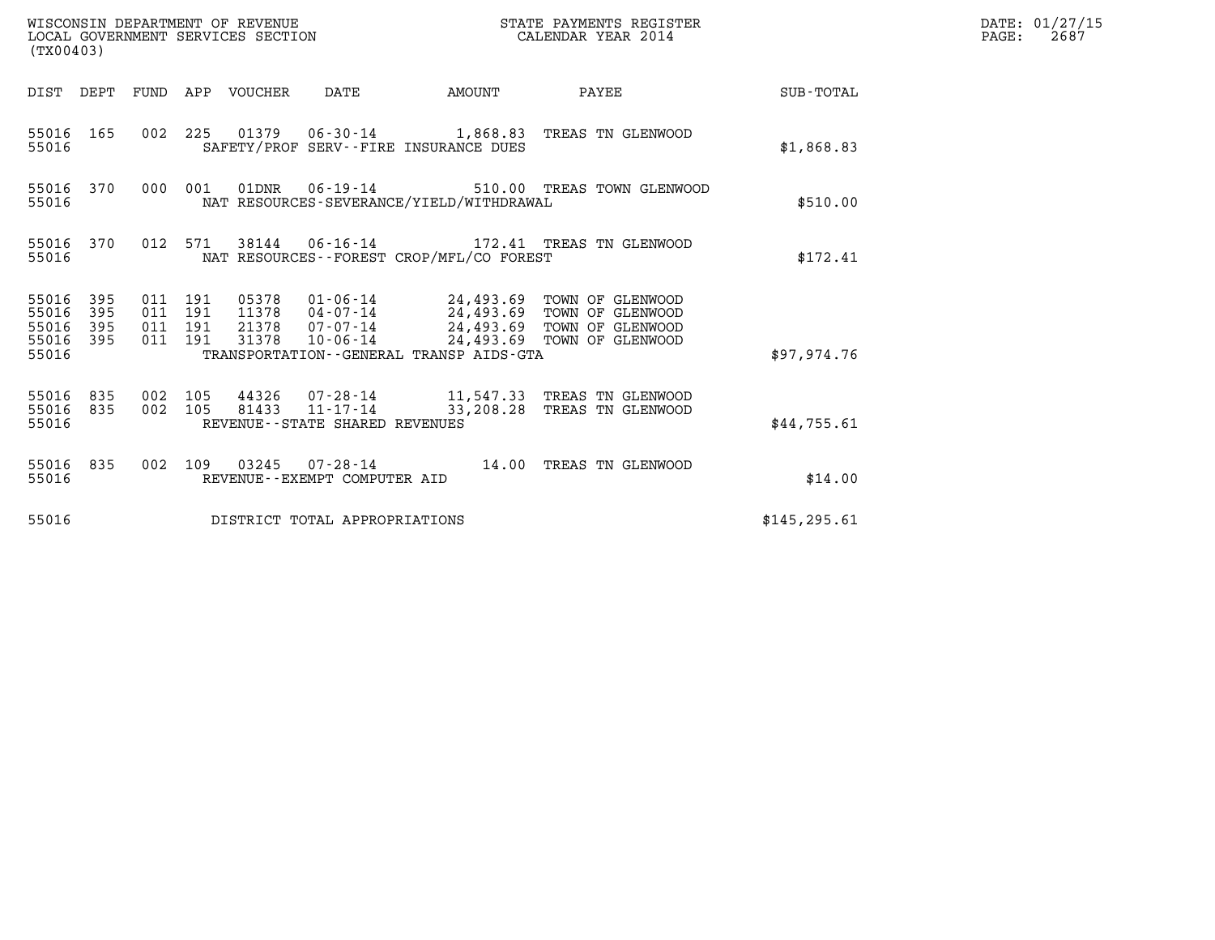WISCONSIN DEPARTMENT OF REVENUE
LOCAL GOVERNMENT SERVICES SECTION
(TX00403)

STATE PAYMENTS REGISTER
CALENDAR YEAR 2014

DATE: 01/27/15
PAGE: 2687

| DIST | DEPT | FUND | APP | VOUCHER | DATE | AMOUNT | PAYEE | SUB-TOTAL |
|---|---|---|---|---|---|---|---|---|
| 55016 | 165 | 002 | 225 | 01379 | 06-30-14 | 1,868.83 | TREAS TN GLENWOOD | |
| 55016 | | | | SAFETY/PROF SERV--FIRE INSURANCE DUES | | | | $1,868.83 |
| 55016 | 370 | 000 | 001 | 01DNR | 06-19-14 | 510.00 | TREAS TOWN GLENWOOD | |
| 55016 | | | | NAT RESOURCES-SEVERANCE/YIELD/WITHDRAWAL | | | | $510.00 |
| 55016 | 370 | 012 | 571 | 38144 | 06-16-14 | 172.41 | TREAS TN GLENWOOD | |
| 55016 | | | | NAT RESOURCES--FOREST CROP/MFL/CO FOREST | | | | $172.41 |
| 55016 | 395 | 011 | 191 | 05378 | 01-06-14 | 24,493.69 | TOWN OF GLENWOOD | |
| 55016 | 395 | 011 | 191 | 11378 | 04-07-14 | 24,493.69 | TOWN OF GLENWOOD | |
| 55016 | 395 | 011 | 191 | 21378 | 07-07-14 | 24,493.69 | TOWN OF GLENWOOD | |
| 55016 | 395 | 011 | 191 | 31378 | 10-06-14 | 24,493.69 | TOWN OF GLENWOOD | |
| 55016 | | | | TRANSPORTATION--GENERAL TRANSP AIDS-GTA | | | | $97,974.76 |
| 55016 | 835 | 002 | 105 | 44326 | 07-28-14 | 11,547.33 | TREAS TN GLENWOOD | |
| 55016 | 835 | 002 | 105 | 81433 | 11-17-14 | 33,208.28 | TREAS TN GLENWOOD | |
| 55016 | | | | REVENUE--STATE SHARED REVENUES | | | | $44,755.61 |
| 55016 | 835 | 002 | 109 | 03245 | 07-28-14 | 14.00 | TREAS TN GLENWOOD | |
| 55016 | | | | REVENUE--EXEMPT COMPUTER AID | | | | $14.00 |
| 55016 | | | | DISTRICT TOTAL APPROPRIATIONS | | | | $145,295.61 |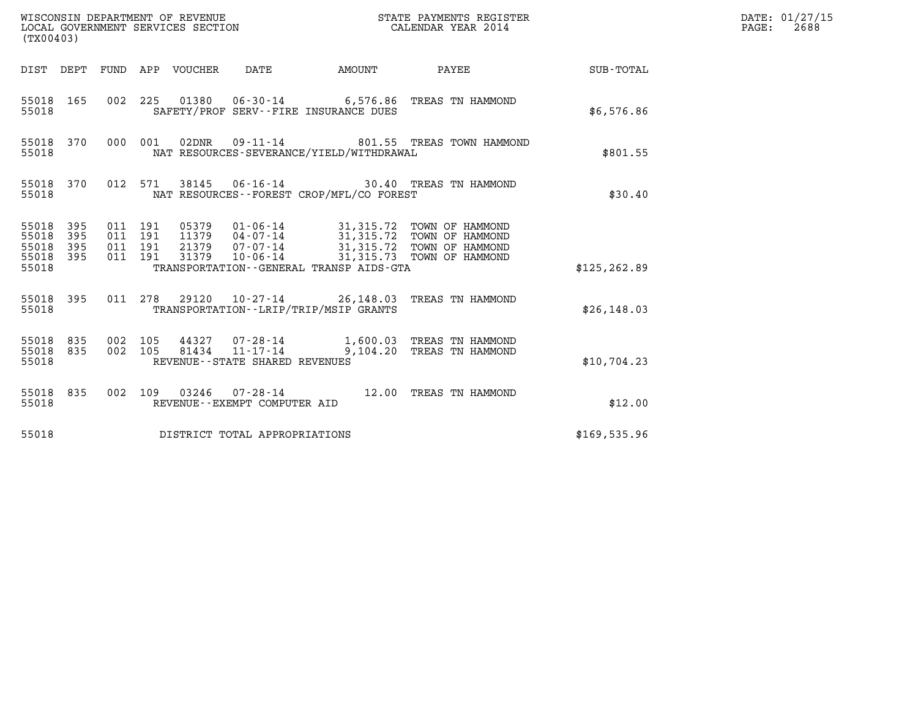WISCONSIN DEPARTMENT OF REVENUE
LOCAL GOVERNMENT SERVICES SECTION
(TX00403)

STATE PAYMENTS REGISTER
CALENDAR YEAR 2014

DATE: 01/27/15
PAGE: 2688

| DIST | DEPT | FUND | APP | VOUCHER | DATE | AMOUNT | PAYEE | SUB-TOTAL |
|---|---|---|---|---|---|---|---|---|
| 55018 | 165 | 002 | 225 | 01380 | 06-30-14 | 6,576.86 | TREAS TN HAMMOND | |
| 55018 | | | | | SAFETY/PROF SERV--FIRE INSURANCE DUES | | | $6,576.86 |
| 55018 | 370 | 000 | 001 | 02DNR | 09-11-14 | 801.55 | TREAS TOWN HAMMOND | |
| 55018 | | | | | NAT RESOURCES-SEVERANCE/YIELD/WITHDRAWAL | | | $801.55 |
| 55018 | 370 | 012 | 571 | 38145 | 06-16-14 | 30.40 | TREAS TN HAMMOND | |
| 55018 | | | | | NAT RESOURCES--FOREST CROP/MFL/CO FOREST | | | $30.40 |
| 55018 | 395 | 011 | 191 | 05379 | 01-06-14 | 31,315.72 | TOWN OF HAMMOND | |
| 55018 | 395 | 011 | 191 | 11379 | 04-07-14 | 31,315.72 | TOWN OF HAMMOND | |
| 55018 | 395 | 011 | 191 | 21379 | 07-07-14 | 31,315.72 | TOWN OF HAMMOND | |
| 55018 | 395 | 011 | 191 | 31379 | 10-06-14 | 31,315.73 | TOWN OF HAMMOND | |
| 55018 | | | | | TRANSPORTATION--GENERAL TRANSP AIDS-GTA | | | $125,262.89 |
| 55018 | 395 | 011 | 278 | 29120 | 10-27-14 | 26,148.03 | TREAS TN HAMMOND | |
| 55018 | | | | | TRANSPORTATION--LRIP/TRIP/MSIP GRANTS | | | $26,148.03 |
| 55018 | 835 | 002 | 105 | 44327 | 07-28-14 | 1,600.03 | TREAS TN HAMMOND | |
| 55018 | 835 | 002 | 105 | 81434 | 11-17-14 | 9,104.20 | TREAS TN HAMMOND | |
| 55018 | | | | | REVENUE--STATE SHARED REVENUES | | | $10,704.23 |
| 55018 | 835 | 002 | 109 | 03246 | 07-28-14 | 12.00 | TREAS TN HAMMOND | |
| 55018 | | | | | REVENUE--EXEMPT COMPUTER AID | | | $12.00 |
| 55018 | | | | | DISTRICT TOTAL APPROPRIATIONS | | | $169,535.96 |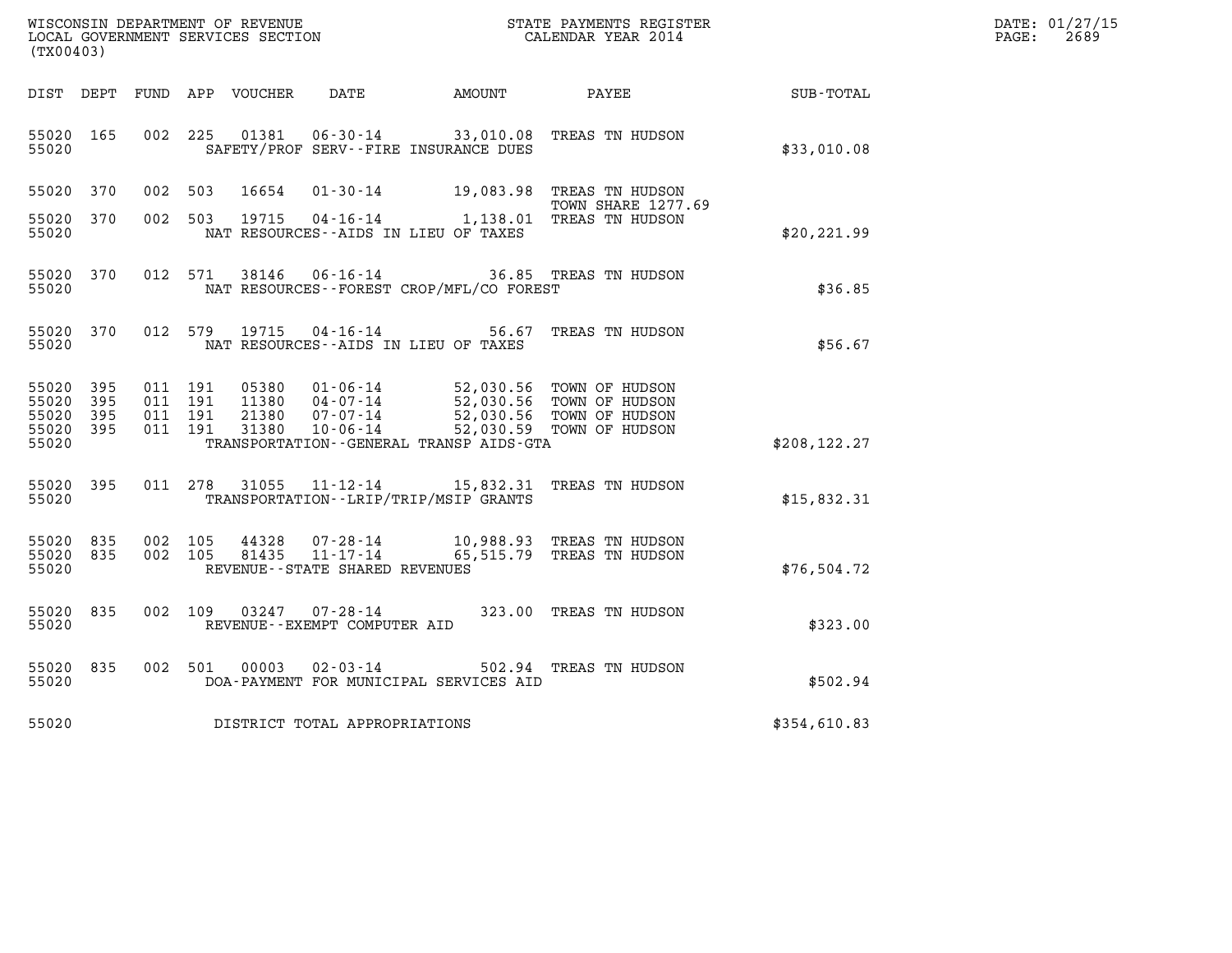WISCONSIN DEPARTMENT OF REVENUE
LOCAL GOVERNMENT SERVICES SECTION
(TX00403)

STATE PAYMENTS REGISTER
CALENDAR YEAR 2014

DATE: 01/27/15
PAGE: 2689

| DIST | DEPT | FUND | APP | VOUCHER | DATE | AMOUNT | PAYEE | SUB-TOTAL |
|---|---|---|---|---|---|---|---|---|
| 55020 | 165 | 002 | 225 | 01381 | 06-30-14 | 33,010.08 | TREAS TN HUDSON | |
| 55020 | | | | | SAFETY/PROF SERV--FIRE INSURANCE DUES | | | $33,010.08 |
| 55020 | 370 | 002 | 503 | 16654 | 01-30-14 | 19,083.98 | TREAS TN HUDSON TOWN SHARE 1277.69 | |
| 55020 | 370 | 002 | 503 | 19715 | 04-16-14 | 1,138.01 | TREAS TN HUDSON | |
| 55020 | | | | | NAT RESOURCES--AIDS IN LIEU OF TAXES | | | $20,221.99 |
| 55020 | 370 | 012 | 571 | 38146 | 06-16-14 | 36.85 | TREAS TN HUDSON | |
| 55020 | | | | | NAT RESOURCES--FOREST CROP/MFL/CO FOREST | | | $36.85 |
| 55020 | 370 | 012 | 579 | 19715 | 04-16-14 | 56.67 | TREAS TN HUDSON | |
| 55020 | | | | | NAT RESOURCES--AIDS IN LIEU OF TAXES | | | $56.67 |
| 55020 | 395 | 011 | 191 | 05380 | 01-06-14 | 52,030.56 | TOWN OF HUDSON | |
| 55020 | 395 | 011 | 191 | 11380 | 04-07-14 | 52,030.56 | TOWN OF HUDSON | |
| 55020 | 395 | 011 | 191 | 21380 | 07-07-14 | 52,030.56 | TOWN OF HUDSON | |
| 55020 | 395 | 011 | 191 | 31380 | 10-06-14 | 52,030.59 | TOWN OF HUDSON | |
| 55020 | | | | | TRANSPORTATION--GENERAL TRANSP AIDS-GTA | | | $208,122.27 |
| 55020 | 395 | 011 | 278 | 31055 | 11-12-14 | 15,832.31 | TREAS TN HUDSON | |
| 55020 | | | | | TRANSPORTATION--LRIP/TRIP/MSIP GRANTS | | | $15,832.31 |
| 55020 | 835 | 002 | 105 | 44328 | 07-28-14 | 10,988.93 | TREAS TN HUDSON | |
| 55020 | 835 | 002 | 105 | 81435 | 11-17-14 | 65,515.79 | TREAS TN HUDSON | |
| 55020 | | | | | REVENUE--STATE SHARED REVENUES | | | $76,504.72 |
| 55020 | 835 | 002 | 109 | 03247 | 07-28-14 | 323.00 | TREAS TN HUDSON | |
| 55020 | | | | | REVENUE--EXEMPT COMPUTER AID | | | $323.00 |
| 55020 | 835 | 002 | 501 | 00003 | 02-03-14 | 502.94 | TREAS TN HUDSON | |
| 55020 | | | | | DOA-PAYMENT FOR MUNICIPAL SERVICES AID | | | $502.94 |
| 55020 | | | | | DISTRICT TOTAL APPROPRIATIONS | | | $354,610.83 |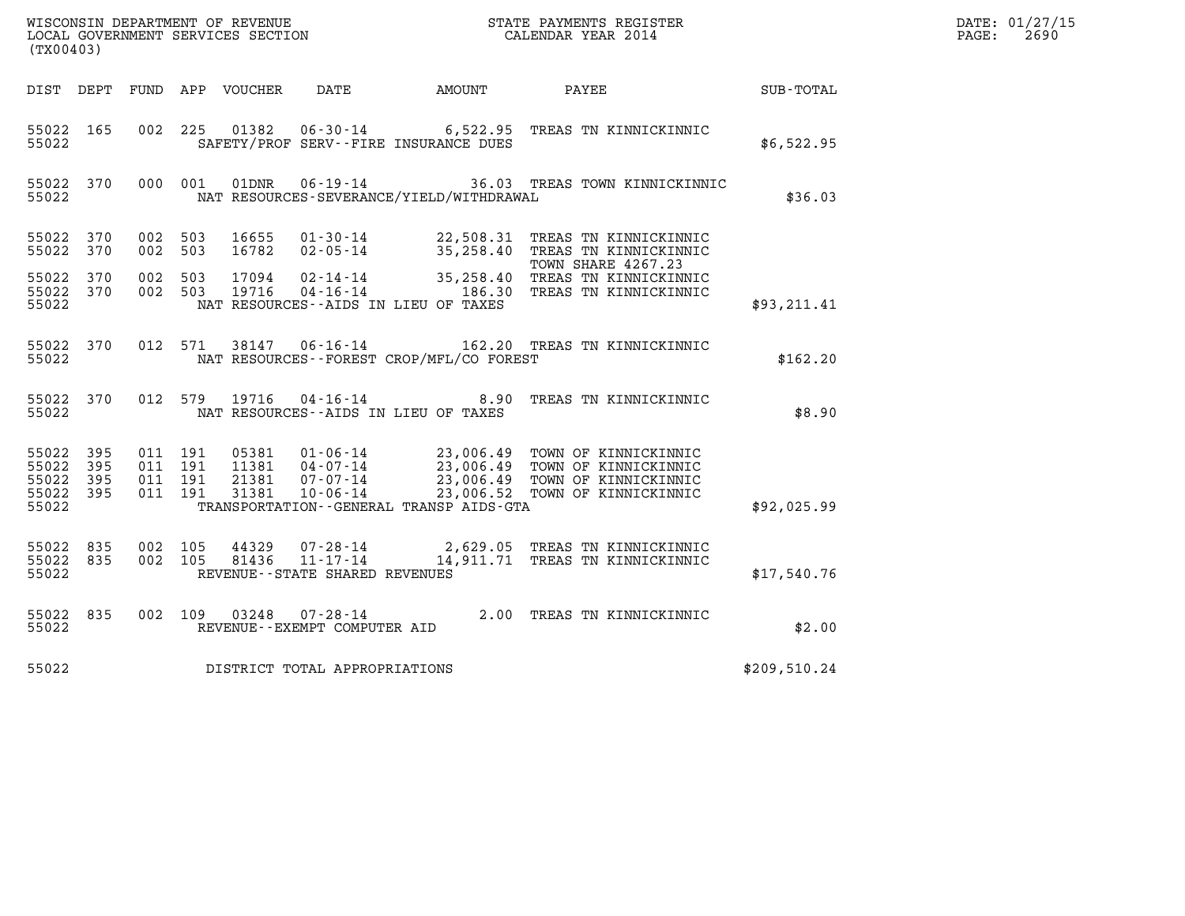WISCONSIN DEPARTMENT OF REVENUE
LOCAL GOVERNMENT SERVICES SECTION
(TX00403)

STATE PAYMENTS REGISTER
CALENDAR YEAR 2014

DATE: 01/27/15

| DIST | DEPT | FUND | APP | VOUCHER | DATE | AMOUNT | PAYEE | SUB-TOTAL |
|---|---|---|---|---|---|---|---|---|
| 55022 | 165 | 002 | 225 | 01382 | 06-30-14 | 6,522.95 | TREAS TN KINNICKINNIC | |
| 55022 | | | | | SAFETY/PROF SERV--FIRE INSURANCE DUES | | | $6,522.95 |
| 55022 | 370 | 000 | 001 | 01DNR | 06-19-14 | 36.03 | TREAS TOWN KINNICKINNIC | |
| 55022 | | | | | NAT RESOURCES-SEVERANCE/YIELD/WITHDRAWAL | | | $36.03 |
| 55022 | 370 | 002 | 503 | 16655 | 01-30-14 | 22,508.31 | TREAS TN KINNICKINNIC | |
| 55022 | 370 | 002 | 503 | 16782 | 02-05-14 | 35,258.40 | TREAS TN KINNICKINNIC TOWN SHARE 4267.23 | |
| 55022 | 370 | 002 | 503 | 17094 | 02-14-14 | 35,258.40 | TREAS TN KINNICKINNIC | |
| 55022 | 370 | 002 | 503 | 19716 | 04-16-14 | 186.30 | TREAS TN KINNICKINNIC | |
| 55022 | | | | | NAT RESOURCES--AIDS IN LIEU OF TAXES | | | $93,211.41 |
| 55022 | 370 | 012 | 571 | 38147 | 06-16-14 | 162.20 | TREAS TN KINNICKINNIC | |
| 55022 | | | | | NAT RESOURCES--FOREST CROP/MFL/CO FOREST | | | $162.20 |
| 55022 | 370 | 012 | 579 | 19716 | 04-16-14 | 8.90 | TREAS TN KINNICKINNIC | |
| 55022 | | | | | NAT RESOURCES--AIDS IN LIEU OF TAXES | | | $8.90 |
| 55022 | 395 | 011 | 191 | 05381 | 01-06-14 | 23,006.49 | TOWN OF KINNICKINNIC | |
| 55022 | 395 | 011 | 191 | 11381 | 04-07-14 | 23,006.49 | TOWN OF KINNICKINNIC | |
| 55022 | 395 | 011 | 191 | 21381 | 07-07-14 | 23,006.49 | TOWN OF KINNICKINNIC | |
| 55022 | 395 | 011 | 191 | 31381 | 10-06-14 | 23,006.52 | TOWN OF KINNICKINNIC | |
| 55022 | | | | | TRANSPORTATION--GENERAL TRANSP AIDS-GTA | | | $92,025.99 |
| 55022 | 835 | 002 | 105 | 44329 | 07-28-14 | 2,629.05 | TREAS TN KINNICKINNIC | |
| 55022 | 835 | 002 | 105 | 81436 | 11-17-14 | 14,911.71 | TREAS TN KINNICKINNIC | |
| 55022 | | | | | REVENUE--STATE SHARED REVENUES | | | $17,540.76 |
| 55022 | 835 | 002 | 109 | 03248 | 07-28-14 | 2.00 | TREAS TN KINNICKINNIC | |
| 55022 | | | | | REVENUE--EXEMPT COMPUTER AID | | | $2.00 |
| 55022 | | | | | DISTRICT TOTAL APPROPRIATIONS | | | $209,510.24 |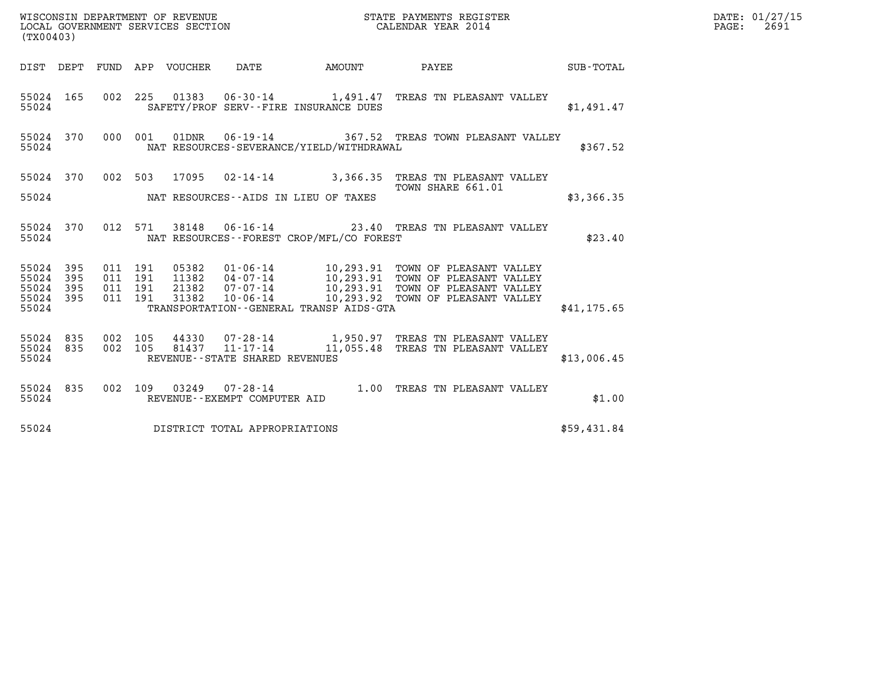WISCONSIN DEPARTMENT OF REVENUE
LOCAL GOVERNMENT SERVICES SECTION
(TX00403)

STATE PAYMENTS REGISTER
CALENDAR YEAR 2014

| DIST | DEPT | FUND | APP | VOUCHER | DATE | AMOUNT | PAYEE | SUB-TOTAL |
|---|---|---|---|---|---|---|---|---|
| 55024 | 165 | 002 | 225 | 01383 | 06-30-14 | 1,491.47 | TREAS TN PLEASANT VALLEY | |
| 55024 | | | | | SAFETY/PROF SERV--FIRE INSURANCE DUES | | | $1,491.47 |
| 55024 | 370 | 000 | 001 | 01DNR | 06-19-14 | 367.52 | TREAS TOWN PLEASANT VALLEY | |
| 55024 | | | | | NAT RESOURCES-SEVERANCE/YIELD/WITHDRAWAL | | | $367.52 |
| 55024 | 370 | 002 | 503 | 17095 | 02-14-14 | 3,366.35 | TREAS TN PLEASANT VALLEY TOWN SHARE 661.01 | |
| 55024 | | | | | NAT RESOURCES--AIDS IN LIEU OF TAXES | | | $3,366.35 |
| 55024 | 370 | 012 | 571 | 38148 | 06-16-14 | 23.40 | TREAS TN PLEASANT VALLEY | |
| 55024 | | | | | NAT RESOURCES--FOREST CROP/MFL/CO FOREST | | | $23.40 |
| 55024 | 395 | 011 | 191 | 05382 | 01-06-14 | 10,293.91 | TOWN OF PLEASANT VALLEY | |
| 55024 | 395 | 011 | 191 | 11382 | 04-07-14 | 10,293.91 | TOWN OF PLEASANT VALLEY | |
| 55024 | 395 | 011 | 191 | 21382 | 07-07-14 | 10,293.91 | TOWN OF PLEASANT VALLEY | |
| 55024 | 395 | 011 | 191 | 31382 | 10-06-14 | 10,293.92 | TOWN OF PLEASANT VALLEY | |
| 55024 | | | | | TRANSPORTATION--GENERAL TRANSP AIDS-GTA | | | $41,175.65 |
| 55024 | 835 | 002 | 105 | 44330 | 07-28-14 | 1,950.97 | TREAS TN PLEASANT VALLEY | |
| 55024 | 835 | 002 | 105 | 81437 | 11-17-14 | 11,055.48 | TREAS TN PLEASANT VALLEY | |
| 55024 | | | | | REVENUE--STATE SHARED REVENUES | | | $13,006.45 |
| 55024 | 835 | 002 | 109 | 03249 | 07-28-14 | 1.00 | TREAS TN PLEASANT VALLEY | |
| 55024 | | | | | REVENUE--EXEMPT COMPUTER AID | | | $1.00 |
| 55024 | | | | | DISTRICT TOTAL APPROPRIATIONS | | | $59,431.84 |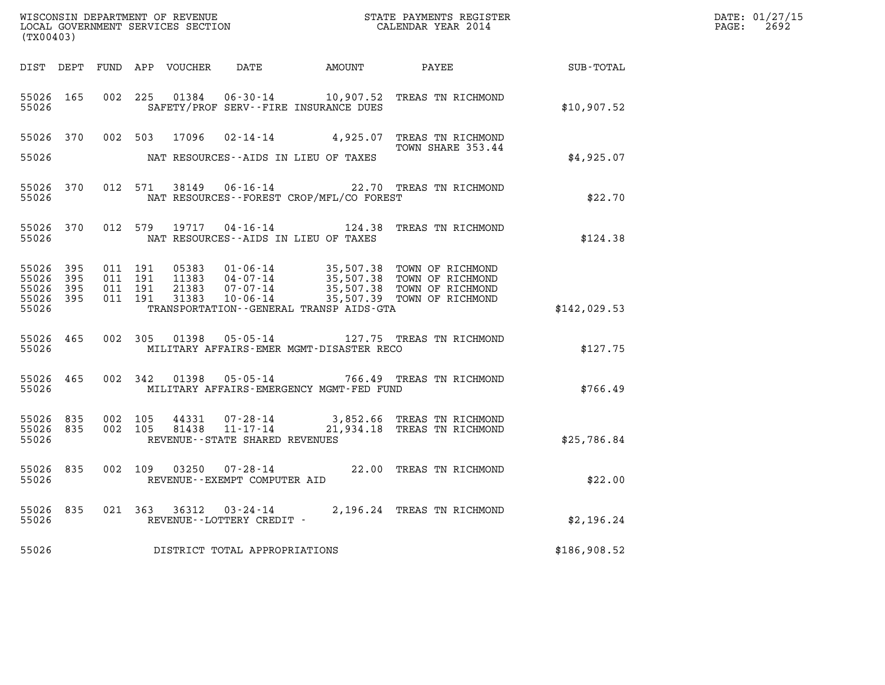WISCONSIN DEPARTMENT OF REVENUE
LOCAL GOVERNMENT SERVICES SECTION
(TX00403)

STATE PAYMENTS REGISTER
CALENDAR YEAR 2014

DATE: 01/27/15
PAGE: 2692

| DIST | DEPT | FUND | APP | VOUCHER | DATE | AMOUNT | PAYEE | SUB-TOTAL |
|---|---|---|---|---|---|---|---|---|
| 55026 | 165 | 002 | 225 | 01384 | 06-30-14 | 10,907.52 | TREAS TN RICHMOND | |
| 55026 | | | | SAFETY/PROF SERV--FIRE INSURANCE DUES | | | | $10,907.52 |
| 55026 | 370 | 002 | 503 | 17096 | 02-14-14 | 4,925.07 | TREAS TN RICHMOND TOWN SHARE 353.44 | |
| 55026 | | | | NAT RESOURCES--AIDS IN LIEU OF TAXES | | | | $4,925.07 |
| 55026 | 370 | 012 | 571 | 38149 | 06-16-14 | 22.70 | TREAS TN RICHMOND | |
| 55026 | | | | NAT RESOURCES--FOREST CROP/MFL/CO FOREST | | | | $22.70 |
| 55026 | 370 | 012 | 579 | 19717 | 04-16-14 | 124.38 | TREAS TN RICHMOND | |
| 55026 | | | | NAT RESOURCES--AIDS IN LIEU OF TAXES | | | | $124.38 |
| 55026 | 395 | 011 | 191 | 05383 | 01-06-14 | 35,507.38 | TOWN OF RICHMOND | |
| 55026 | 395 | 011 | 191 | 11383 | 04-07-14 | 35,507.38 | TOWN OF RICHMOND | |
| 55026 | 395 | 011 | 191 | 21383 | 07-07-14 | 35,507.38 | TOWN OF RICHMOND | |
| 55026 | 395 | 011 | 191 | 31383 | 10-06-14 | 35,507.39 | TOWN OF RICHMOND | |
| 55026 | | | | TRANSPORTATION--GENERAL TRANSP AIDS-GTA | | | | $142,029.53 |
| 55026 | 465 | 002 | 305 | 01398 | 05-05-14 | 127.75 | TREAS TN RICHMOND | |
| 55026 | | | | MILITARY AFFAIRS-EMER MGMT-DISASTER RECO | | | | $127.75 |
| 55026 | 465 | 002 | 342 | 01398 | 05-05-14 | 766.49 | TREAS TN RICHMOND | |
| 55026 | | | | MILITARY AFFAIRS-EMERGENCY MGMT-FED FUND | | | | $766.49 |
| 55026 | 835 | 002 | 105 | 44331 | 07-28-14 | 3,852.66 | TREAS TN RICHMOND | |
| 55026 | 835 | 002 | 105 | 81438 | 11-17-14 | 21,934.18 | TREAS TN RICHMOND | |
| 55026 | | | | REVENUE--STATE SHARED REVENUES | | | | $25,786.84 |
| 55026 | 835 | 002 | 109 | 03250 | 07-28-14 | 22.00 | TREAS TN RICHMOND | |
| 55026 | | | | REVENUE--EXEMPT COMPUTER AID | | | | $22.00 |
| 55026 | 835 | 021 | 363 | 36312 | 03-24-14 | 2,196.24 | TREAS TN RICHMOND | |
| 55026 | | | | REVENUE--LOTTERY CREDIT - | | | | $2,196.24 |
| 55026 | | | | DISTRICT TOTAL APPROPRIATIONS | | | | $186,908.52 |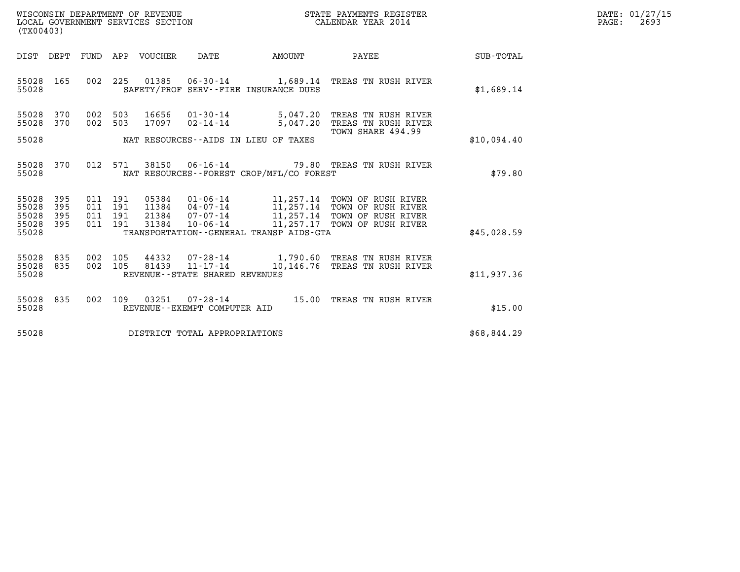WISCONSIN DEPARTMENT OF REVENUE
LOCAL GOVERNMENT SERVICES SECTION
(TX00403)

STATE PAYMENTS REGISTER
CALENDAR YEAR 2014

| DIST | DEPT | FUND | APP | VOUCHER | DATE | AMOUNT | PAYEE | SUB-TOTAL |
|---|---|---|---|---|---|---|---|---|
| 55028 | 165 | 002 | 225 | 01385 | 06-30-14 | 1,689.14 | TREAS TN RUSH RIVER | |
| 55028 | | | | | SAFETY/PROF SERV--FIRE INSURANCE DUES | | | $1,689.14 |
| 55028 | 370 | 002 | 503 | 16656 | 01-30-14 | 5,047.20 | TREAS TN RUSH RIVER | |
| 55028 | 370 | 002 | 503 | 17097 | 02-14-14 | 5,047.20 | TREAS TN RUSH RIVER TOWN SHARE 494.99 | |
| 55028 | | | | | NAT RESOURCES--AIDS IN LIEU OF TAXES | | | $10,094.40 |
| 55028 | 370 | 012 | 571 | 38150 | 06-16-14 | 79.80 | TREAS TN RUSH RIVER | |
| 55028 | | | | | NAT RESOURCES--FOREST CROP/MFL/CO FOREST | | | $79.80 |
| 55028 | 395 | 011 | 191 | 05384 | 01-06-14 | 11,257.14 | TOWN OF RUSH RIVER | |
| 55028 | 395 | 011 | 191 | 11384 | 04-07-14 | 11,257.14 | TOWN OF RUSH RIVER | |
| 55028 | 395 | 011 | 191 | 21384 | 07-07-14 | 11,257.14 | TOWN OF RUSH RIVER | |
| 55028 | 395 | 011 | 191 | 31384 | 10-06-14 | 11,257.17 | TOWN OF RUSH RIVER | |
| 55028 | | | | | TRANSPORTATION--GENERAL TRANSP AIDS-GTA | | | $45,028.59 |
| 55028 | 835 | 002 | 105 | 44332 | 07-28-14 | 1,790.60 | TREAS TN RUSH RIVER | |
| 55028 | 835 | 002 | 105 | 81439 | 11-17-14 | 10,146.76 | TREAS TN RUSH RIVER | |
| 55028 | | | | | REVENUE--STATE SHARED REVENUES | | | $11,937.36 |
| 55028 | 835 | 002 | 109 | 03251 | 07-28-14 | 15.00 | TREAS TN RUSH RIVER | |
| 55028 | | | | | REVENUE--EXEMPT COMPUTER AID | | | $15.00 |
| 55028 | | | | | DISTRICT TOTAL APPROPRIATIONS | | | $68,844.29 |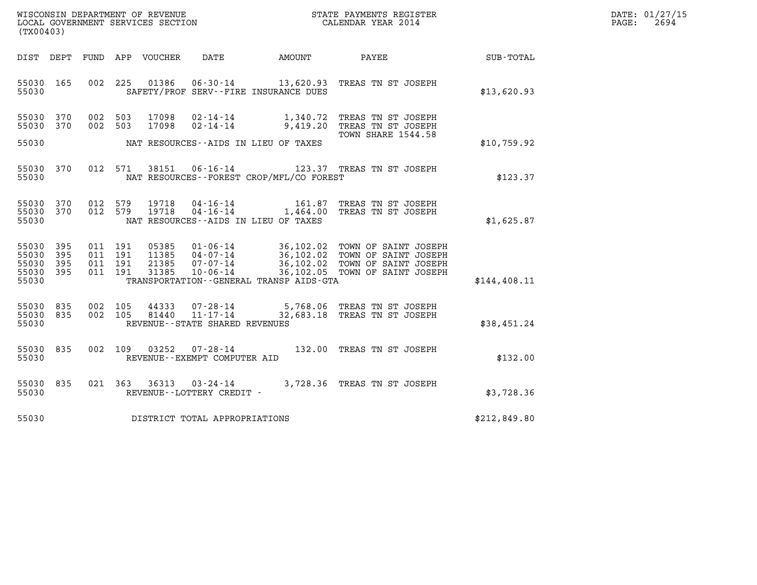WISCONSIN DEPARTMENT OF REVENUE
LOCAL GOVERNMENT SERVICES SECTION
(TX00403)

STATE PAYMENTS REGISTER
CALENDAR YEAR 2014

| DIST | DEPT | FUND | APP | VOUCHER | DATE | AMOUNT | PAYEE | SUB-TOTAL |
|---|---|---|---|---|---|---|---|---|
| 55030 | 165 | 002 | 225 | 01386 | 06-30-14 | 13,620.93 | TREAS TN ST JOSEPH | |
| 55030 | | | | | SAFETY/PROF SERV--FIRE INSURANCE DUES | | | $13,620.93 |
| 55030 | 370 | 002 | 503 | 17098 | 02-14-14 | 1,340.72 | TREAS TN ST JOSEPH | |
| 55030 | 370 | 002 | 503 | 17098 | 02-14-14 | 9,419.20 | TREAS TN ST JOSEPH<br>TOWN SHARE 1544.58 | |
| 55030 | | | | | NAT RESOURCES--AIDS IN LIEU OF TAXES | | | $10,759.92 |
| 55030 | 370 | 012 | 571 | 38151 | 06-16-14 | 123.37 | TREAS TN ST JOSEPH | |
| 55030 | | | | | NAT RESOURCES--FOREST CROP/MFL/CO FOREST | | | $123.37 |
| 55030 | 370 | 012 | 579 | 19718 | 04-16-14 | 161.87 | TREAS TN ST JOSEPH | |
| 55030 | 370 | 012 | 579 | 19718 | 04-16-14 | 1,464.00 | TREAS TN ST JOSEPH | |
| 55030 | | | | | NAT RESOURCES--AIDS IN LIEU OF TAXES | | | $1,625.87 |
| 55030 | 395 | 011 | 191 | 05385 | 01-06-14 | 36,102.02 | TOWN OF SAINT JOSEPH | |
| 55030 | 395 | 011 | 191 | 11385 | 04-07-14 | 36,102.02 | TOWN OF SAINT JOSEPH | |
| 55030 | 395 | 011 | 191 | 21385 | 07-07-14 | 36,102.02 | TOWN OF SAINT JOSEPH | |
| 55030 | 395 | 011 | 191 | 31385 | 10-06-14 | 36,102.05 | TOWN OF SAINT JOSEPH | |
| 55030 | | | | | TRANSPORTATION--GENERAL TRANSP AIDS-GTA | | | $144,408.11 |
| 55030 | 835 | 002 | 105 | 44333 | 07-28-14 | 5,768.06 | TREAS TN ST JOSEPH | |
| 55030 | 835 | 002 | 105 | 81440 | 11-17-14 | 32,683.18 | TREAS TN ST JOSEPH | |
| 55030 | | | | | REVENUE--STATE SHARED REVENUES | | | $38,451.24 |
| 55030 | 835 | 002 | 109 | 03252 | 07-28-14 | 132.00 | TREAS TN ST JOSEPH | |
| 55030 | | | | | REVENUE--EXEMPT COMPUTER AID | | | $132.00 |
| 55030 | 835 | 021 | 363 | 36313 | 03-24-14 | 3,728.36 | TREAS TN ST JOSEPH | |
| 55030 | | | | | REVENUE--LOTTERY CREDIT - | | | $3,728.36 |
| 55030 | | | | | DISTRICT TOTAL APPROPRIATIONS | | | $212,849.80 |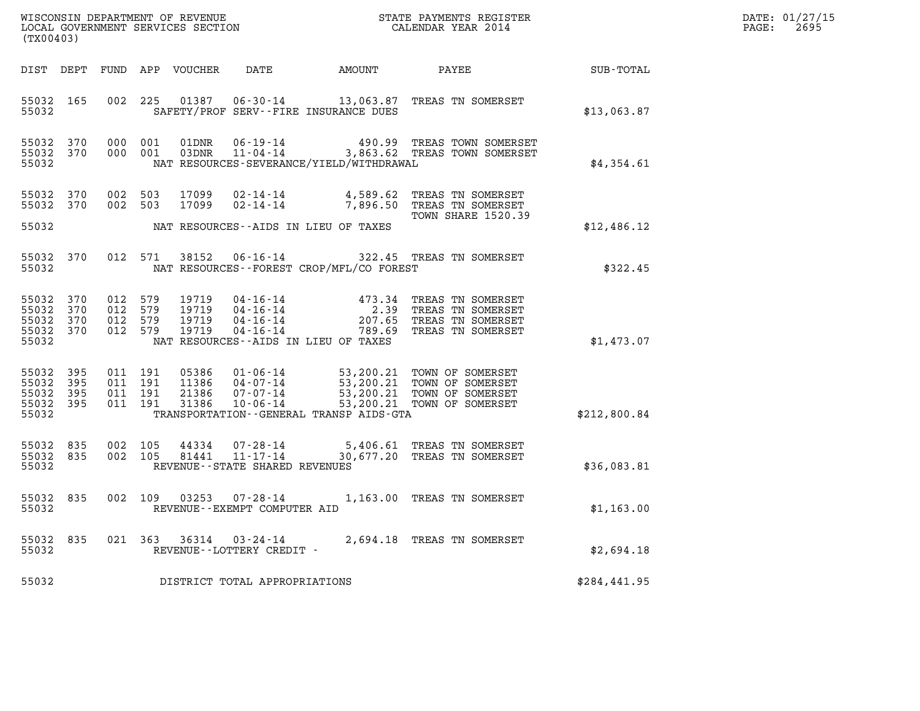WISCONSIN DEPARTMENT OF REVENUE
LOCAL GOVERNMENT SERVICES SECTION
(TX00403)

STATE PAYMENTS REGISTER
CALENDAR YEAR 2014

| DIST | DEPT | FUND | APP | VOUCHER | DATE | AMOUNT | PAYEE | SUB-TOTAL |
|---|---|---|---|---|---|---|---|---|
| 55032 | 165 | 002 | 225 | 01387 | 06-30-14 | 13,063.87 | TREAS TN SOMERSET | |
| 55032 | | | | | SAFETY/PROF SERV--FIRE INSURANCE DUES | | | $13,063.87 |
| 55032 | 370 | 000 | 001 | 01DNR | 06-19-14 | 490.99 | TREAS TOWN SOMERSET | |
| 55032 | 370 | 000 | 001 | 03DNR | 11-04-14 | 3,863.62 | TREAS TOWN SOMERSET | |
| 55032 | | | | | NAT RESOURCES-SEVERANCE/YIELD/WITHDRAWAL | | | $4,354.61 |
| 55032 | 370 | 002 | 503 | 17099 | 02-14-14 | 4,589.62 | TREAS TN SOMERSET | |
| 55032 | 370 | 002 | 503 | 17099 | 02-14-14 | 7,896.50 | TREAS TN SOMERSET TOWN SHARE 1520.39 | |
| 55032 | | | | | NAT RESOURCES--AIDS IN LIEU OF TAXES | | | $12,486.12 |
| 55032 | 370 | 012 | 571 | 38152 | 06-16-14 | 322.45 | TREAS TN SOMERSET | |
| 55032 | | | | | NAT RESOURCES--FOREST CROP/MFL/CO FOREST | | | $322.45 |
| 55032 | 370 | 012 | 579 | 19719 | 04-16-14 | 473.34 | TREAS TN SOMERSET | |
| 55032 | 370 | 012 | 579 | 19719 | 04-16-14 | 2.39 | TREAS TN SOMERSET | |
| 55032 | 370 | 012 | 579 | 19719 | 04-16-14 | 207.65 | TREAS TN SOMERSET | |
| 55032 | 370 | 012 | 579 | 19719 | 04-16-14 | 789.69 | TREAS TN SOMERSET | |
| 55032 | | | | | NAT RESOURCES--AIDS IN LIEU OF TAXES | | | $1,473.07 |
| 55032 | 395 | 011 | 191 | 05386 | 01-06-14 | 53,200.21 | TOWN OF SOMERSET | |
| 55032 | 395 | 011 | 191 | 11386 | 04-07-14 | 53,200.21 | TOWN OF SOMERSET | |
| 55032 | 395 | 011 | 191 | 21386 | 07-07-14 | 53,200.21 | TOWN OF SOMERSET | |
| 55032 | 395 | 011 | 191 | 31386 | 10-06-14 | 53,200.21 | TOWN OF SOMERSET | |
| 55032 | | | | | TRANSPORTATION--GENERAL TRANSP AIDS-GTA | | | $212,800.84 |
| 55032 | 835 | 002 | 105 | 44334 | 07-28-14 | 5,406.61 | TREAS TN SOMERSET | |
| 55032 | 835 | 002 | 105 | 81441 | 11-17-14 | 30,677.20 | TREAS TN SOMERSET | |
| 55032 | | | | | REVENUE--STATE SHARED REVENUES | | | $36,083.81 |
| 55032 | 835 | 002 | 109 | 03253 | 07-28-14 | 1,163.00 | TREAS TN SOMERSET | |
| 55032 | | | | | REVENUE--EXEMPT COMPUTER AID | | | $1,163.00 |
| 55032 | 835 | 021 | 363 | 36314 | 03-24-14 | 2,694.18 | TREAS TN SOMERSET | |
| 55032 | | | | | REVENUE--LOTTERY CREDIT - | | | $2,694.18 |
| 55032 | | | | | DISTRICT TOTAL APPROPRIATIONS | | | $284,441.95 |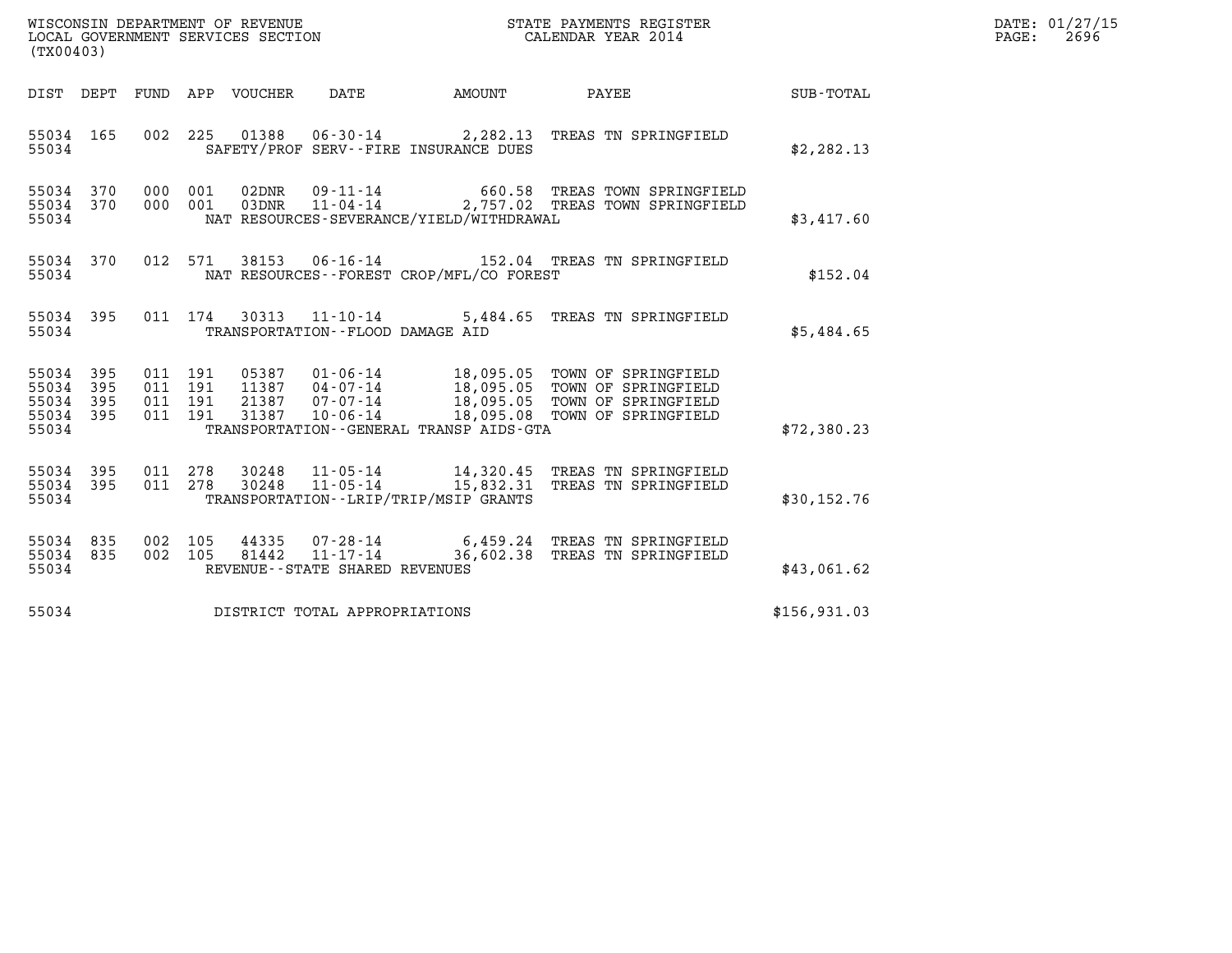WISCONSIN DEPARTMENT OF REVENUE
LOCAL GOVERNMENT SERVICES SECTION
(TX00403)

STATE PAYMENTS REGISTER
CALENDAR YEAR 2014

DATE: 01/27/15
PAGE: 2696

| DIST | DEPT | FUND | APP | VOUCHER | DATE | AMOUNT | PAYEE | SUB-TOTAL |
|---|---|---|---|---|---|---|---|---|
| 55034 | 165 | 002 | 225 | 01388 | 06-30-14 | 2,282.13 | TREAS TN SPRINGFIELD | |
| 55034 | | | | | SAFETY/PROF SERV--FIRE INSURANCE DUES | | | $2,282.13 |
| 55034 | 370 | 000 | 001 | 02DNR | 09-11-14 | 660.58 | TREAS TOWN SPRINGFIELD | |
| 55034 | 370 | 000 | 001 | 03DNR | 11-04-14 | 2,757.02 | TREAS TOWN SPRINGFIELD | |
| 55034 | | | | | NAT RESOURCES-SEVERANCE/YIELD/WITHDRAWAL | | | $3,417.60 |
| 55034 | 370 | 012 | 571 | 38153 | 06-16-14 | 152.04 | TREAS TN SPRINGFIELD | |
| 55034 | | | | | NAT RESOURCES--FOREST CROP/MFL/CO FOREST | | | $152.04 |
| 55034 | 395 | 011 | 174 | 30313 | 11-10-14 | 5,484.65 | TREAS TN SPRINGFIELD | |
| 55034 | | | | | TRANSPORTATION--FLOOD DAMAGE AID | | | $5,484.65 |
| 55034 | 395 | 011 | 191 | 05387 | 01-06-14 | 18,095.05 | TOWN OF SPRINGFIELD | |
| 55034 | 395 | 011 | 191 | 11387 | 04-07-14 | 18,095.05 | TOWN OF SPRINGFIELD | |
| 55034 | 395 | 011 | 191 | 21387 | 07-07-14 | 18,095.05 | TOWN OF SPRINGFIELD | |
| 55034 | 395 | 011 | 191 | 31387 | 10-06-14 | 18,095.08 | TOWN OF SPRINGFIELD | |
| 55034 | | | | | TRANSPORTATION--GENERAL TRANSP AIDS-GTA | | | $72,380.23 |
| 55034 | 395 | 011 | 278 | 30248 | 11-05-14 | 14,320.45 | TREAS TN SPRINGFIELD | |
| 55034 | 395 | 011 | 278 | 30248 | 11-05-14 | 15,832.31 | TREAS TN SPRINGFIELD | |
| 55034 | | | | | TRANSPORTATION--LRIP/TRIP/MSIP GRANTS | | | $30,152.76 |
| 55034 | 835 | 002 | 105 | 44335 | 07-28-14 | 6,459.24 | TREAS TN SPRINGFIELD | |
| 55034 | 835 | 002 | 105 | 81442 | 11-17-14 | 36,602.38 | TREAS TN SPRINGFIELD | |
| 55034 | | | | | REVENUE--STATE SHARED REVENUES | | | $43,061.62 |
| 55034 | | | | | DISTRICT TOTAL APPROPRIATIONS | | | $156,931.03 |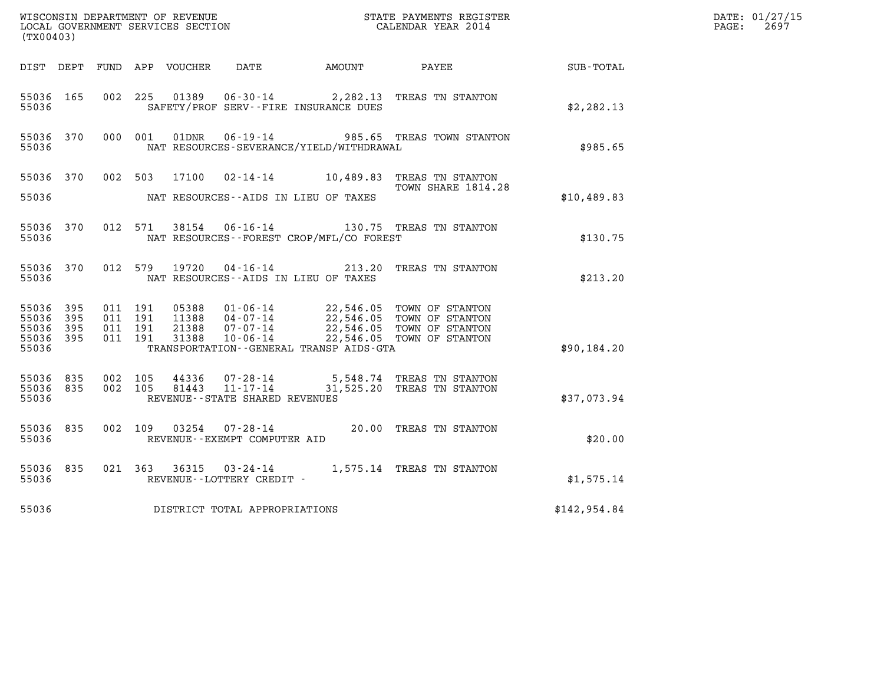WISCONSIN DEPARTMENT OF REVENUE
LOCAL GOVERNMENT SERVICES SECTION
(TX00403)

STATE PAYMENTS REGISTER
CALENDAR YEAR 2014

DATE: 01/27/15
PAGE: 2697

| DIST | DEPT | FUND | APP | VOUCHER | DATE | AMOUNT | PAYEE | SUB-TOTAL |
|---|---|---|---|---|---|---|---|---|
| 55036 | 165 | 002 | 225 | 01389 | 06-30-14 | 2,282.13 | TREAS TN STANTON | |
| 55036 | | | | SAFETY/PROF SERV--FIRE INSURANCE DUES | | | | $2,282.13 |
| 55036 | 370 | 000 | 001 | 01DNR | 06-19-14 | 985.65 | TREAS TOWN STANTON | |
| 55036 | | | | NAT RESOURCES-SEVERANCE/YIELD/WITHDRAWAL | | | | $985.65 |
| 55036 | 370 | 002 | 503 | 17100 | 02-14-14 | 10,489.83 | TREAS TN STANTON TOWN SHARE 1814.28 | |
| 55036 | | | | NAT RESOURCES--AIDS IN LIEU OF TAXES | | | | $10,489.83 |
| 55036 | 370 | 012 | 571 | 38154 | 06-16-14 | 130.75 | TREAS TN STANTON | |
| 55036 | | | | NAT RESOURCES--FOREST CROP/MFL/CO FOREST | | | | $130.75 |
| 55036 | 370 | 012 | 579 | 19720 | 04-16-14 | 213.20 | TREAS TN STANTON | |
| 55036 | | | | NAT RESOURCES--AIDS IN LIEU OF TAXES | | | | $213.20 |
| 55036 | 395 | 011 | 191 | 05388 | 01-06-14 | 22,546.05 | TOWN OF STANTON | |
| 55036 | 395 | 011 | 191 | 11388 | 04-07-14 | 22,546.05 | TOWN OF STANTON | |
| 55036 | 395 | 011 | 191 | 21388 | 07-07-14 | 22,546.05 | TOWN OF STANTON | |
| 55036 | 395 | 011 | 191 | 31388 | 10-06-14 | 22,546.05 | TOWN OF STANTON | |
| 55036 | | | | TRANSPORTATION--GENERAL TRANSP AIDS-GTA | | | | $90,184.20 |
| 55036 | 835 | 002 | 105 | 44336 | 07-28-14 | 5,548.74 | TREAS TN STANTON | |
| 55036 | 835 | 002 | 105 | 81443 | 11-17-14 | 31,525.20 | TREAS TN STANTON | |
| 55036 | | | | REVENUE--STATE SHARED REVENUES | | | | $37,073.94 |
| 55036 | 835 | 002 | 109 | 03254 | 07-28-14 | 20.00 | TREAS TN STANTON | |
| 55036 | | | | REVENUE--EXEMPT COMPUTER AID | | | | $20.00 |
| 55036 | 835 | 021 | 363 | 36315 | 03-24-14 | 1,575.14 | TREAS TN STANTON | |
| 55036 | | | | REVENUE--LOTTERY CREDIT - | | | | $1,575.14 |
| 55036 | | | | DISTRICT TOTAL APPROPRIATIONS | | | | $142,954.84 |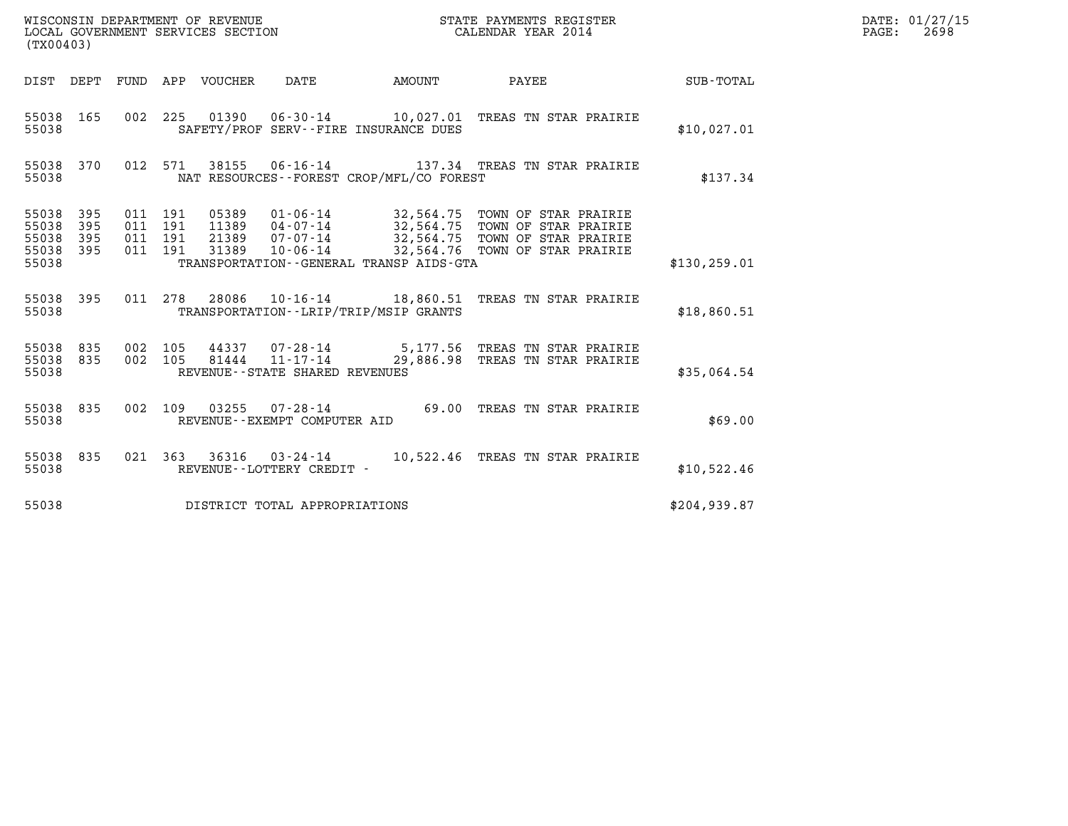WISCONSIN DEPARTMENT OF REVENUE
LOCAL GOVERNMENT SERVICES SECTION
(TX00403)

STATE PAYMENTS REGISTER
CALENDAR YEAR 2014

DATE: 01/27/15

| DIST | DEPT | FUND | APP | VOUCHER | DATE | AMOUNT | PAYEE | SUB-TOTAL |
|---|---|---|---|---|---|---|---|---|
| 55038 | 165 | 002 | 225 | 01390 | 06-30-14 | 10,027.01 | TREAS TN STAR PRAIRIE | |
| 55038 | | | | | SAFETY/PROF SERV--FIRE INSURANCE DUES | | | $10,027.01 |
| 55038 | 370 | 012 | 571 | 38155 | 06-16-14 | 137.34 | TREAS TN STAR PRAIRIE | |
| 55038 | | | | | NAT RESOURCES--FOREST CROP/MFL/CO FOREST | | | $137.34 |
| 55038 | 395 | 011 | 191 | 05389 | 01-06-14 | 32,564.75 | TOWN OF STAR PRAIRIE | |
| 55038 | 395 | 011 | 191 | 11389 | 04-07-14 | 32,564.75 | TOWN OF STAR PRAIRIE | |
| 55038 | 395 | 011 | 191 | 21389 | 07-07-14 | 32,564.75 | TOWN OF STAR PRAIRIE | |
| 55038 | 395 | 011 | 191 | 31389 | 10-06-14 | 32,564.76 | TOWN OF STAR PRAIRIE | |
| 55038 | | | | | TRANSPORTATION--GENERAL TRANSP AIDS-GTA | | | $130,259.01 |
| 55038 | 395 | 011 | 278 | 28086 | 10-16-14 | 18,860.51 | TREAS TN STAR PRAIRIE | |
| 55038 | | | | | TRANSPORTATION--LRIP/TRIP/MSIP GRANTS | | | $18,860.51 |
| 55038 | 835 | 002 | 105 | 44337 | 07-28-14 | 5,177.56 | TREAS TN STAR PRAIRIE | |
| 55038 | 835 | 002 | 105 | 81444 | 11-17-14 | 29,886.98 | TREAS TN STAR PRAIRIE | |
| 55038 | | | | | REVENUE--STATE SHARED REVENUES | | | $35,064.54 |
| 55038 | 835 | 002 | 109 | 03255 | 07-28-14 | 69.00 | TREAS TN STAR PRAIRIE | |
| 55038 | | | | | REVENUE--EXEMPT COMPUTER AID | | | $69.00 |
| 55038 | 835 | 021 | 363 | 36316 | 03-24-14 | 10,522.46 | TREAS TN STAR PRAIRIE | |
| 55038 | | | | | REVENUE--LOTTERY CREDIT - | | | $10,522.46 |
| 55038 | | | | | DISTRICT TOTAL APPROPRIATIONS | | | $204,939.87 |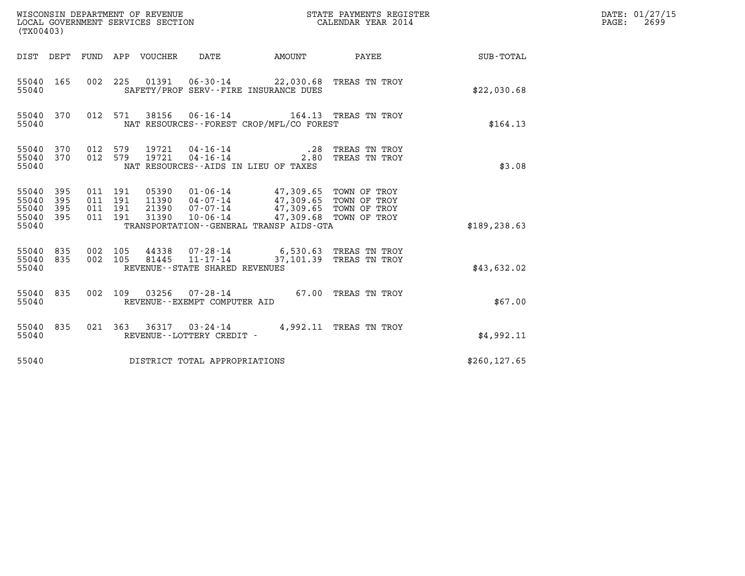WISCONSIN DEPARTMENT OF REVENUE
LOCAL GOVERNMENT SERVICES SECTION
(TX00403)

STATE PAYMENTS REGISTER
CALENDAR YEAR 2014

DATE: 01/27/15
PAGE: 2699

| DIST | DEPT | FUND | APP | VOUCHER | DATE | AMOUNT | PAYEE | SUB-TOTAL |
|---|---|---|---|---|---|---|---|---|
| 55040 | 165 | 002 | 225 | 01391 | 06-30-14 | 22,030.68 | TREAS TN TROY | |
| 55040 | | | | SAFETY/PROF SERV--FIRE INSURANCE DUES | | | | $22,030.68 |
| 55040 | 370 | 012 | 571 | 38156 | 06-16-14 | 164.13 | TREAS TN TROY | |
| 55040 | | | | NAT RESOURCES--FOREST CROP/MFL/CO FOREST | | | | $164.13 |
| 55040 | 370 | 012 | 579 | 19721 | 04-16-14 | .28 | TREAS TN TROY | |
| 55040 | 370 | 012 | 579 | 19721 | 04-16-14 | 2.80 | TREAS TN TROY | |
| 55040 | | | | NAT RESOURCES--AIDS IN LIEU OF TAXES | | | | $3.08 |
| 55040 | 395 | 011 | 191 | 05390 | 01-06-14 | 47,309.65 | TOWN OF TROY | |
| 55040 | 395 | 011 | 191 | 11390 | 04-07-14 | 47,309.65 | TOWN OF TROY | |
| 55040 | 395 | 011 | 191 | 21390 | 07-07-14 | 47,309.65 | TOWN OF TROY | |
| 55040 | 395 | 011 | 191 | 31390 | 10-06-14 | 47,309.68 | TOWN OF TROY | |
| 55040 | | | | TRANSPORTATION--GENERAL TRANSP AIDS-GTA | | | | $189,238.63 |
| 55040 | 835 | 002 | 105 | 44338 | 07-28-14 | 6,530.63 | TREAS TN TROY | |
| 55040 | 835 | 002 | 105 | 81445 | 11-17-14 | 37,101.39 | TREAS TN TROY | |
| 55040 | | | | REVENUE--STATE SHARED REVENUES | | | | $43,632.02 |
| 55040 | 835 | 002 | 109 | 03256 | 07-28-14 | 67.00 | TREAS TN TROY | |
| 55040 | | | | REVENUE--EXEMPT COMPUTER AID | | | | $67.00 |
| 55040 | 835 | 021 | 363 | 36317 | 03-24-14 | 4,992.11 | TREAS TN TROY | |
| 55040 | | | | REVENUE--LOTTERY CREDIT - | | | | $4,992.11 |
| 55040 | | | | DISTRICT TOTAL APPROPRIATIONS | | | | $260,127.65 |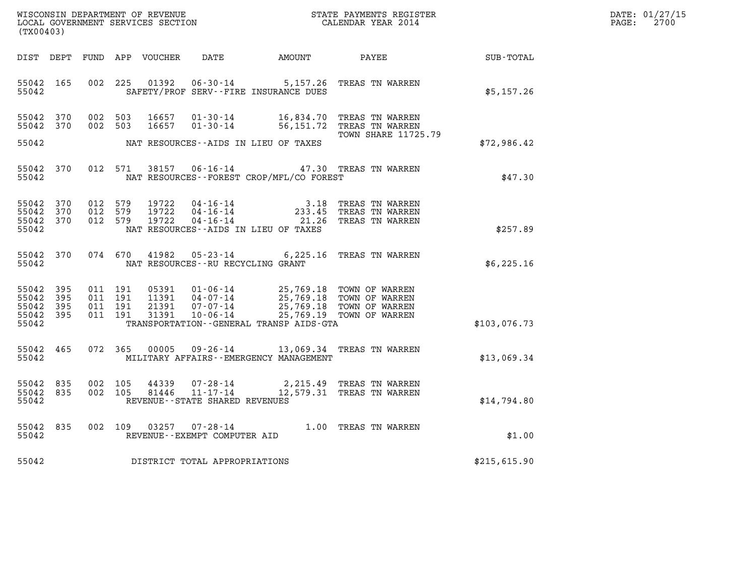WISCONSIN DEPARTMENT OF REVENUE
LOCAL GOVERNMENT SERVICES SECTION
(TX00403)

STATE PAYMENTS REGISTER
CALENDAR YEAR 2014

DATE: 01/27/15
PAGE: 2700

| DIST | DEPT | FUND | APP | VOUCHER | DATE | AMOUNT | PAYEE | SUB-TOTAL |
|---|---|---|---|---|---|---|---|---|
| 55042 | 165 | 002 | 225 | 01392 | 06-30-14 | 5,157.26 | TREAS TN WARREN | |
| 55042 | | | | | SAFETY/PROF SERV--FIRE INSURANCE DUES | | | $5,157.26 |
| 55042 | 370 | 002 | 503 | 16657 | 01-30-14 | 16,834.70 | TREAS TN WARREN | |
| 55042 | 370 | 002 | 503 | 16657 | 01-30-14 | 56,151.72 | TREAS TN WARREN | |
| | | | | | | | TOWN SHARE 11725.79 | |
| 55042 | | | | | NAT RESOURCES--AIDS IN LIEU OF TAXES | | | $72,986.42 |
| 55042 | 370 | 012 | 571 | 38157 | 06-16-14 | 47.30 | TREAS TN WARREN | |
| 55042 | | | | | NAT RESOURCES--FOREST CROP/MFL/CO FOREST | | | $47.30 |
| 55042 | 370 | 012 | 579 | 19722 | 04-16-14 | 3.18 | TREAS TN WARREN | |
| 55042 | 370 | 012 | 579 | 19722 | 04-16-14 | 233.45 | TREAS TN WARREN | |
| 55042 | 370 | 012 | 579 | 19722 | 04-16-14 | 21.26 | TREAS TN WARREN | |
| 55042 | | | | | NAT RESOURCES--AIDS IN LIEU OF TAXES | | | $257.89 |
| 55042 | 370 | 074 | 670 | 41982 | 05-23-14 | 6,225.16 | TREAS TN WARREN | |
| 55042 | | | | | NAT RESOURCES--RU RECYCLING GRANT | | | $6,225.16 |
| 55042 | 395 | 011 | 191 | 05391 | 01-06-14 | 25,769.18 | TOWN OF WARREN | |
| 55042 | 395 | 011 | 191 | 11391 | 04-07-14 | 25,769.18 | TOWN OF WARREN | |
| 55042 | 395 | 011 | 191 | 21391 | 07-07-14 | 25,769.18 | TOWN OF WARREN | |
| 55042 | 395 | 011 | 191 | 31391 | 10-06-14 | 25,769.19 | TOWN OF WARREN | |
| 55042 | | | | | TRANSPORTATION--GENERAL TRANSP AIDS-GTA | | | $103,076.73 |
| 55042 | 465 | 072 | 365 | 00005 | 09-26-14 | 13,069.34 | TREAS TN WARREN | |
| 55042 | | | | | MILITARY AFFAIRS--EMERGENCY MANAGEMENT | | | $13,069.34 |
| 55042 | 835 | 002 | 105 | 44339 | 07-28-14 | 2,215.49 | TREAS TN WARREN | |
| 55042 | 835 | 002 | 105 | 81446 | 11-17-14 | 12,579.31 | TREAS TN WARREN | |
| 55042 | | | | | REVENUE--STATE SHARED REVENUES | | | $14,794.80 |
| 55042 | 835 | 002 | 109 | 03257 | 07-28-14 | 1.00 | TREAS TN WARREN | |
| 55042 | | | | | REVENUE--EXEMPT COMPUTER AID | | | $1.00 |
| 55042 | | | | | DISTRICT TOTAL APPROPRIATIONS | | | $215,615.90 |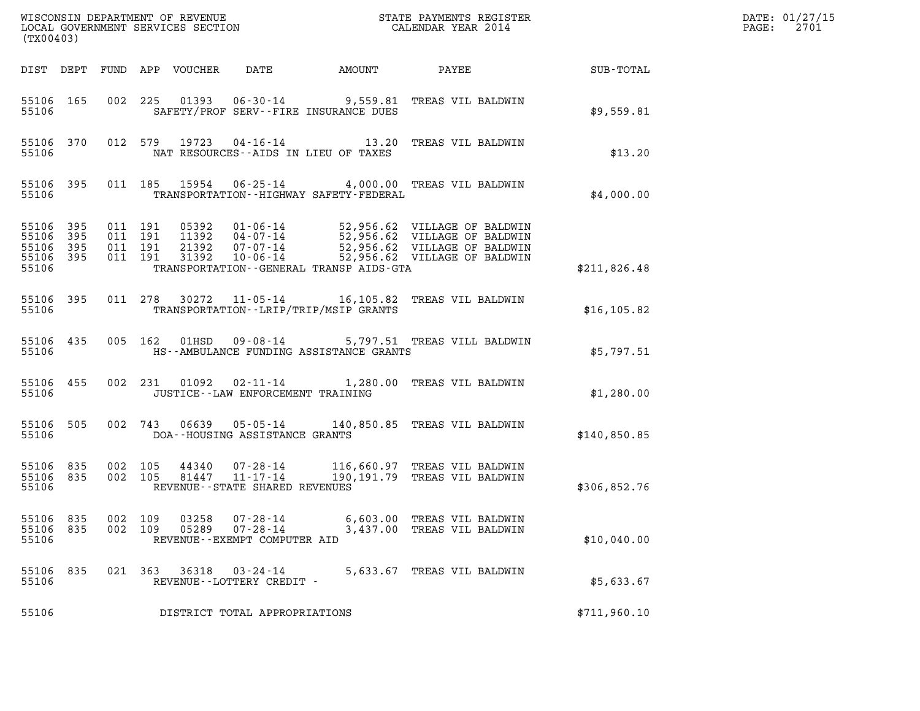WISCONSIN DEPARTMENT OF REVENUE
LOCAL GOVERNMENT SERVICES SECTION
(TX00403)

STATE PAYMENTS REGISTER
CALENDAR YEAR 2014

DATE: 01/27/15
PAGE: 2701

| DIST | DEPT | FUND | APP | VOUCHER | DATE | AMOUNT | PAYEE | SUB-TOTAL |
|---|---|---|---|---|---|---|---|---|
| 55106 | 165 | 002 | 225 | 01393 | 06-30-14 | 9,559.81 | TREAS VIL BALDWIN | |
| 55106 | | | | SAFETY/PROF SERV--FIRE INSURANCE DUES | | | | $9,559.81 |
| 55106 | 370 | 012 | 579 | 19723 | 04-16-14 | 13.20 | TREAS VIL BALDWIN | |
| 55106 | | | | NAT RESOURCES--AIDS IN LIEU OF TAXES | | | | $13.20 |
| 55106 | 395 | 011 | 185 | 15954 | 06-25-14 | 4,000.00 | TREAS VIL BALDWIN | |
| 55106 | | | | TRANSPORTATION--HIGHWAY SAFETY-FEDERAL | | | | $4,000.00 |
| 55106 | 395 | 011 | 191 | 05392 | 01-06-14 | 52,956.62 | VILLAGE OF BALDWIN | |
| 55106 | 395 | 011 | 191 | 11392 | 04-07-14 | 52,956.62 | VILLAGE OF BALDWIN | |
| 55106 | 395 | 011 | 191 | 21392 | 07-07-14 | 52,956.62 | VILLAGE OF BALDWIN | |
| 55106 | 395 | 011 | 191 | 31392 | 10-06-14 | 52,956.62 | VILLAGE OF BALDWIN | |
| 55106 | | | | TRANSPORTATION--GENERAL TRANSP AIDS-GTA | | | | $211,826.48 |
| 55106 | 395 | 011 | 278 | 30272 | 11-05-14 | 16,105.82 | TREAS VIL BALDWIN | |
| 55106 | | | | TRANSPORTATION--LRIP/TRIP/MSIP GRANTS | | | | $16,105.82 |
| 55106 | 435 | 005 | 162 | 01HSD | 09-08-14 | 5,797.51 | TREAS VILL BALDWIN | |
| 55106 | | | | HS--AMBULANCE FUNDING ASSISTANCE GRANTS | | | | $5,797.51 |
| 55106 | 455 | 002 | 231 | 01092 | 02-11-14 | 1,280.00 | TREAS VIL BALDWIN | |
| 55106 | | | | JUSTICE--LAW ENFORCEMENT TRAINING | | | | $1,280.00 |
| 55106 | 505 | 002 | 743 | 06639 | 05-05-14 | 140,850.85 | TREAS VIL BALDWIN | |
| 55106 | | | | DOA--HOUSING ASSISTANCE GRANTS | | | | $140,850.85 |
| 55106 | 835 | 002 | 105 | 44340 | 07-28-14 | 116,660.97 | TREAS VIL BALDWIN | |
| 55106 | 835 | 002 | 105 | 81447 | 11-17-14 | 190,191.79 | TREAS VIL BALDWIN | |
| 55106 | | | | REVENUE--STATE SHARED REVENUES | | | | $306,852.76 |
| 55106 | 835 | 002 | 109 | 03258 | 07-28-14 | 6,603.00 | TREAS VIL BALDWIN | |
| 55106 | 835 | 002 | 109 | 05289 | 07-28-14 | 3,437.00 | TREAS VIL BALDWIN | |
| 55106 | | | | REVENUE--EXEMPT COMPUTER AID | | | | $10,040.00 |
| 55106 | 835 | 021 | 363 | 36318 | 03-24-14 | 5,633.67 | TREAS VIL BALDWIN | |
| 55106 | | | | REVENUE--LOTTERY CREDIT - | | | | $5,633.67 |
| 55106 | | | | DISTRICT TOTAL APPROPRIATIONS | | | | $711,960.10 |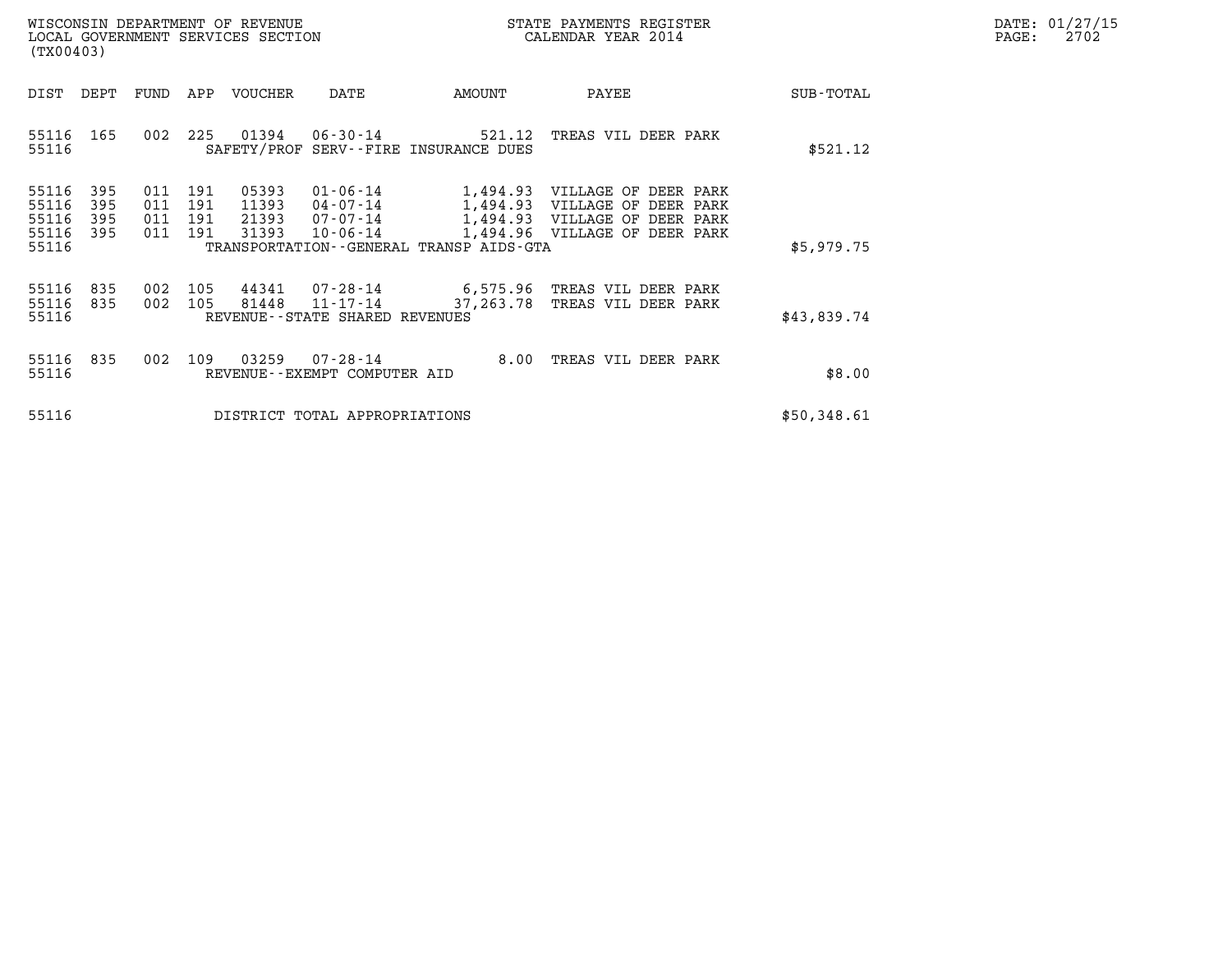WISCONSIN DEPARTMENT OF REVENUE
LOCAL GOVERNMENT SERVICES SECTION
(TX00403)

STATE PAYMENTS REGISTER
CALENDAR YEAR 2014

DATE: 01/27/15
PAGE: 2702

| DIST | DEPT | FUND | APP | VOUCHER | DATE | AMOUNT | PAYEE | SUB-TOTAL |
|---|---|---|---|---|---|---|---|---|
| 55116 | 165 | 002 | 225 | 01394 | 06-30-14 | 521.12 | TREAS VIL DEER PARK | |
| 55116 | | | | | SAFETY/PROF SERV--FIRE INSURANCE DUES | | | $521.12 |
| 55116 | 395 | 011 | 191 | 05393 | 01-06-14 | 1,494.93 | VILLAGE OF DEER PARK | |
| 55116 | 395 | 011 | 191 | 11393 | 04-07-14 | 1,494.93 | VILLAGE OF DEER PARK | |
| 55116 | 395 | 011 | 191 | 21393 | 07-07-14 | 1,494.93 | VILLAGE OF DEER PARK | |
| 55116 | 395 | 011 | 191 | 31393 | 10-06-14 | 1,494.96 | VILLAGE OF DEER PARK | |
| 55116 | | | | | TRANSPORTATION--GENERAL TRANSP AIDS-GTA | | | $5,979.75 |
| 55116 | 835 | 002 | 105 | 44341 | 07-28-14 | 6,575.96 | TREAS VIL DEER PARK | |
| 55116 | 835 | 002 | 105 | 81448 | 11-17-14 | 37,263.78 | TREAS VIL DEER PARK | |
| 55116 | | | | | REVENUE--STATE SHARED REVENUES | | | $43,839.74 |
| 55116 | 835 | 002 | 109 | 03259 | 07-28-14 | 8.00 | TREAS VIL DEER PARK | |
| 55116 | | | | | REVENUE--EXEMPT COMPUTER AID | | | $8.00 |
| 55116 | | | | | DISTRICT TOTAL APPROPRIATIONS | | | $50,348.61 |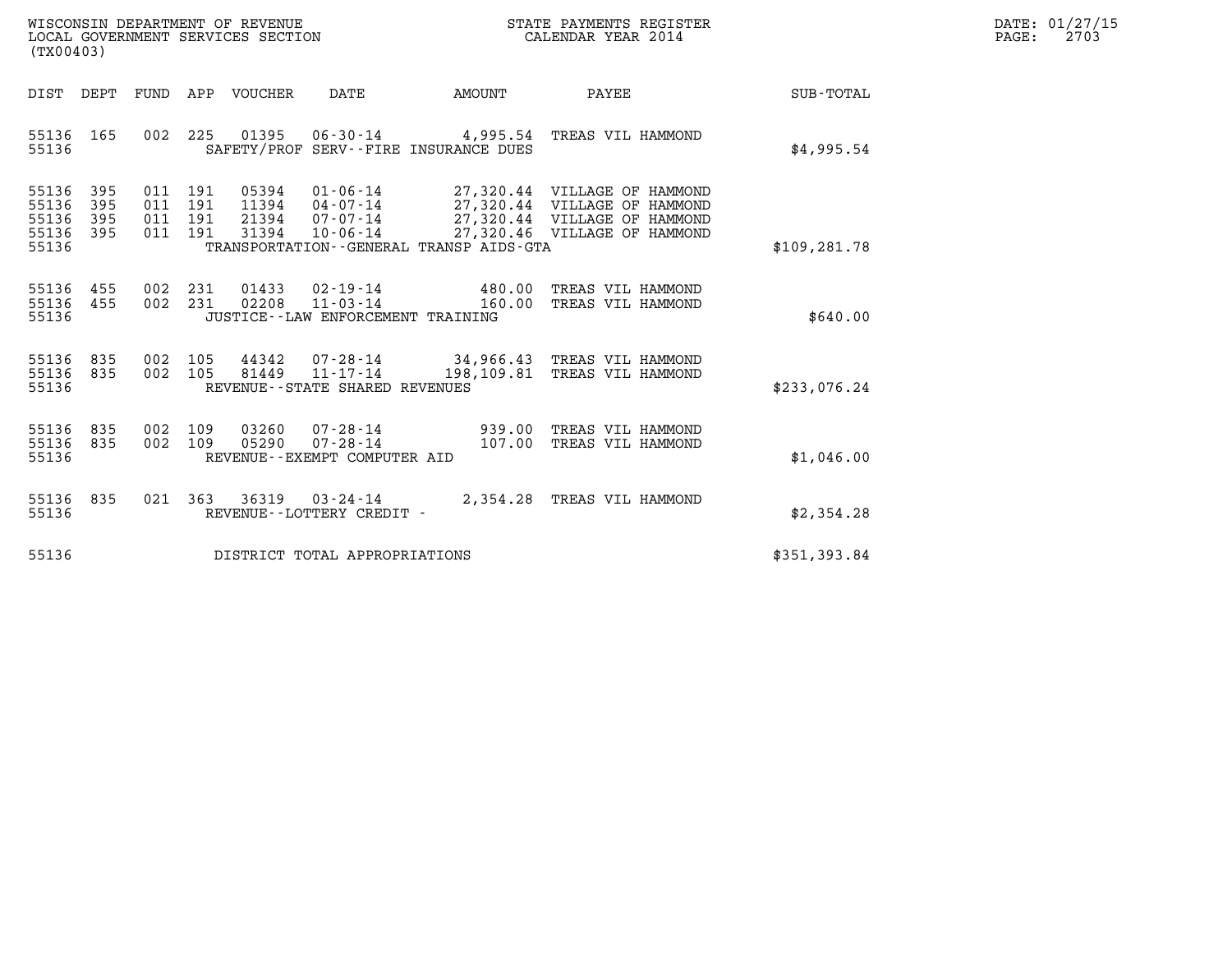WISCONSIN DEPARTMENT OF REVENUE
LOCAL GOVERNMENT SERVICES SECTION
(TX00403)

STATE PAYMENTS REGISTER
CALENDAR YEAR 2014

| DIST | DEPT | FUND | APP | VOUCHER | DATE | AMOUNT | PAYEE | SUB-TOTAL |
|---|---|---|---|---|---|---|---|---|
| 55136 | 165 | 002 | 225 | 01395 | 06-30-14 | 4,995.54 | TREAS VIL HAMMOND | |
| 55136 | | | | | SAFETY/PROF SERV--FIRE INSURANCE DUES | | | $4,995.54 |
| 55136 | 395 | 011 | 191 | 05394 | 01-06-14 | 27,320.44 | VILLAGE OF HAMMOND | |
| 55136 | 395 | 011 | 191 | 11394 | 04-07-14 | 27,320.44 | VILLAGE OF HAMMOND | |
| 55136 | 395 | 011 | 191 | 21394 | 07-07-14 | 27,320.44 | VILLAGE OF HAMMOND | |
| 55136 | 395 | 011 | 191 | 31394 | 10-06-14 | 27,320.46 | VILLAGE OF HAMMOND | |
| 55136 | | | | | TRANSPORTATION--GENERAL TRANSP AIDS-GTA | | | $109,281.78 |
| 55136 | 455 | 002 | 231 | 01433 | 02-19-14 | 480.00 | TREAS VIL HAMMOND | |
| 55136 | 455 | 002 | 231 | 02208 | 11-03-14 | 160.00 | TREAS VIL HAMMOND | |
| 55136 | | | | | JUSTICE--LAW ENFORCEMENT TRAINING | | | $640.00 |
| 55136 | 835 | 002 | 105 | 44342 | 07-28-14 | 34,966.43 | TREAS VIL HAMMOND | |
| 55136 | 835 | 002 | 105 | 81449 | 11-17-14 | 198,109.81 | TREAS VIL HAMMOND | |
| 55136 | | | | | REVENUE--STATE SHARED REVENUES | | | $233,076.24 |
| 55136 | 835 | 002 | 109 | 03260 | 07-28-14 | 939.00 | TREAS VIL HAMMOND | |
| 55136 | 835 | 002 | 109 | 05290 | 07-28-14 | 107.00 | TREAS VIL HAMMOND | |
| 55136 | | | | | REVENUE--EXEMPT COMPUTER AID | | | $1,046.00 |
| 55136 | 835 | 021 | 363 | 36319 | 03-24-14 | 2,354.28 | TREAS VIL HAMMOND | |
| 55136 | | | | | REVENUE--LOTTERY CREDIT - | | | $2,354.28 |
| 55136 | | | | | DISTRICT TOTAL APPROPRIATIONS | | | $351,393.84 |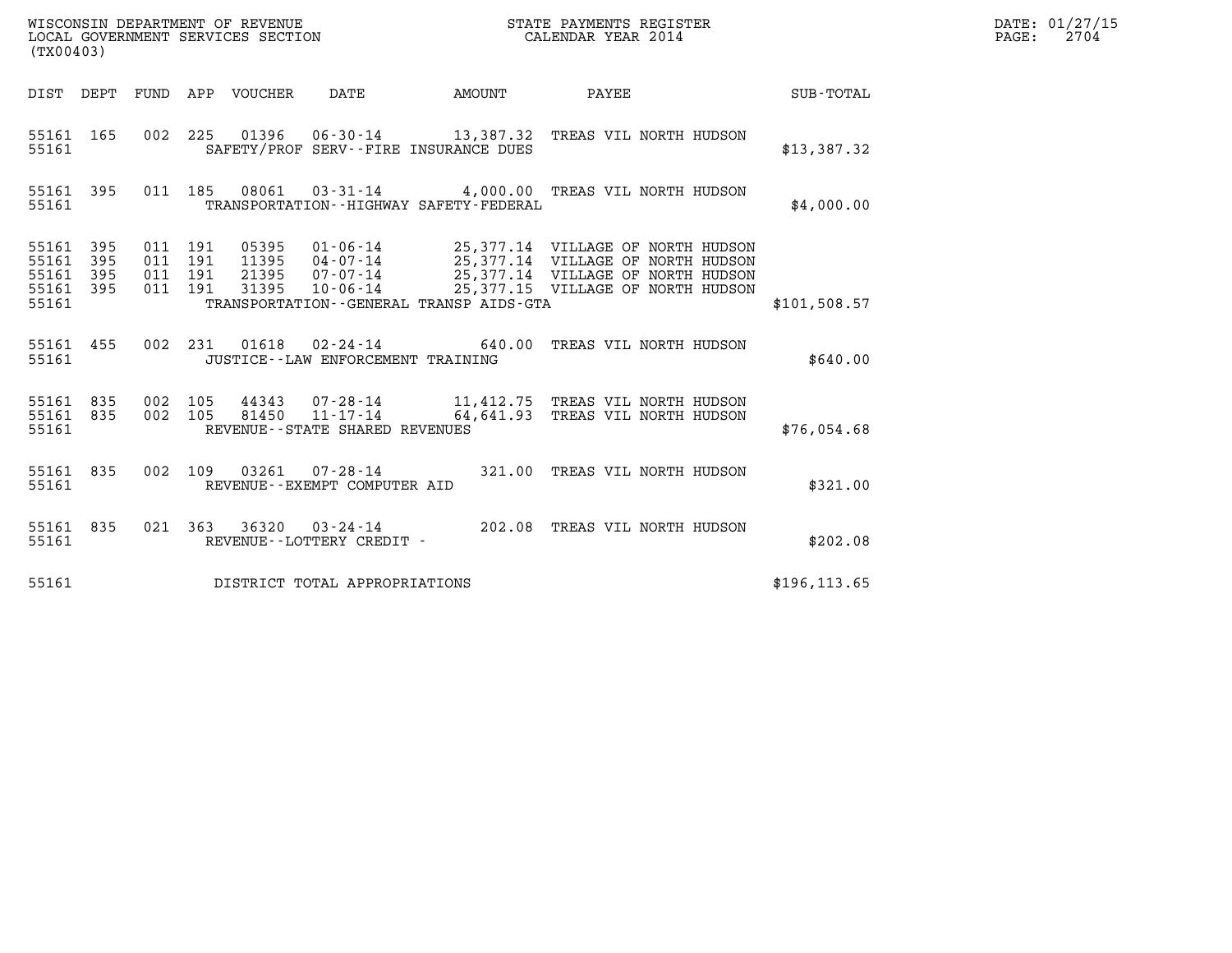WISCONSIN DEPARTMENT OF REVENUE
LOCAL GOVERNMENT SERVICES SECTION
(TX00403)

STATE PAYMENTS REGISTER
CALENDAR YEAR 2014

DATE: 01/27/15
PAGE: 2704

| DIST | DEPT | FUND | APP | VOUCHER | DATE | AMOUNT | PAYEE | SUB-TOTAL |
|---|---|---|---|---|---|---|---|---|
| 55161 | 165 | 002 | 225 | 01396 | 06-30-14 | 13,387.32 | TREAS VIL NORTH HUDSON | |
| 55161 | | | | SAFETY/PROF SERV--FIRE INSURANCE DUES | | | | $13,387.32 |
| 55161 | 395 | 011 | 185 | 08061 | 03-31-14 | 4,000.00 | TREAS VIL NORTH HUDSON | |
| 55161 | | | | TRANSPORTATION--HIGHWAY SAFETY-FEDERAL | | | | $4,000.00 |
| 55161 | 395 | 011 | 191 | 05395 | 01-06-14 | 25,377.14 | VILLAGE OF NORTH HUDSON | |
| 55161 | 395 | 011 | 191 | 11395 | 04-07-14 | 25,377.14 | VILLAGE OF NORTH HUDSON | |
| 55161 | 395 | 011 | 191 | 21395 | 07-07-14 | 25,377.14 | VILLAGE OF NORTH HUDSON | |
| 55161 | 395 | 011 | 191 | 31395 | 10-06-14 | 25,377.15 | VILLAGE OF NORTH HUDSON | |
| 55161 | | | | TRANSPORTATION--GENERAL TRANSP AIDS-GTA | | | | $101,508.57 |
| 55161 | 455 | 002 | 231 | 01618 | 02-24-14 | 640.00 | TREAS VIL NORTH HUDSON | |
| 55161 | | | | JUSTICE--LAW ENFORCEMENT TRAINING | | | | $640.00 |
| 55161 | 835 | 002 | 105 | 44343 | 07-28-14 | 11,412.75 | TREAS VIL NORTH HUDSON | |
| 55161 | 835 | 002 | 105 | 81450 | 11-17-14 | 64,641.93 | TREAS VIL NORTH HUDSON | |
| 55161 | | | | REVENUE--STATE SHARED REVENUES | | | | $76,054.68 |
| 55161 | 835 | 002 | 109 | 03261 | 07-28-14 | 321.00 | TREAS VIL NORTH HUDSON | |
| 55161 | | | | REVENUE--EXEMPT COMPUTER AID | | | | $321.00 |
| 55161 | 835 | 021 | 363 | 36320 | 03-24-14 | 202.08 | TREAS VIL NORTH HUDSON | |
| 55161 | | | | REVENUE--LOTTERY CREDIT - | | | | $202.08 |
| 55161 | | | | DISTRICT TOTAL APPROPRIATIONS | | | | $196,113.65 |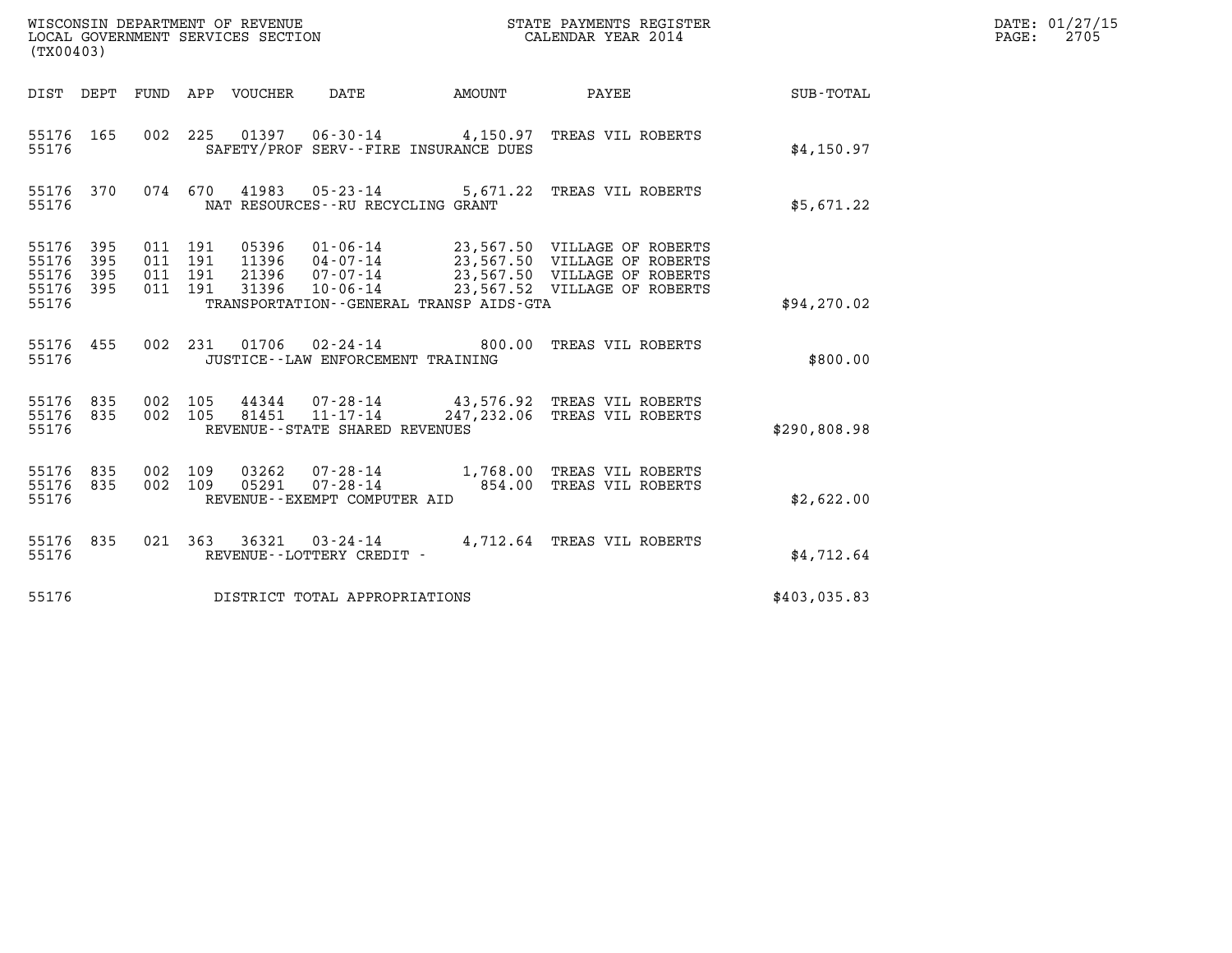WISCONSIN DEPARTMENT OF REVENUE
LOCAL GOVERNMENT SERVICES SECTION
(TX00403)

STATE PAYMENTS REGISTER
CALENDAR YEAR 2014

DATE: 01/27/15
PAGE: 2705

| DIST | DEPT | FUND | APP | VOUCHER | DATE | AMOUNT | PAYEE | SUB-TOTAL |
|---|---|---|---|---|---|---|---|---|
| 55176 | 165 | 002 | 225 | 01397 | 06-30-14 | 4,150.97 | TREAS VIL ROBERTS | |
| 55176 | | | | SAFETY/PROF SERV--FIRE INSURANCE DUES | | | | $4,150.97 |
| 55176 | 370 | 074 | 670 | 41983 | 05-23-14 | 5,671.22 | TREAS VIL ROBERTS | |
| 55176 | | | | NAT RESOURCES--RU RECYCLING GRANT | | | | $5,671.22 |
| 55176 | 395 | 011 | 191 | 05396 | 01-06-14 | 23,567.50 | VILLAGE OF ROBERTS | |
| 55176 | 395 | 011 | 191 | 11396 | 04-07-14 | 23,567.50 | VILLAGE OF ROBERTS | |
| 55176 | 395 | 011 | 191 | 21396 | 07-07-14 | 23,567.50 | VILLAGE OF ROBERTS | |
| 55176 | 395 | 011 | 191 | 31396 | 10-06-14 | 23,567.52 | VILLAGE OF ROBERTS | |
| 55176 | | | | TRANSPORTATION--GENERAL TRANSP AIDS-GTA | | | | $94,270.02 |
| 55176 | 455 | 002 | 231 | 01706 | 02-24-14 | 800.00 | TREAS VIL ROBERTS | |
| 55176 | | | | JUSTICE--LAW ENFORCEMENT TRAINING | | | | $800.00 |
| 55176 | 835 | 002 | 105 | 44344 | 07-28-14 | 43,576.92 | TREAS VIL ROBERTS | |
| 55176 | 835 | 002 | 105 | 81451 | 11-17-14 | 247,232.06 | TREAS VIL ROBERTS | |
| 55176 | | | | REVENUE--STATE SHARED REVENUES | | | | $290,808.98 |
| 55176 | 835 | 002 | 109 | 03262 | 07-28-14 | 1,768.00 | TREAS VIL ROBERTS | |
| 55176 | 835 | 002 | 109 | 05291 | 07-28-14 | 854.00 | TREAS VIL ROBERTS | |
| 55176 | | | | REVENUE--EXEMPT COMPUTER AID | | | | $2,622.00 |
| 55176 | 835 | 021 | 363 | 36321 | 03-24-14 | 4,712.64 | TREAS VIL ROBERTS | |
| 55176 | | | | REVENUE--LOTTERY CREDIT - | | | | $4,712.64 |
| 55176 | | | | DISTRICT TOTAL APPROPRIATIONS | | | | $403,035.83 |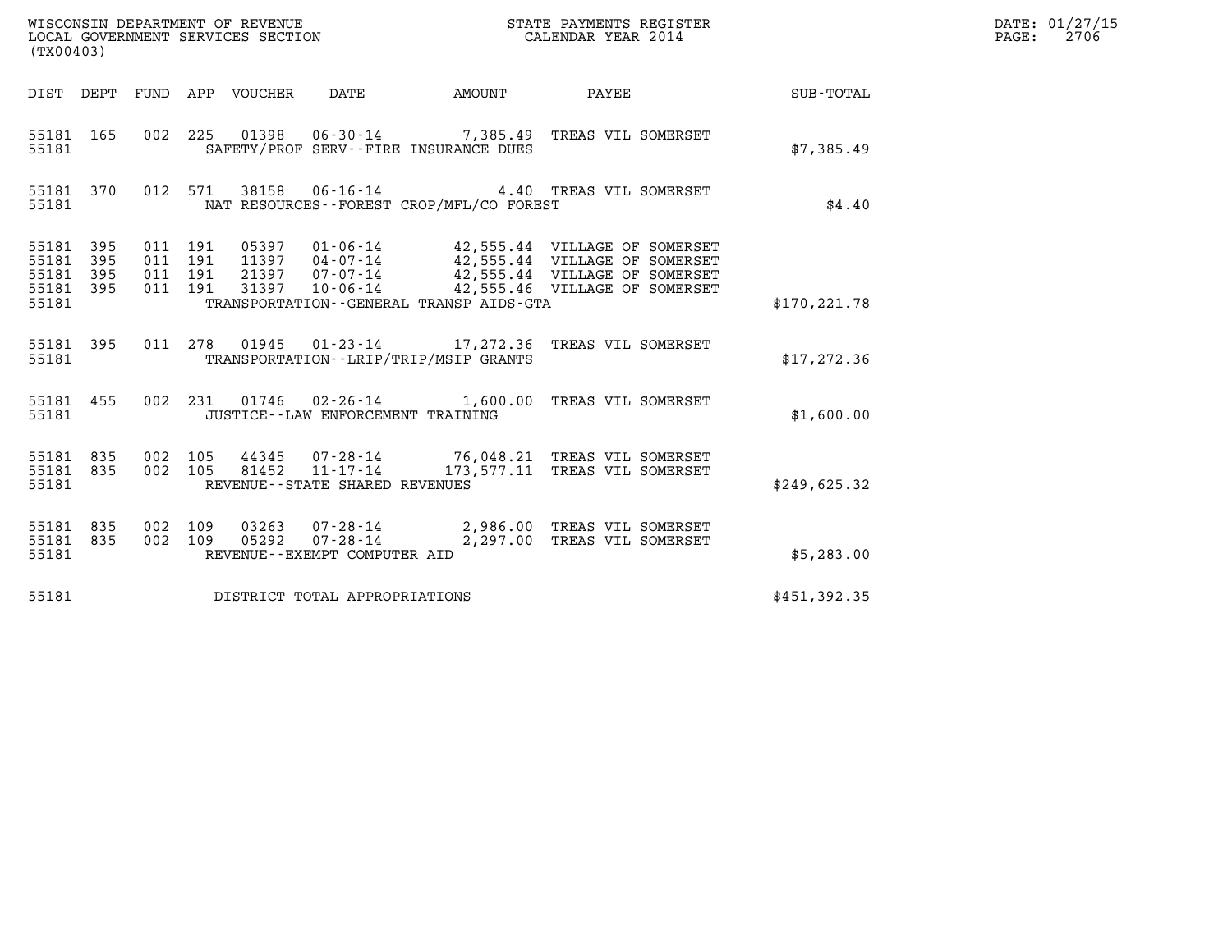WISCONSIN DEPARTMENT OF REVENUE
LOCAL GOVERNMENT SERVICES SECTION
(TX00403)

STATE PAYMENTS REGISTER
CALENDAR YEAR 2014

DATE: 01/27/15

| DIST | DEPT | FUND | APP | VOUCHER | DATE | AMOUNT | PAYEE | SUB-TOTAL |
|---|---|---|---|---|---|---|---|---|
| 55181 | 165 | 002 | 225 | 01398 | 06-30-14 | 7,385.49 | TREAS VIL SOMERSET | |
| 55181 | | | | | SAFETY/PROF SERV--FIRE INSURANCE DUES | | | $7,385.49 |
| 55181 | 370 | 012 | 571 | 38158 | 06-16-14 | 4.40 | TREAS VIL SOMERSET | |
| 55181 | | | | | NAT RESOURCES--FOREST CROP/MFL/CO FOREST | | | $4.40 |
| 55181 | 395 | 011 | 191 | 05397 | 01-06-14 | 42,555.44 | VILLAGE OF SOMERSET | |
| 55181 | 395 | 011 | 191 | 11397 | 04-07-14 | 42,555.44 | VILLAGE OF SOMERSET | |
| 55181 | 395 | 011 | 191 | 21397 | 07-07-14 | 42,555.44 | VILLAGE OF SOMERSET | |
| 55181 | 395 | 011 | 191 | 31397 | 10-06-14 | 42,555.46 | VILLAGE OF SOMERSET | |
| 55181 | | | | | TRANSPORTATION--GENERAL TRANSP AIDS-GTA | | | $170,221.78 |
| 55181 | 395 | 011 | 278 | 01945 | 01-23-14 | 17,272.36 | TREAS VIL SOMERSET | |
| 55181 | | | | | TRANSPORTATION--LRIP/TRIP/MSIP GRANTS | | | $17,272.36 |
| 55181 | 455 | 002 | 231 | 01746 | 02-26-14 | 1,600.00 | TREAS VIL SOMERSET | |
| 55181 | | | | | JUSTICE--LAW ENFORCEMENT TRAINING | | | $1,600.00 |
| 55181 | 835 | 002 | 105 | 44345 | 07-28-14 | 76,048.21 | TREAS VIL SOMERSET | |
| 55181 | 835 | 002 | 105 | 81452 | 11-17-14 | 173,577.11 | TREAS VIL SOMERSET | |
| 55181 | | | | | REVENUE--STATE SHARED REVENUES | | | $249,625.32 |
| 55181 | 835 | 002 | 109 | 03263 | 07-28-14 | 2,986.00 | TREAS VIL SOMERSET | |
| 55181 | 835 | 002 | 109 | 05292 | 07-28-14 | 2,297.00 | TREAS VIL SOMERSET | |
| 55181 | | | | | REVENUE--EXEMPT COMPUTER AID | | | $5,283.00 |
| 55181 | | | | | DISTRICT TOTAL APPROPRIATIONS | | | $451,392.35 |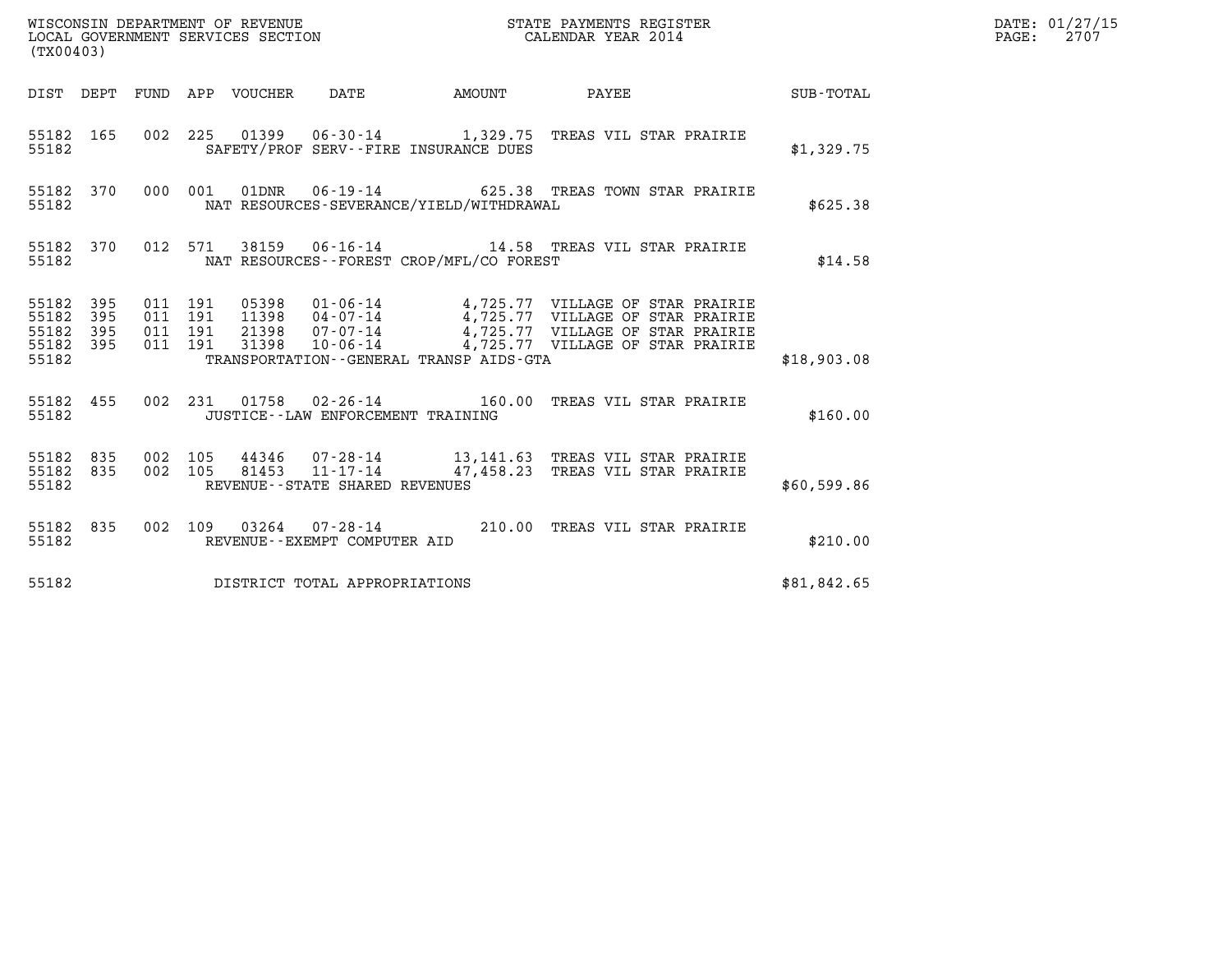WISCONSIN DEPARTMENT OF REVENUE
LOCAL GOVERNMENT SERVICES SECTION
(TX00403)

STATE PAYMENTS REGISTER
CALENDAR YEAR 2014

DATE: 01/27/15
PAGE: 2707

| DIST | DEPT | FUND | APP | VOUCHER | DATE | AMOUNT | PAYEE | SUB-TOTAL |
|---|---|---|---|---|---|---|---|---|
| 55182 | 165 | 002 | 225 | 01399 | 06-30-14 | 1,329.75 | TREAS VIL STAR PRAIRIE | |
| 55182 | | | | | SAFETY/PROF SERV--FIRE INSURANCE DUES | | | $1,329.75 |
| 55182 | 370 | 000 | 001 | 01DNR | 06-19-14 | 625.38 | TREAS TOWN STAR PRAIRIE | |
| 55182 | | | | | NAT RESOURCES-SEVERANCE/YIELD/WITHDRAWAL | | | $625.38 |
| 55182 | 370 | 012 | 571 | 38159 | 06-16-14 | 14.58 | TREAS VIL STAR PRAIRIE | |
| 55182 | | | | | NAT RESOURCES--FOREST CROP/MFL/CO FOREST | | | $14.58 |
| 55182 | 395 | 011 | 191 | 05398 | 01-06-14 | 4,725.77 | VILLAGE OF STAR PRAIRIE | |
| 55182 | 395 | 011 | 191 | 11398 | 04-07-14 | 4,725.77 | VILLAGE OF STAR PRAIRIE | |
| 55182 | 395 | 011 | 191 | 21398 | 07-07-14 | 4,725.77 | VILLAGE OF STAR PRAIRIE | |
| 55182 | 395 | 011 | 191 | 31398 | 10-06-14 | 4,725.77 | VILLAGE OF STAR PRAIRIE | |
| 55182 | | | | | TRANSPORTATION--GENERAL TRANSP AIDS-GTA | | | $18,903.08 |
| 55182 | 455 | 002 | 231 | 01758 | 02-26-14 | 160.00 | TREAS VIL STAR PRAIRIE | |
| 55182 | | | | | JUSTICE--LAW ENFORCEMENT TRAINING | | | $160.00 |
| 55182 | 835 | 002 | 105 | 44346 | 07-28-14 | 13,141.63 | TREAS VIL STAR PRAIRIE | |
| 55182 | 835 | 002 | 105 | 81453 | 11-17-14 | 47,458.23 | TREAS VIL STAR PRAIRIE | |
| 55182 | | | | | REVENUE--STATE SHARED REVENUES | | | $60,599.86 |
| 55182 | 835 | 002 | 109 | 03264 | 07-28-14 | 210.00 | TREAS VIL STAR PRAIRIE | |
| 55182 | | | | | REVENUE--EXEMPT COMPUTER AID | | | $210.00 |
| 55182 | | | | | DISTRICT TOTAL APPROPRIATIONS | | | $81,842.65 |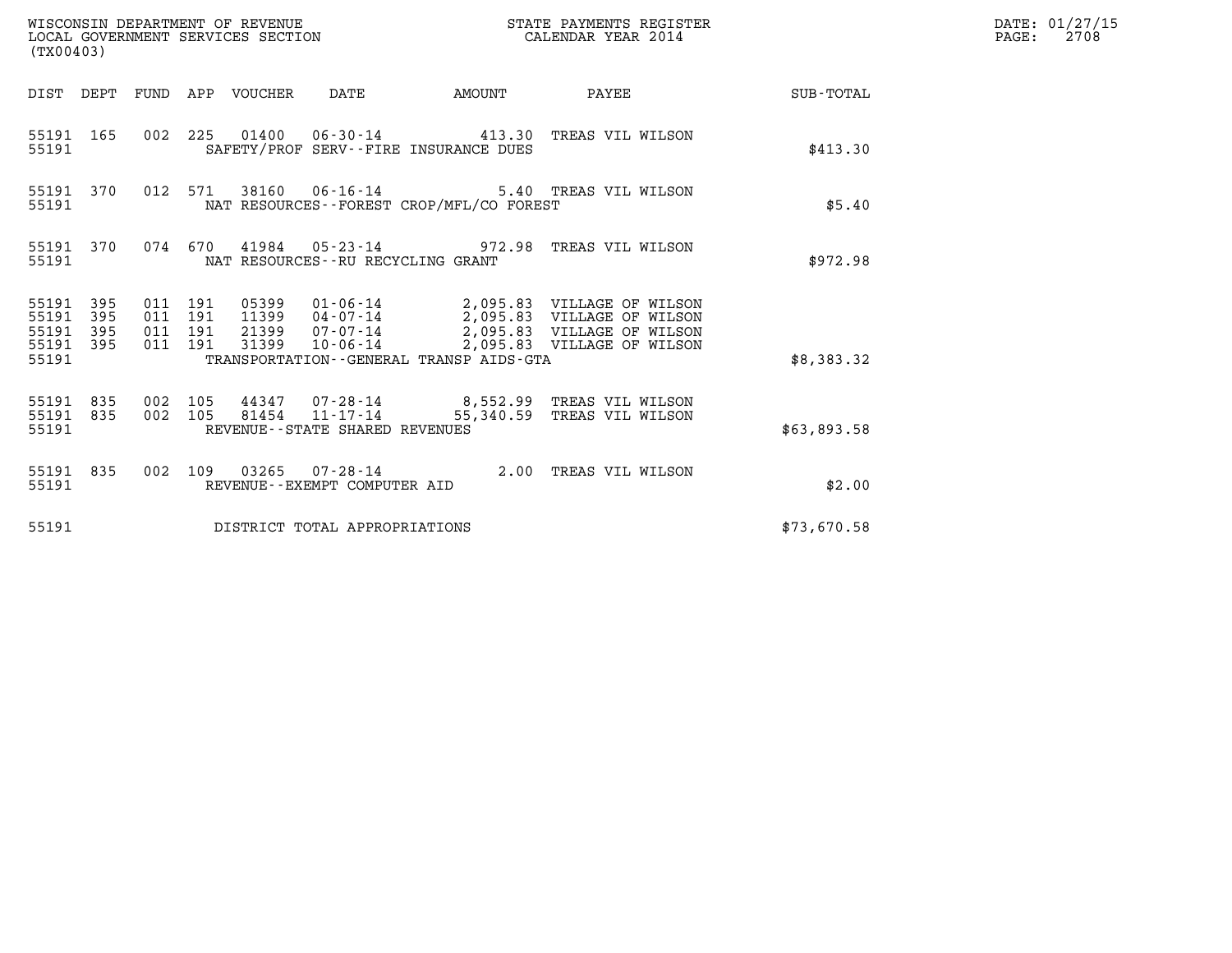WISCONSIN DEPARTMENT OF REVENUE
LOCAL GOVERNMENT SERVICES SECTION
(TX00403)

STATE PAYMENTS REGISTER
CALENDAR YEAR 2014

DATE: 01/27/15

| DIST | DEPT | FUND | APP | VOUCHER | DATE | AMOUNT | PAYEE | SUB-TOTAL |
|---|---|---|---|---|---|---|---|---|
| 55191 | 165 | 002 | 225 | 01400 | 06-30-14 | 413.30 | TREAS VIL WILSON | |
| 55191 | | | | SAFETY/PROF SERV--FIRE INSURANCE DUES | | | | $413.30 |
| 55191 | 370 | 012 | 571 | 38160 | 06-16-14 | 5.40 | TREAS VIL WILSON | |
| 55191 | | | | NAT RESOURCES--FOREST CROP/MFL/CO FOREST | | | | $5.40 |
| 55191 | 370 | 074 | 670 | 41984 | 05-23-14 | 972.98 | TREAS VIL WILSON | |
| 55191 | | | | NAT RESOURCES--RU RECYCLING GRANT | | | | $972.98 |
| 55191 | 395 | 011 | 191 | 05399 | 01-06-14 | 2,095.83 | VILLAGE OF WILSON | |
| 55191 | 395 | 011 | 191 | 11399 | 04-07-14 | 2,095.83 | VILLAGE OF WILSON | |
| 55191 | 395 | 011 | 191 | 21399 | 07-07-14 | 2,095.83 | VILLAGE OF WILSON | |
| 55191 | 395 | 011 | 191 | 31399 | 10-06-14 | 2,095.83 | VILLAGE OF WILSON | |
| 55191 | | | | TRANSPORTATION--GENERAL TRANSP AIDS-GTA | | | | $8,383.32 |
| 55191 | 835 | 002 | 105 | 44347 | 07-28-14 | 8,552.99 | TREAS VIL WILSON | |
| 55191 | 835 | 002 | 105 | 81454 | 11-17-14 | 55,340.59 | TREAS VIL WILSON | |
| 55191 | | | | REVENUE--STATE SHARED REVENUES | | | | $63,893.58 |
| 55191 | 835 | 002 | 109 | 03265 | 07-28-14 | 2.00 | TREAS VIL WILSON | |
| 55191 | | | | REVENUE--EXEMPT COMPUTER AID | | | | $2.00 |
| 55191 | | | | DISTRICT TOTAL APPROPRIATIONS | | | | $73,670.58 |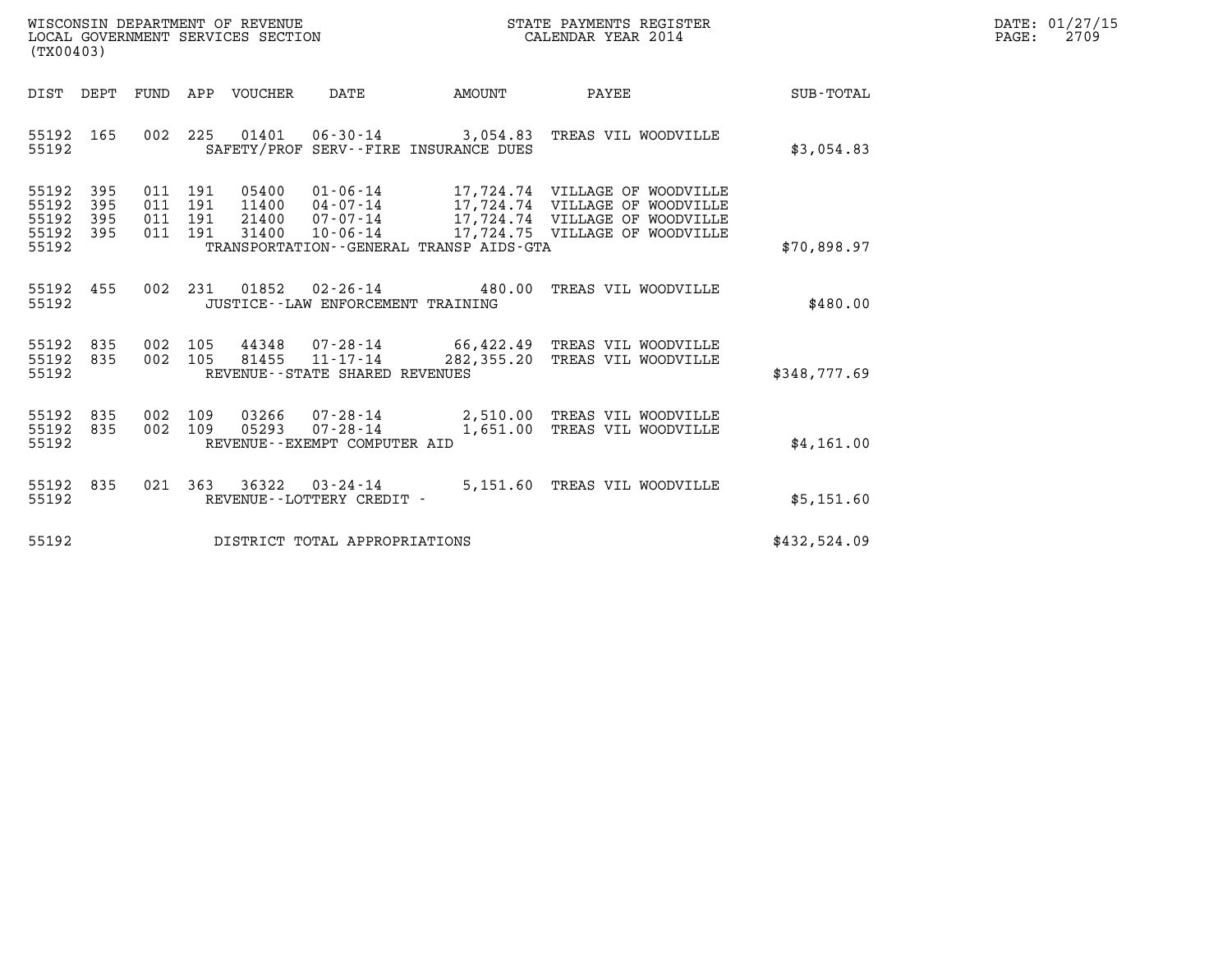WISCONSIN DEPARTMENT OF REVENUE
LOCAL GOVERNMENT SERVICES SECTION
(TX00403)

STATE PAYMENTS REGISTER
CALENDAR YEAR 2014

DATE: 01/27/15
PAGE: 2709

| DIST | DEPT | FUND | APP | VOUCHER | DATE | AMOUNT | PAYEE | SUB-TOTAL |
|---|---|---|---|---|---|---|---|---|
| 55192 | 165 | 002 | 225 | 01401 | 06-30-14 | 3,054.83 | TREAS VIL WOODVILLE | |
| 55192 | | | | SAFETY/PROF SERV--FIRE INSURANCE DUES | | | | $3,054.83 |
| 55192 | 395 | 011 | 191 | 05400 | 01-06-14 | 17,724.74 | VILLAGE OF WOODVILLE | |
| 55192 | 395 | 011 | 191 | 11400 | 04-07-14 | 17,724.74 | VILLAGE OF WOODVILLE | |
| 55192 | 395 | 011 | 191 | 21400 | 07-07-14 | 17,724.74 | VILLAGE OF WOODVILLE | |
| 55192 | 395 | 011 | 191 | 31400 | 10-06-14 | 17,724.75 | VILLAGE OF WOODVILLE | |
| 55192 | | | | TRANSPORTATION--GENERAL TRANSP AIDS-GTA | | | | $70,898.97 |
| 55192 | 455 | 002 | 231 | 01852 | 02-26-14 | 480.00 | TREAS VIL WOODVILLE | |
| 55192 | | | | JUSTICE--LAW ENFORCEMENT TRAINING | | | | $480.00 |
| 55192 | 835 | 002 | 105 | 44348 | 07-28-14 | 66,422.49 | TREAS VIL WOODVILLE | |
| 55192 | 835 | 002 | 105 | 81455 | 11-17-14 | 282,355.20 | TREAS VIL WOODVILLE | |
| 55192 | | | | REVENUE--STATE SHARED REVENUES | | | | $348,777.69 |
| 55192 | 835 | 002 | 109 | 03266 | 07-28-14 | 2,510.00 | TREAS VIL WOODVILLE | |
| 55192 | 835 | 002 | 109 | 05293 | 07-28-14 | 1,651.00 | TREAS VIL WOODVILLE | |
| 55192 | | | | REVENUE--EXEMPT COMPUTER AID | | | | $4,161.00 |
| 55192 | 835 | 021 | 363 | 36322 | 03-24-14 | 5,151.60 | TREAS VIL WOODVILLE | |
| 55192 | | | | REVENUE--LOTTERY CREDIT - | | | | $5,151.60 |
| 55192 | | | | DISTRICT TOTAL APPROPRIATIONS | | | | $432,524.09 |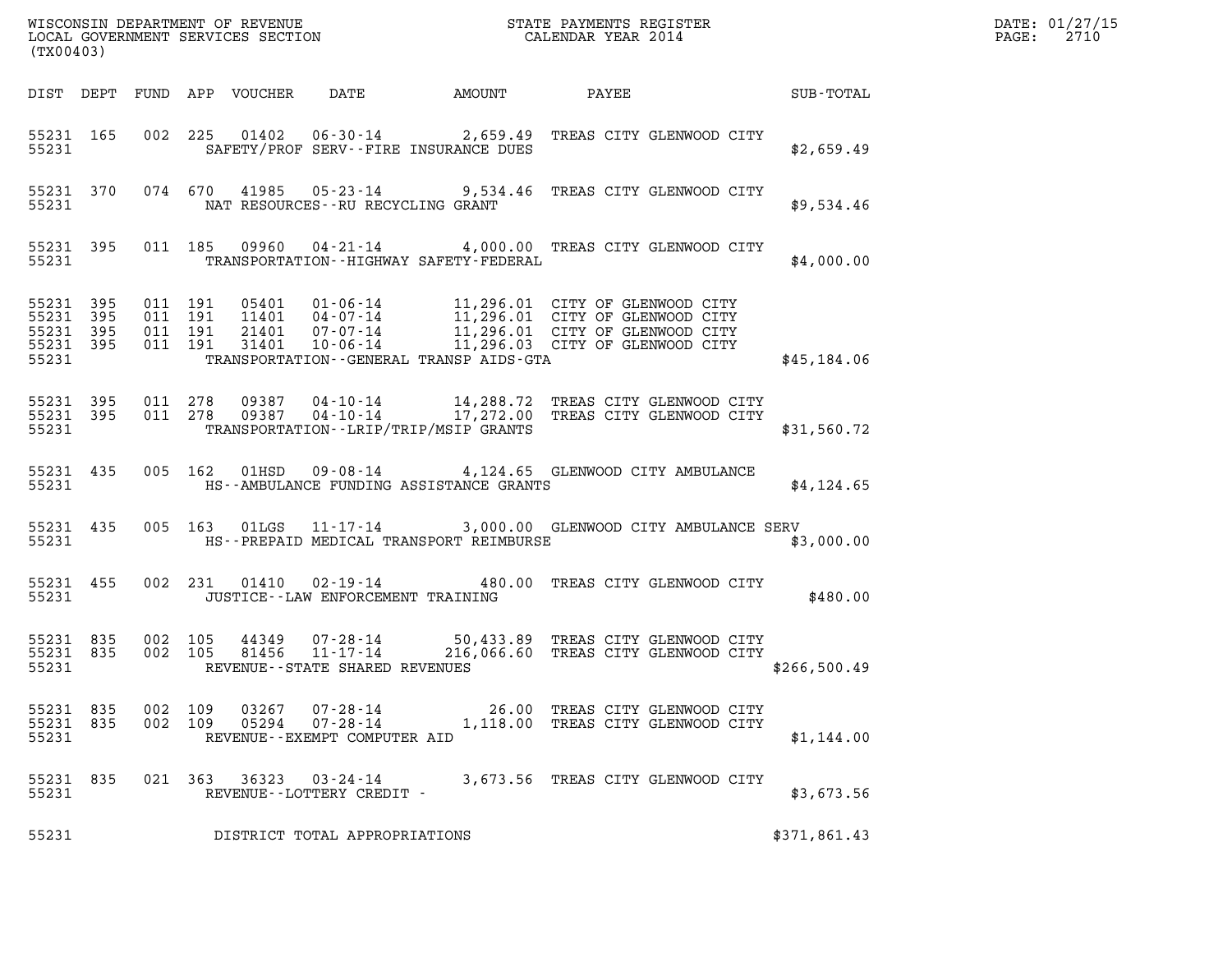WISCONSIN DEPARTMENT OF REVENUE
LOCAL GOVERNMENT SERVICES SECTION
(TX00403)

STATE PAYMENTS REGISTER
CALENDAR YEAR 2014

DATE: 01/27/15
PAGE: 2710

| DIST | DEPT | FUND | APP | VOUCHER | DATE | AMOUNT | PAYEE | SUB-TOTAL |
|---|---|---|---|---|---|---|---|---|
| 55231 | 165 | 002 | 225 | 01402 | 06-30-14 | 2,659.49 | TREAS CITY GLENWOOD CITY | |
| 55231 | | | | SAFETY/PROF SERV--FIRE INSURANCE DUES | | | | $2,659.49 |
| 55231 | 370 | 074 | 670 | 41985 | 05-23-14 | 9,534.46 | TREAS CITY GLENWOOD CITY | |
| 55231 | | | | NAT RESOURCES--RU RECYCLING GRANT | | | | $9,534.46 |
| 55231 | 395 | 011 | 185 | 09960 | 04-21-14 | 4,000.00 | TREAS CITY GLENWOOD CITY | |
| 55231 | | | | TRANSPORTATION--HIGHWAY SAFETY-FEDERAL | | | | $4,000.00 |
| 55231 | 395 | 011 | 191 | 05401 | 01-06-14 | 11,296.01 | CITY OF GLENWOOD CITY | |
| 55231 | 395 | 011 | 191 | 11401 | 04-07-14 | 11,296.01 | CITY OF GLENWOOD CITY | |
| 55231 | 395 | 011 | 191 | 21401 | 07-07-14 | 11,296.01 | CITY OF GLENWOOD CITY | |
| 55231 | 395 | 011 | 191 | 31401 | 10-06-14 | 11,296.03 | CITY OF GLENWOOD CITY | |
| 55231 | | | | TRANSPORTATION--GENERAL TRANSP AIDS-GTA | | | | $45,184.06 |
| 55231 | 395 | 011 | 278 | 09387 | 04-10-14 | 14,288.72 | TREAS CITY GLENWOOD CITY | |
| 55231 | 395 | 011 | 278 | 09387 | 04-10-14 | 17,272.00 | TREAS CITY GLENWOOD CITY | |
| 55231 | | | | TRANSPORTATION--LRIP/TRIP/MSIP GRANTS | | | | $31,560.72 |
| 55231 | 435 | 005 | 162 | 01HSD | 09-08-14 | 4,124.65 | GLENWOOD CITY AMBULANCE | |
| 55231 | | | | HS--AMBULANCE FUNDING ASSISTANCE GRANTS | | | | $4,124.65 |
| 55231 | 435 | 005 | 163 | 01LGS | 11-17-14 | 3,000.00 | GLENWOOD CITY AMBULANCE SERV | |
| 55231 | | | | HS--PREPAID MEDICAL TRANSPORT REIMBURSE | | | | $3,000.00 |
| 55231 | 455 | 002 | 231 | 01410 | 02-19-14 | 480.00 | TREAS CITY GLENWOOD CITY | |
| 55231 | | | | JUSTICE--LAW ENFORCEMENT TRAINING | | | | $480.00 |
| 55231 | 835 | 002 | 105 | 44349 | 07-28-14 | 50,433.89 | TREAS CITY GLENWOOD CITY | |
| 55231 | 835 | 002 | 105 | 81456 | 11-17-14 | 216,066.60 | TREAS CITY GLENWOOD CITY | |
| 55231 | | | | REVENUE--STATE SHARED REVENUES | | | | $266,500.49 |
| 55231 | 835 | 002 | 109 | 03267 | 07-28-14 | 26.00 | TREAS CITY GLENWOOD CITY | |
| 55231 | 835 | 002 | 109 | 05294 | 07-28-14 | 1,118.00 | TREAS CITY GLENWOOD CITY | |
| 55231 | | | | REVENUE--EXEMPT COMPUTER AID | | | | $1,144.00 |
| 55231 | 835 | 021 | 363 | 36323 | 03-24-14 | 3,673.56 | TREAS CITY GLENWOOD CITY | |
| 55231 | | | | REVENUE--LOTTERY CREDIT - | | | | $3,673.56 |
| 55231 | | | | DISTRICT TOTAL APPROPRIATIONS | | | | $371,861.43 |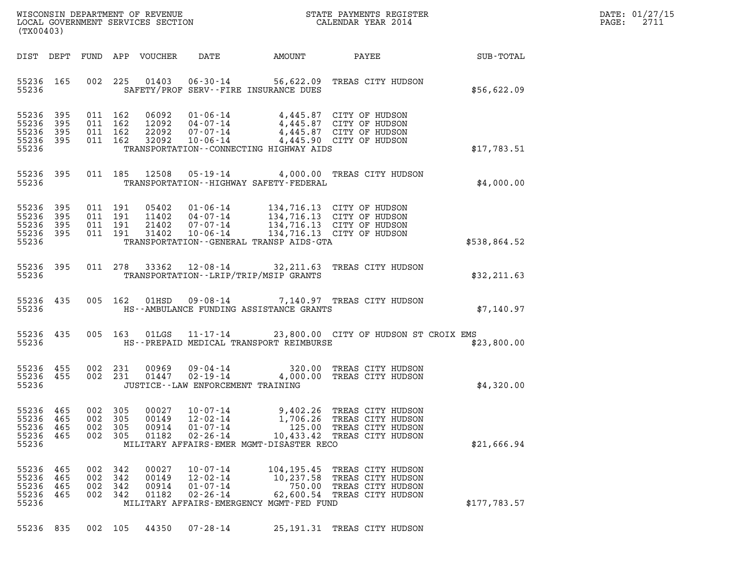WISCONSIN DEPARTMENT OF REVENUE
LOCAL GOVERNMENT SERVICES SECTION
(TX00403)

STATE PAYMENTS REGISTER
CALENDAR YEAR 2014

DATE: 01/27/15
PAGE: 2711

| DIST | DEPT | FUND | APP | VOUCHER | DATE | AMOUNT | PAYEE | SUB-TOTAL |
|---|---|---|---|---|---|---|---|---|
| 55236 | 165 | 002 | 225 | 01403 | 06-30-14 | 56,622.09 | TREAS CITY HUDSON | |
| 55236 | | | | | SAFETY/PROF SERV--FIRE INSURANCE DUES | | | $56,622.09 |
| 55236 | 395 | 011 | 162 | 06092 | 01-06-14 | 4,445.87 | CITY OF HUDSON | |
| 55236 | 395 | 011 | 162 | 12092 | 04-07-14 | 4,445.87 | CITY OF HUDSON | |
| 55236 | 395 | 011 | 162 | 22092 | 07-07-14 | 4,445.87 | CITY OF HUDSON | |
| 55236 | 395 | 011 | 162 | 32092 | 10-06-14 | 4,445.90 | CITY OF HUDSON | |
| 55236 | | | | | TRANSPORTATION--CONNECTING HIGHWAY AIDS | | | $17,783.51 |
| 55236 | 395 | 011 | 185 | 12508 | 05-19-14 | 4,000.00 | TREAS CITY HUDSON | |
| 55236 | | | | | TRANSPORTATION--HIGHWAY SAFETY-FEDERAL | | | $4,000.00 |
| 55236 | 395 | 011 | 191 | 05402 | 01-06-14 | 134,716.13 | CITY OF HUDSON | |
| 55236 | 395 | 011 | 191 | 11402 | 04-07-14 | 134,716.13 | CITY OF HUDSON | |
| 55236 | 395 | 011 | 191 | 21402 | 07-07-14 | 134,716.13 | CITY OF HUDSON | |
| 55236 | 395 | 011 | 191 | 31402 | 10-06-14 | 134,716.13 | CITY OF HUDSON | |
| 55236 | | | | | TRANSPORTATION--GENERAL TRANSP AIDS-GTA | | | $538,864.52 |
| 55236 | 395 | 011 | 278 | 33362 | 12-08-14 | 32,211.63 | TREAS CITY HUDSON | |
| 55236 | | | | | TRANSPORTATION--LRIP/TRIP/MSIP GRANTS | | | $32,211.63 |
| 55236 | 435 | 005 | 162 | 01HSD | 09-08-14 | 7,140.97 | TREAS CITY HUDSON | |
| 55236 | | | | | HS--AMBULANCE FUNDING ASSISTANCE GRANTS | | | $7,140.97 |
| 55236 | 435 | 005 | 163 | 01LGS | 11-17-14 | 23,800.00 | CITY OF HUDSON ST CROIX EMS | |
| 55236 | | | | | HS--PREPAID MEDICAL TRANSPORT REIMBURSE | | | $23,800.00 |
| 55236 | 455 | 002 | 231 | 00969 | 09-04-14 | 320.00 | TREAS CITY HUDSON | |
| 55236 | 455 | 002 | 231 | 01447 | 02-19-14 | 4,000.00 | TREAS CITY HUDSON | |
| 55236 | | | | | JUSTICE--LAW ENFORCEMENT TRAINING | | | $4,320.00 |
| 55236 | 465 | 002 | 305 | 00027 | 10-07-14 | 9,402.26 | TREAS CITY HUDSON | |
| 55236 | 465 | 002 | 305 | 00149 | 12-02-14 | 1,706.26 | TREAS CITY HUDSON | |
| 55236 | 465 | 002 | 305 | 00914 | 01-07-14 | 125.00 | TREAS CITY HUDSON | |
| 55236 | 465 | 002 | 305 | 01182 | 02-26-14 | 10,433.42 | TREAS CITY HUDSON | |
| 55236 | | | | | MILITARY AFFAIRS-EMER MGMT-DISASTER RECO | | | $21,666.94 |
| 55236 | 465 | 002 | 342 | 00027 | 10-07-14 | 104,195.45 | TREAS CITY HUDSON | |
| 55236 | 465 | 002 | 342 | 00149 | 12-02-14 | 10,237.58 | TREAS CITY HUDSON | |
| 55236 | 465 | 002 | 342 | 00914 | 01-07-14 | 750.00 | TREAS CITY HUDSON | |
| 55236 | 465 | 002 | 342 | 01182 | 02-26-14 | 62,600.54 | TREAS CITY HUDSON | |
| 55236 | | | | | MILITARY AFFAIRS-EMERGENCY MGMT-FED FUND | | | $177,783.57 |
| 55236 | 835 | 002 | 105 | 44350 | 07-28-14 | 25,191.31 | TREAS CITY HUDSON | |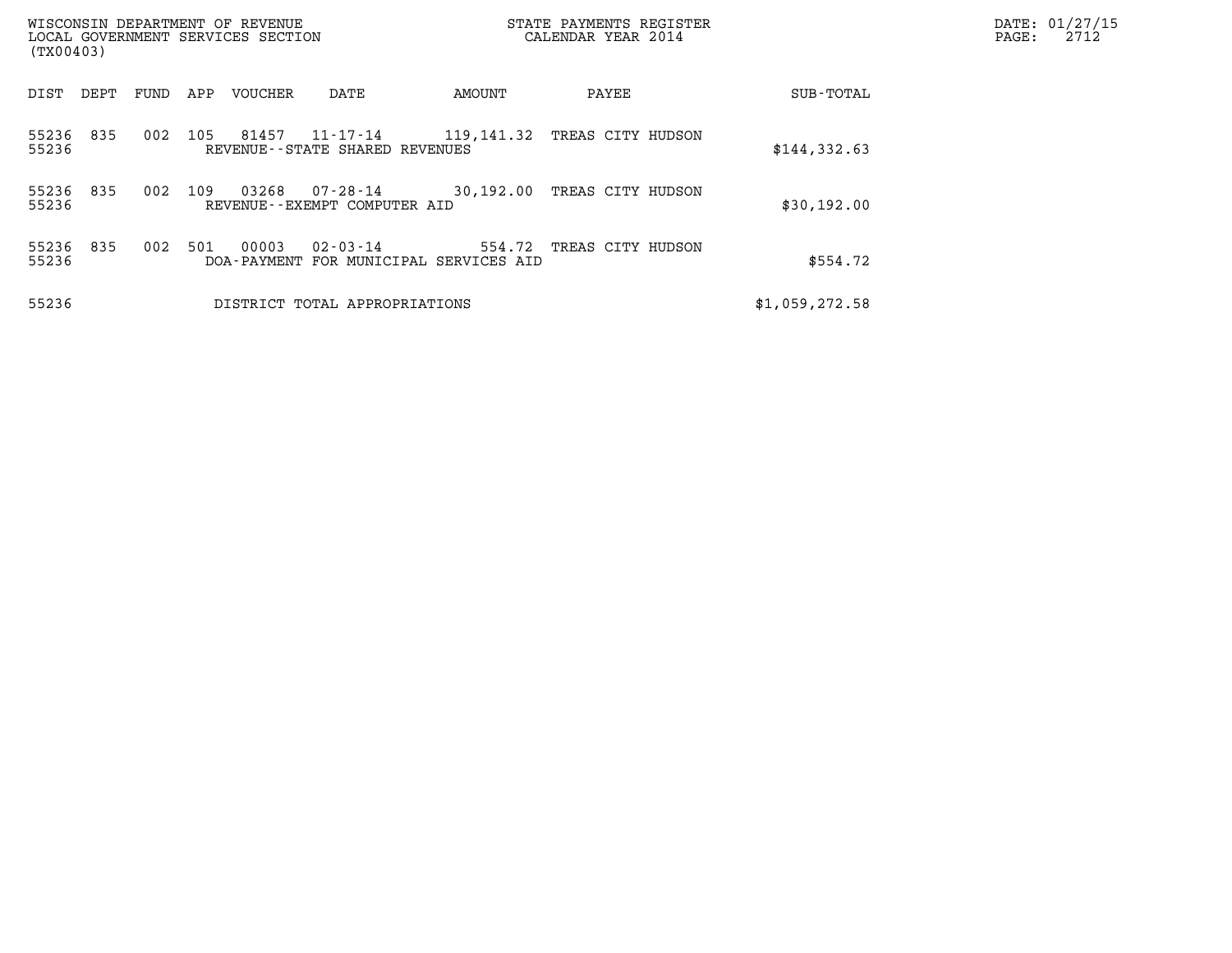| DIST | DEPT | FUND | APP | VOUCHER | DATE | AMOUNT | PAYEE | SUB-TOTAL |
|---|---|---|---|---|---|---|---|---|
| 55236 | 835 | 002 | 105 | 81457 | 11-17-14 | 119,141.32 | TREAS CITY HUDSON | |
| 55236 | | | | REVENUE--STATE SHARED REVENUES | | | | $144,332.63 |
| 55236 | 835 | 002 | 109 | 03268 | 07-28-14 | 30,192.00 | TREAS CITY HUDSON | |
| 55236 | | | | REVENUE--EXEMPT COMPUTER AID | | | | $30,192.00 |
| 55236 | 835 | 002 | 501 | 00003 | 02-03-14 | 554.72 | TREAS CITY HUDSON | |
| 55236 | | | | DOA-PAYMENT FOR MUNICIPAL SERVICES AID | | | | $554.72 |
| 55236 | | | | DISTRICT TOTAL APPROPRIATIONS | | | | $1,059,272.58 |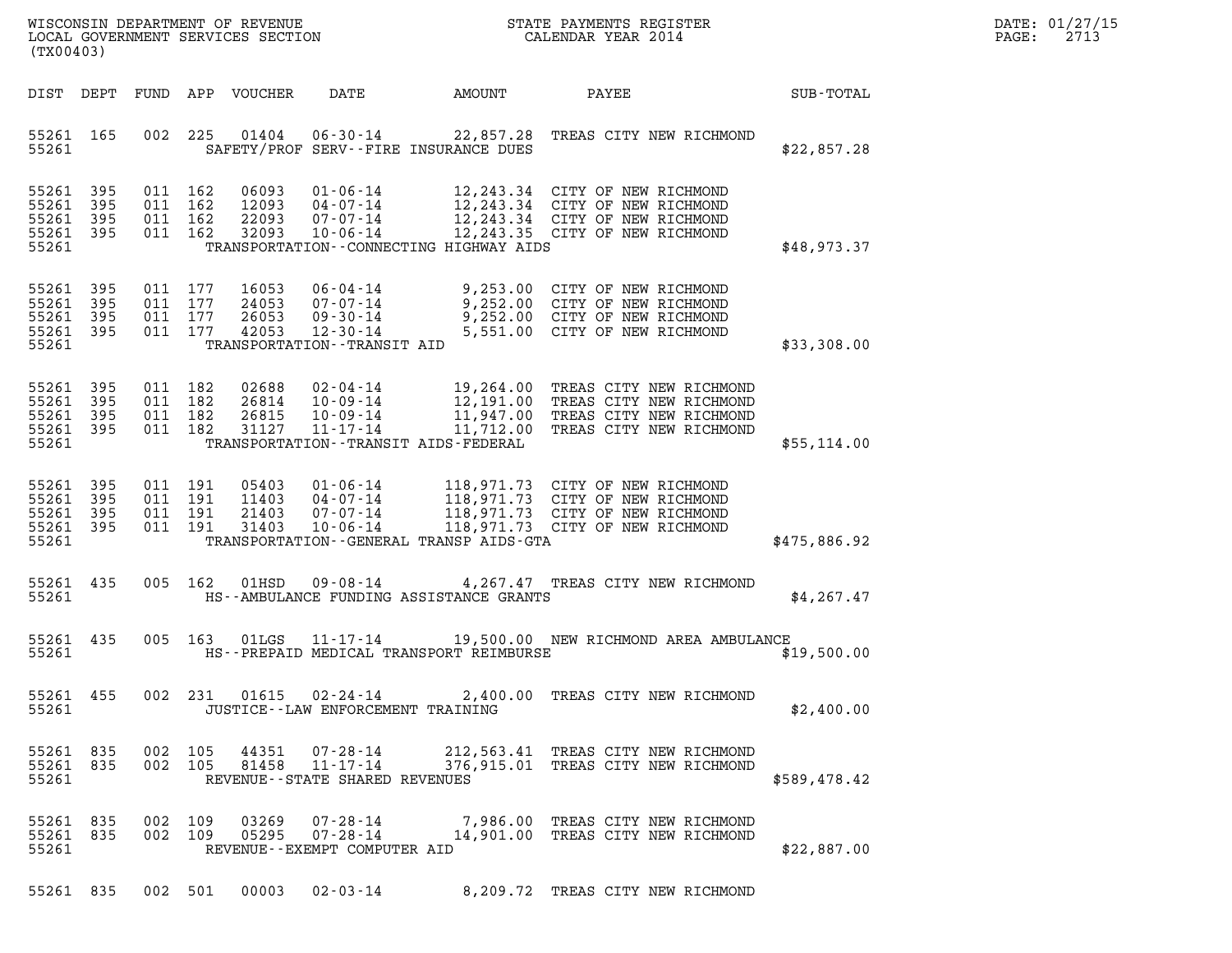WISCONSIN DEPARTMENT OF REVENUE
LOCAL GOVERNMENT SERVICES SECTION
(TX00403)

STATE PAYMENTS REGISTER
CALENDAR YEAR 2014

DATE: 01/27/15
PAGE: 2713

| DIST | DEPT | FUND | APP | VOUCHER | DATE | AMOUNT | PAYEE | SUB-TOTAL |
|---|---|---|---|---|---|---|---|---|
| 55261 | 165 | 002 | 225 | 01404 | 06-30-14 | 22,857.28 | TREAS CITY NEW RICHMOND | |
| 55261 | | | | | SAFETY/PROF SERV--FIRE INSURANCE DUES | | | $22,857.28 |
| 55261 | 395 | 011 | 162 | 06093 | 01-06-14 | 12,243.34 | CITY OF NEW RICHMOND | |
| 55261 | 395 | 011 | 162 | 12093 | 04-07-14 | 12,243.34 | CITY OF NEW RICHMOND | |
| 55261 | 395 | 011 | 162 | 22093 | 07-07-14 | 12,243.34 | CITY OF NEW RICHMOND | |
| 55261 | 395 | 011 | 162 | 32093 | 10-06-14 | 12,243.35 | CITY OF NEW RICHMOND | |
| 55261 | | | | | TRANSPORTATION--CONNECTING HIGHWAY AIDS | | | $48,973.37 |
| 55261 | 395 | 011 | 177 | 16053 | 06-04-14 | 9,253.00 | CITY OF NEW RICHMOND | |
| 55261 | 395 | 011 | 177 | 24053 | 07-07-14 | 9,252.00 | CITY OF NEW RICHMOND | |
| 55261 | 395 | 011 | 177 | 26053 | 09-30-14 | 9,252.00 | CITY OF NEW RICHMOND | |
| 55261 | 395 | 011 | 177 | 42053 | 12-30-14 | 5,551.00 | CITY OF NEW RICHMOND | |
| 55261 | | | | | TRANSPORTATION--TRANSIT AID | | | $33,308.00 |
| 55261 | 395 | 011 | 182 | 02688 | 02-04-14 | 19,264.00 | TREAS CITY NEW RICHMOND | |
| 55261 | 395 | 011 | 182 | 26814 | 10-09-14 | 12,191.00 | TREAS CITY NEW RICHMOND | |
| 55261 | 395 | 011 | 182 | 26815 | 10-09-14 | 11,947.00 | TREAS CITY NEW RICHMOND | |
| 55261 | 395 | 011 | 182 | 31127 | 11-17-14 | 11,712.00 | TREAS CITY NEW RICHMOND | |
| 55261 | | | | | TRANSPORTATION--TRANSIT AIDS-FEDERAL | | | $55,114.00 |
| 55261 | 395 | 011 | 191 | 05403 | 01-06-14 | 118,971.73 | CITY OF NEW RICHMOND | |
| 55261 | 395 | 011 | 191 | 11403 | 04-07-14 | 118,971.73 | CITY OF NEW RICHMOND | |
| 55261 | 395 | 011 | 191 | 21403 | 07-07-14 | 118,971.73 | CITY OF NEW RICHMOND | |
| 55261 | 395 | 011 | 191 | 31403 | 10-06-14 | 118,971.73 | CITY OF NEW RICHMOND | |
| 55261 | | | | | TRANSPORTATION--GENERAL TRANSP AIDS-GTA | | | $475,886.92 |
| 55261 | 435 | 005 | 162 | 01HSD | 09-08-14 | 4,267.47 | TREAS CITY NEW RICHMOND | |
| 55261 | | | | | HS--AMBULANCE FUNDING ASSISTANCE GRANTS | | | $4,267.47 |
| 55261 | 435 | 005 | 163 | 01LGS | 11-17-14 | 19,500.00 | NEW RICHMOND AREA AMBULANCE | |
| 55261 | | | | | HS--PREPAID MEDICAL TRANSPORT REIMBURSE | | | $19,500.00 |
| 55261 | 455 | 002 | 231 | 01615 | 02-24-14 | 2,400.00 | TREAS CITY NEW RICHMOND | |
| 55261 | | | | | JUSTICE--LAW ENFORCEMENT TRAINING | | | $2,400.00 |
| 55261 | 835 | 002 | 105 | 44351 | 07-28-14 | 212,563.41 | TREAS CITY NEW RICHMOND | |
| 55261 | 835 | 002 | 105 | 81458 | 11-17-14 | 376,915.01 | TREAS CITY NEW RICHMOND | |
| 55261 | | | | | REVENUE--STATE SHARED REVENUES | | | $589,478.42 |
| 55261 | 835 | 002 | 109 | 03269 | 07-28-14 | 7,986.00 | TREAS CITY NEW RICHMOND | |
| 55261 | 835 | 002 | 109 | 05295 | 07-28-14 | 14,901.00 | TREAS CITY NEW RICHMOND | |
| 55261 | | | | | REVENUE--EXEMPT COMPUTER AID | | | $22,887.00 |
| 55261 | 835 | 002 | 501 | 00003 | 02-03-14 | 8,209.72 | TREAS CITY NEW RICHMOND | |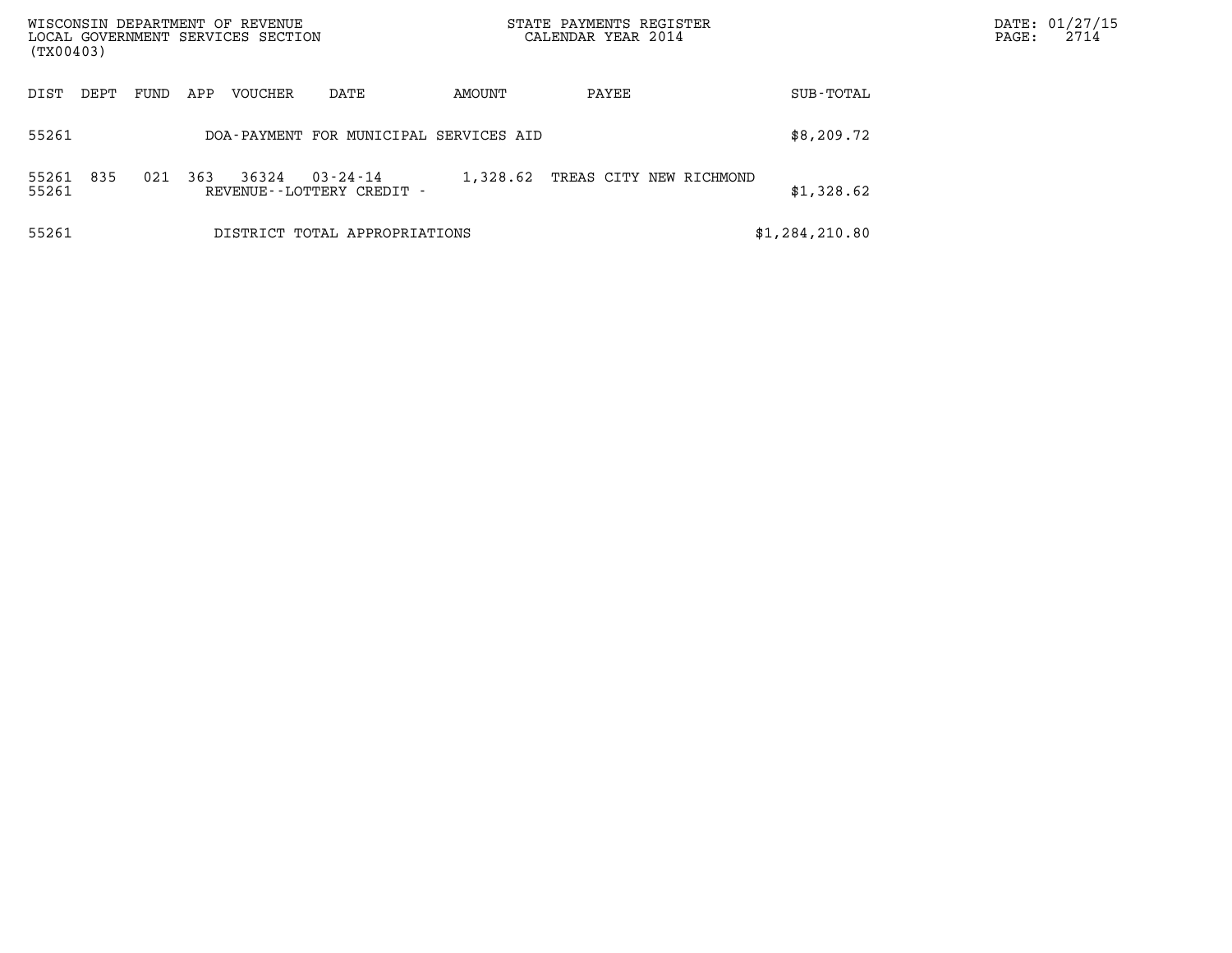WISCONSIN DEPARTMENT OF REVENUE
LOCAL GOVERNMENT SERVICES SECTION
(TX00403)

STATE PAYMENTS REGISTER
CALENDAR YEAR 2014

DATE: 01/27/15
PAGE: 2714

| DIST | DEPT | FUND | APP | VOUCHER | DATE | AMOUNT | PAYEE | SUB-TOTAL |
|---|---|---|---|---|---|---|---|---|
| 55261 | | | | DOA-PAYMENT FOR MUNICIPAL SERVICES AID | | | | $8,209.72 |
| 55261 | 835 | 021 | 363 | 36324 | 03-24-14 | 1,328.62 | TREAS CITY NEW RICHMOND | |
| 55261 | | | | REVENUE--LOTTERY CREDIT - | | | | $1,328.62 |
| 55261 | | | | DISTRICT TOTAL APPROPRIATIONS | | | | $1,284,210.80 |